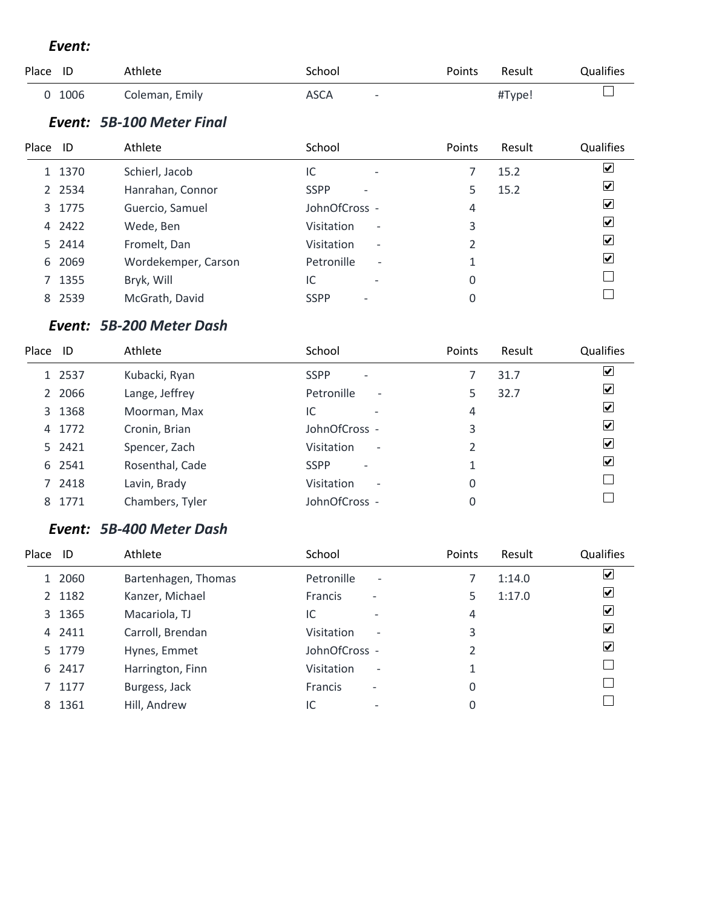### *Event:*

| Place | ID | Athlete | School | Points | Result | Qualifies |
|---|---|---|---|---|---|---|
| 0 | 1006 | Coleman, Emily | ASCA - | | #Type! | ☐ |

### *Event: 5B-100 Meter Final*

| Place | ID | Athlete | School | Points | Result | Qualifies |
|---|---|---|---|---|---|---|
| 1 | 1370 | Schierl, Jacob | IC - | 7 | 15.2 | ☑ |
| 2 | 2534 | Hanrahan, Connor | SSPP - | 5 | 15.2 | ☑ |
| 3 | 1775 | Guercio, Samuel | JohnOfCross - | 4 | | ☑ |
| 4 | 2422 | Wede, Ben | Visitation - | 3 | | ☑ |
| 5 | 2414 | Fromelt, Dan | Visitation - | 2 | | ☑ |
| 6 | 2069 | Wordekemper, Carson | Petronille - | 1 | | ☑ |
| 7 | 1355 | Bryk, Will | IC - | 0 | | ☐ |
| 8 | 2539 | McGrath, David | SSPP - | 0 | | ☐ |

### *Event: 5B-200 Meter Dash*

| Place | ID | Athlete | School | Points | Result | Qualifies |
|---|---|---|---|---|---|---|
| 1 | 2537 | Kubacki, Ryan | SSPP - | 7 | 31.7 | ☑ |
| 2 | 2066 | Lange, Jeffrey | Petronille - | 5 | 32.7 | ☑ |
| 3 | 1368 | Moorman, Max | IC - | 4 | | ☑ |
| 4 | 1772 | Cronin, Brian | JohnOfCross - | 3 | | ☑ |
| 5 | 2421 | Spencer, Zach | Visitation - | 2 | | ☑ |
| 6 | 2541 | Rosenthal, Cade | SSPP - | 1 | | ☑ |
| 7 | 2418 | Lavin, Brady | Visitation - | 0 | | ☐ |
| 8 | 1771 | Chambers, Tyler | JohnOfCross - | 0 | | ☐ |

### *Event: 5B-400 Meter Dash*

| Place | ID | Athlete | School | Points | Result | Qualifies |
|---|---|---|---|---|---|---|
| 1 | 2060 | Bartenhagen, Thomas | Petronille - | 7 | 1:14.0 | ☑ |
| 2 | 1182 | Kanzer, Michael | Francis - | 5 | 1:17.0 | ☑ |
| 3 | 1365 | Macariola, TJ | IC - | 4 | | ☑ |
| 4 | 2411 | Carroll, Brendan | Visitation - | 3 | | ☑ |
| 5 | 1779 | Hynes, Emmet | JohnOfCross - | 2 | | ☑ |
| 6 | 2417 | Harrington, Finn | Visitation - | 1 | | ☐ |
| 7 | 1177 | Burgess, Jack | Francis - | 0 | | ☐ |
| 8 | 1361 | Hill, Andrew | IC - | 0 | | ☐ |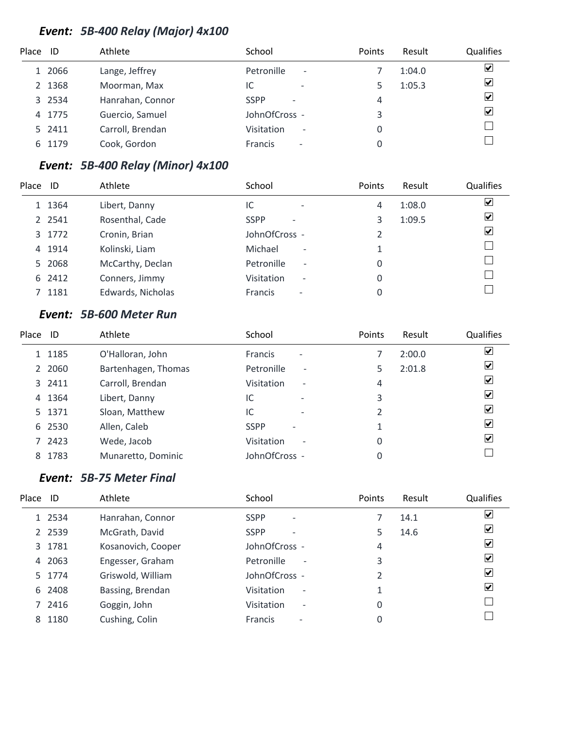### *Event: 5B-400 Relay (Major) 4x100*

| Place | ID | Athlete | School | Points | Result | Qualifies |
|---|---|---|---|---|---|---|
| 1 | 2066 | Lange, Jeffrey | Petronille - | 7 | 1:04.0 | ☑ |
| 2 | 1368 | Moorman, Max | IC - | 5 | 1:05.3 | ☑ |
| 3 | 2534 | Hanrahan, Connor | SSPP - | 4 | | ☑ |
| 4 | 1775 | Guercio, Samuel | JohnOfCross - | 3 | | ☑ |
| 5 | 2411 | Carroll, Brendan | Visitation - | 0 | | ☐ |
| 6 | 1179 | Cook, Gordon | Francis - | 0 | | ☐ |

### *Event: 5B-400 Relay (Minor) 4x100*

| Place | ID | Athlete | School | Points | Result | Qualifies |
|---|---|---|---|---|---|---|
| 1 | 1364 | Libert, Danny | IC - | 4 | 1:08.0 | ☑ |
| 2 | 2541 | Rosenthal, Cade | SSPP - | 3 | 1:09.5 | ☑ |
| 3 | 1772 | Cronin, Brian | JohnOfCross - | 2 | | ☑ |
| 4 | 1914 | Kolinski, Liam | Michael - | 1 | | ☐ |
| 5 | 2068 | McCarthy, Declan | Petronille - | 0 | | ☐ |
| 6 | 2412 | Conners, Jimmy | Visitation - | 0 | | ☐ |
| 7 | 1181 | Edwards, Nicholas | Francis - | 0 | | ☐ |

### *Event: 5B-600 Meter Run*

| Place | ID | Athlete | School | Points | Result | Qualifies |
|---|---|---|---|---|---|---|
| 1 | 1185 | O'Halloran, John | Francis - | 7 | 2:00.0 | ☑ |
| 2 | 2060 | Bartenhagen, Thomas | Petronille - | 5 | 2:01.8 | ☑ |
| 3 | 2411 | Carroll, Brendan | Visitation - | 4 | | ☑ |
| 4 | 1364 | Libert, Danny | IC - | 3 | | ☑ |
| 5 | 1371 | Sloan, Matthew | IC - | 2 | | ☑ |
| 6 | 2530 | Allen, Caleb | SSPP - | 1 | | ☑ |
| 7 | 2423 | Wede, Jacob | Visitation - | 0 | | ☑ |
| 8 | 1783 | Munaretto, Dominic | JohnOfCross - | 0 | | ☐ |

### *Event: 5B-75 Meter Final*

| Place | ID | Athlete | School | Points | Result | Qualifies |
|---|---|---|---|---|---|---|
| 1 | 2534 | Hanrahan, Connor | SSPP - | 7 | 14.1 | ☑ |
| 2 | 2539 | McGrath, David | SSPP - | 5 | 14.6 | ☑ |
| 3 | 1781 | Kosanovich, Cooper | JohnOfCross - | 4 | | ☑ |
| 4 | 2063 | Engesser, Graham | Petronille - | 3 | | ☑ |
| 5 | 1774 | Griswold, William | JohnOfCross - | 2 | | ☑ |
| 6 | 2408 | Bassing, Brendan | Visitation - | 1 | | ☑ |
| 7 | 2416 | Goggin, John | Visitation - | 0 | | ☐ |
| 8 | 1180 | Cushing, Colin | Francis - | 0 | | ☐ |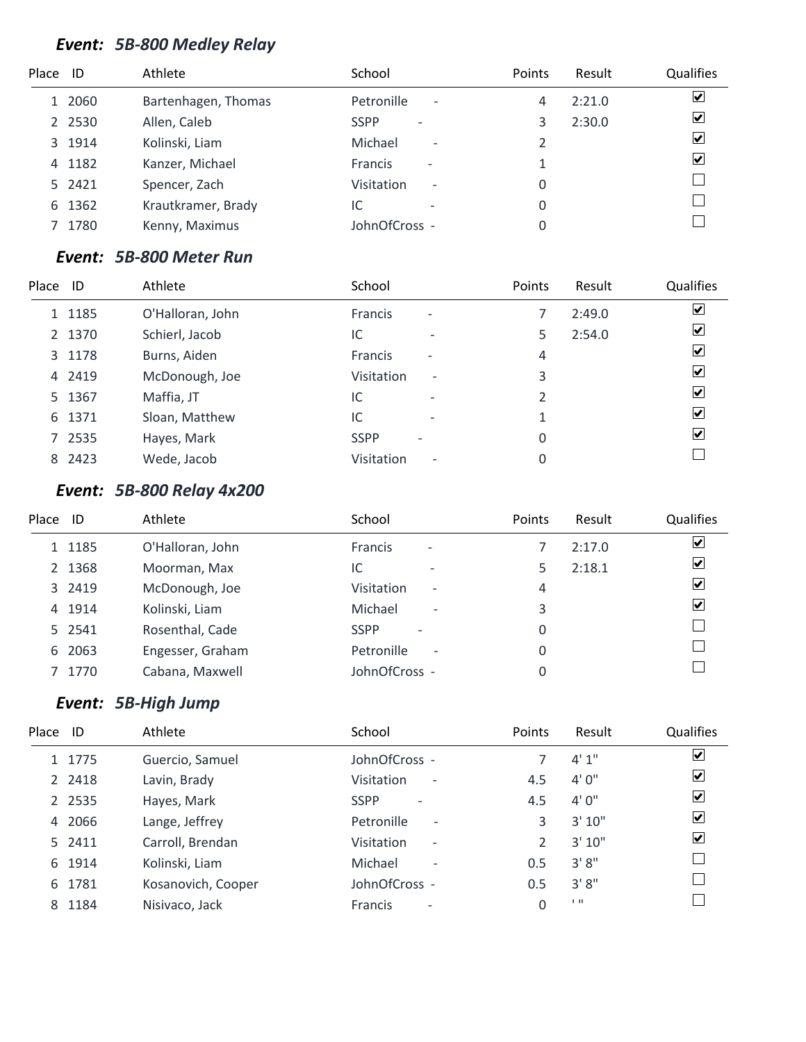### *Event: 5B-800 Medley Relay*

| Place | ID | Athlete | School | Points | Result | Qualifies |
|---|---|---|---|---|---|---|
| 1 | 2060 | Bartenhagen, Thomas | Petronille - | 4 | 2:21.0 | ☑ |
| 2 | 2530 | Allen, Caleb | SSPP - | 3 | 2:30.0 | ☑ |
| 3 | 1914 | Kolinski, Liam | Michael - | 2 | | ☑ |
| 4 | 1182 | Kanzer, Michael | Francis - | 1 | | ☑ |
| 5 | 2421 | Spencer, Zach | Visitation - | 0 | | ☐ |
| 6 | 1362 | Krautkramer, Brady | IC - | 0 | | ☐ |
| 7 | 1780 | Kenny, Maximus | JohnOfCross - | 0 | | ☐ |

### *Event: 5B-800 Meter Run*

| Place | ID | Athlete | School | Points | Result | Qualifies |
|---|---|---|---|---|---|---|
| 1 | 1185 | O'Halloran, John | Francis - | 7 | 2:49.0 | ☑ |
| 2 | 1370 | Schierl, Jacob | IC - | 5 | 2:54.0 | ☑ |
| 3 | 1178 | Burns, Aiden | Francis - | 4 | | ☑ |
| 4 | 2419 | McDonough, Joe | Visitation - | 3 | | ☑ |
| 5 | 1367 | Maffia, JT | IC - | 2 | | ☑ |
| 6 | 1371 | Sloan, Matthew | IC - | 1 | | ☑ |
| 7 | 2535 | Hayes, Mark | SSPP - | 0 | | ☑ |
| 8 | 2423 | Wede, Jacob | Visitation - | 0 | | ☐ |

### *Event: 5B-800 Relay 4x200*

| Place | ID | Athlete | School | Points | Result | Qualifies |
|---|---|---|---|---|---|---|
| 1 | 1185 | O'Halloran, John | Francis - | 7 | 2:17.0 | ☑ |
| 2 | 1368 | Moorman, Max | IC - | 5 | 2:18.1 | ☑ |
| 3 | 2419 | McDonough, Joe | Visitation - | 4 | | ☑ |
| 4 | 1914 | Kolinski, Liam | Michael - | 3 | | ☑ |
| 5 | 2541 | Rosenthal, Cade | SSPP - | 0 | | ☐ |
| 6 | 2063 | Engesser, Graham | Petronille - | 0 | | ☐ |
| 7 | 1770 | Cabana, Maxwell | JohnOfCross - | 0 | | ☐ |

### *Event: 5B-High Jump*

| Place | ID | Athlete | School | Points | Result | Qualifies |
|---|---|---|---|---|---|---|
| 1 | 1775 | Guercio, Samuel | JohnOfCross - | 7 | 4' 1" | ☑ |
| 2 | 2418 | Lavin, Brady | Visitation - | 4.5 | 4' 0" | ☑ |
| 2 | 2535 | Hayes, Mark | SSPP - | 4.5 | 4' 0" | ☑ |
| 4 | 2066 | Lange, Jeffrey | Petronille - | 3 | 3' 10" | ☑ |
| 5 | 2411 | Carroll, Brendan | Visitation - | 2 | 3' 10" | ☑ |
| 6 | 1914 | Kolinski, Liam | Michael - | 0.5 | 3' 8" | ☐ |
| 6 | 1781 | Kosanovich, Cooper | JohnOfCross - | 0.5 | 3' 8" | ☐ |
| 8 | 1184 | Nisivaco, Jack | Francis - | 0 | ' " | ☐ |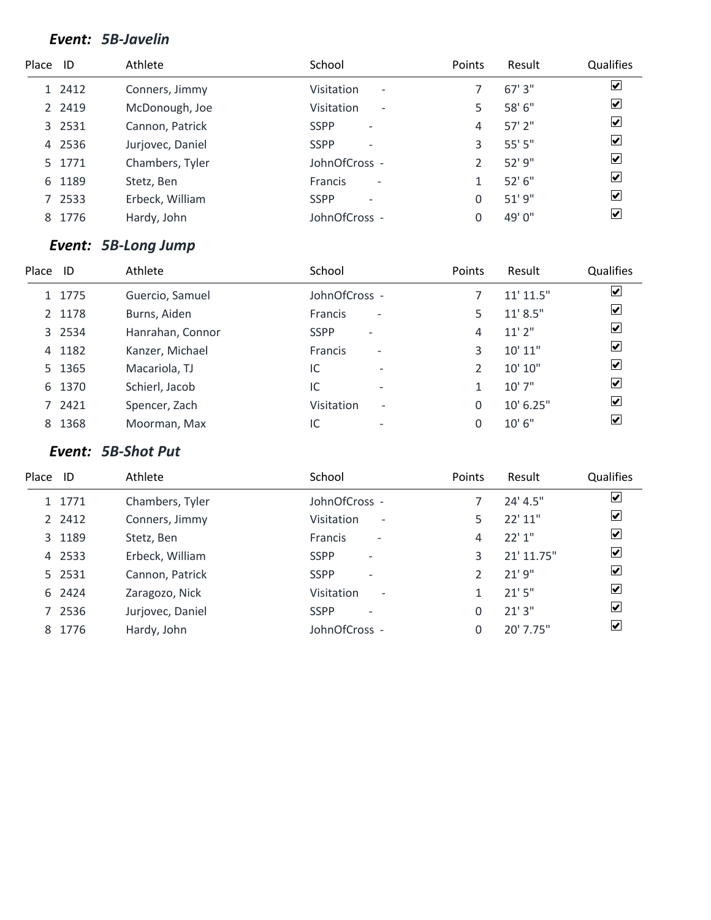### ***Event: 5B-Javelin***

| Place | ID | Athlete | School | Points | Result | Qualifies |
|---|---|---|---|---|---|---|
| 1 | 2412 | Conners, Jimmy | Visitation - | 7 | 67' 3" | ☑ |
| 2 | 2419 | McDonough, Joe | Visitation - | 5 | 58' 6" | ☑ |
| 3 | 2531 | Cannon, Patrick | SSPP - | 4 | 57' 2" | ☑ |
| 4 | 2536 | Jurjovec, Daniel | SSPP - | 3 | 55' 5" | ☑ |
| 5 | 1771 | Chambers, Tyler | JohnOfCross - | 2 | 52' 9" | ☑ |
| 6 | 1189 | Stetz, Ben | Francis - | 1 | 52' 6" | ☑ |
| 7 | 2533 | Erbeck, William | SSPP - | 0 | 51' 9" | ☑ |
| 8 | 1776 | Hardy, John | JohnOfCross - | 0 | 49' 0" | ☑ |

### ***Event: 5B-Long Jump***

| Place | ID | Athlete | School | Points | Result | Qualifies |
|---|---|---|---|---|---|---|
| 1 | 1775 | Guercio, Samuel | JohnOfCross - | 7 | 11' 11.5" | ☑ |
| 2 | 1178 | Burns, Aiden | Francis - | 5 | 11' 8.5" | ☑ |
| 3 | 2534 | Hanrahan, Connor | SSPP - | 4 | 11' 2" | ☑ |
| 4 | 1182 | Kanzer, Michael | Francis - | 3 | 10' 11" | ☑ |
| 5 | 1365 | Macariola, TJ | IC - | 2 | 10' 10" | ☑ |
| 6 | 1370 | Schierl, Jacob | IC - | 1 | 10' 7" | ☑ |
| 7 | 2421 | Spencer, Zach | Visitation - | 0 | 10' 6.25" | ☑ |
| 8 | 1368 | Moorman, Max | IC - | 0 | 10' 6" | ☑ |

### ***Event: 5B-Shot Put***

| Place | ID | Athlete | School | Points | Result | Qualifies |
|---|---|---|---|---|---|---|
| 1 | 1771 | Chambers, Tyler | JohnOfCross - | 7 | 24' 4.5" | ☑ |
| 2 | 2412 | Conners, Jimmy | Visitation - | 5 | 22' 11" | ☑ |
| 3 | 1189 | Stetz, Ben | Francis - | 4 | 22' 1" | ☑ |
| 4 | 2533 | Erbeck, William | SSPP - | 3 | 21' 11.75" | ☑ |
| 5 | 2531 | Cannon, Patrick | SSPP - | 2 | 21' 9" | ☑ |
| 6 | 2424 | Zaragozo, Nick | Visitation - | 1 | 21' 5" | ☑ |
| 7 | 2536 | Jurjovec, Daniel | SSPP - | 0 | 21' 3" | ☑ |
| 8 | 1776 | Hardy, John | JohnOfCross - | 0 | 20' 7.75" | ☑ |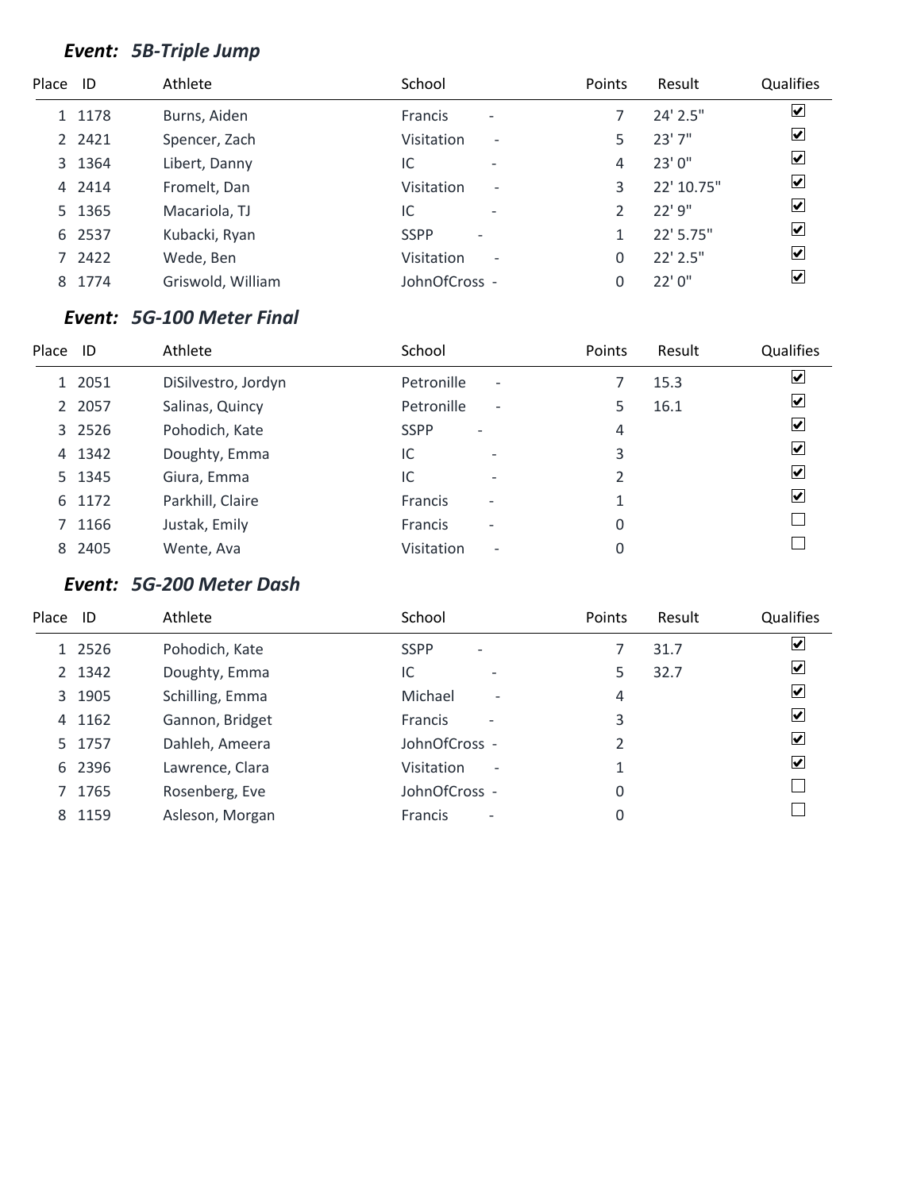### *Event: 5B-Triple Jump*

| Place | ID | Athlete | School | Points | Result | Qualifies |
|---|---|---|---|---|---|---|
| 1 | 1178 | Burns, Aiden | Francis - | 7 | 24' 2.5" | ☑ |
| 2 | 2421 | Spencer, Zach | Visitation - | 5 | 23' 7" | ☑ |
| 3 | 1364 | Libert, Danny | IC - | 4 | 23' 0" | ☑ |
| 4 | 2414 | Fromelt, Dan | Visitation - | 3 | 22' 10.75" | ☑ |
| 5 | 1365 | Macariola, TJ | IC - | 2 | 22' 9" | ☑ |
| 6 | 2537 | Kubacki, Ryan | SSPP - | 1 | 22' 5.75" | ☑ |
| 7 | 2422 | Wede, Ben | Visitation - | 0 | 22' 2.5" | ☑ |
| 8 | 1774 | Griswold, William | JohnOfCross - | 0 | 22' 0" | ☑ |

### *Event: 5G-100 Meter Final*

| Place | ID | Athlete | School | Points | Result | Qualifies |
|---|---|---|---|---|---|---|
| 1 | 2051 | DiSilvestro, Jordyn | Petronille - | 7 | 15.3 | ☑ |
| 2 | 2057 | Salinas, Quincy | Petronille - | 5 | 16.1 | ☑ |
| 3 | 2526 | Pohodich, Kate | SSPP - | 4 | | ☑ |
| 4 | 1342 | Doughty, Emma | IC - | 3 | | ☑ |
| 5 | 1345 | Giura, Emma | IC - | 2 | | ☑ |
| 6 | 1172 | Parkhill, Claire | Francis - | 1 | | ☑ |
| 7 | 1166 | Justak, Emily | Francis - | 0 | | ☐ |
| 8 | 2405 | Wente, Ava | Visitation - | 0 | | ☐ |

### *Event: 5G-200 Meter Dash*

| Place | ID | Athlete | School | Points | Result | Qualifies |
|---|---|---|---|---|---|---|
| 1 | 2526 | Pohodich, Kate | SSPP - | 7 | 31.7 | ☑ |
| 2 | 1342 | Doughty, Emma | IC - | 5 | 32.7 | ☑ |
| 3 | 1905 | Schilling, Emma | Michael - | 4 | | ☑ |
| 4 | 1162 | Gannon, Bridget | Francis - | 3 | | ☑ |
| 5 | 1757 | Dahleh, Ameera | JohnOfCross - | 2 | | ☑ |
| 6 | 2396 | Lawrence, Clara | Visitation - | 1 | | ☑ |
| 7 | 1765 | Rosenberg, Eve | JohnOfCross - | 0 | | ☐ |
| 8 | 1159 | Asleson, Morgan | Francis - | 0 | | ☐ |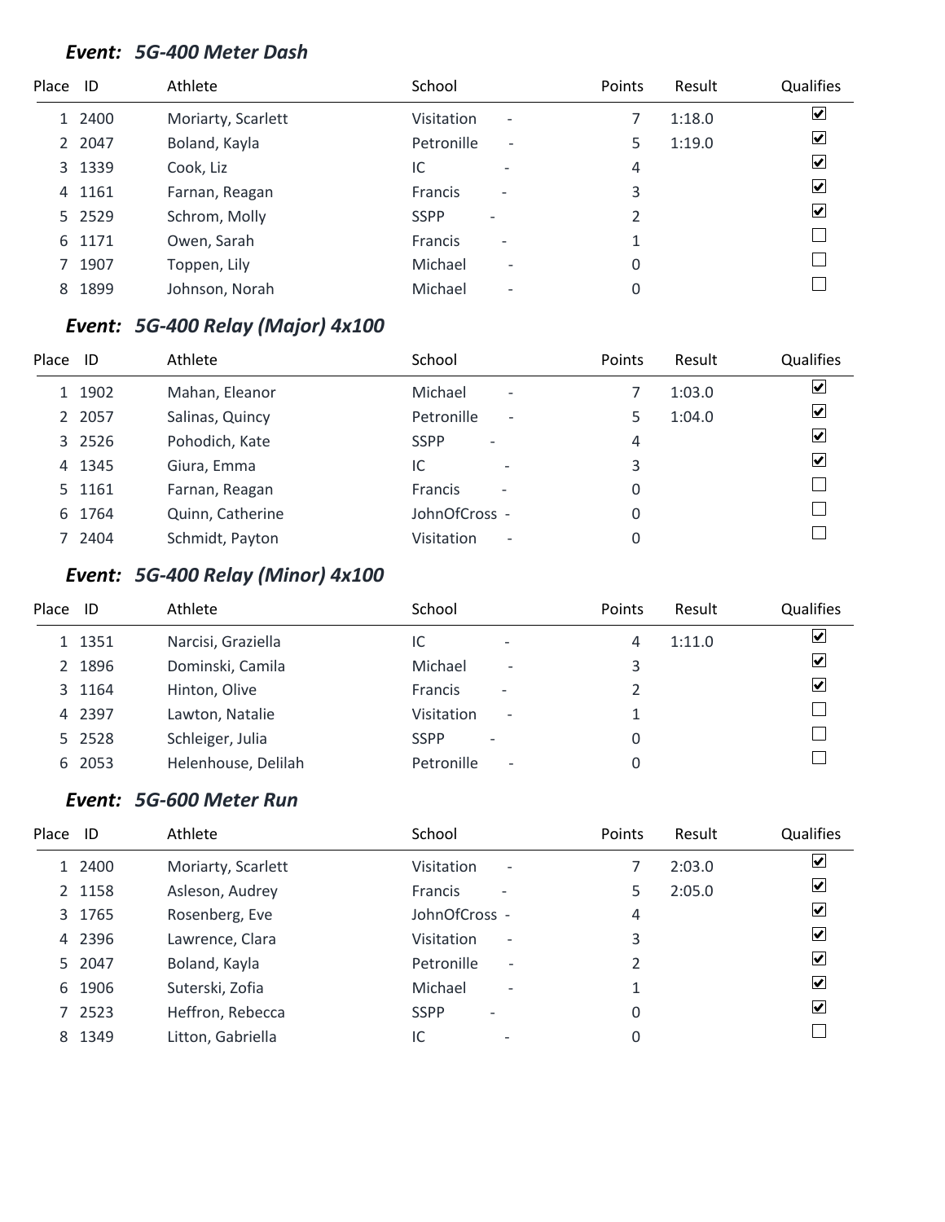### *Event: 5G-400 Meter Dash*

| Place | ID | Athlete | School | Points | Result | Qualifies |
|---|---|---|---|---|---|---|
| 1 | 2400 | Moriarty, Scarlett | Visitation - | 7 | 1:18.0 | ☑ |
| 2 | 2047 | Boland, Kayla | Petronille - | 5 | 1:19.0 | ☑ |
| 3 | 1339 | Cook, Liz | IC - | 4 | | ☑ |
| 4 | 1161 | Farnan, Reagan | Francis - | 3 | | ☑ |
| 5 | 2529 | Schrom, Molly | SSPP - | 2 | | ☑ |
| 6 | 1171 | Owen, Sarah | Francis - | 1 | | ☐ |
| 7 | 1907 | Toppen, Lily | Michael - | 0 | | ☐ |
| 8 | 1899 | Johnson, Norah | Michael - | 0 | | ☐ |

### *Event: 5G-400 Relay (Major) 4x100*

| Place | ID | Athlete | School | Points | Result | Qualifies |
|---|---|---|---|---|---|---|
| 1 | 1902 | Mahan, Eleanor | Michael - | 7 | 1:03.0 | ☑ |
| 2 | 2057 | Salinas, Quincy | Petronille - | 5 | 1:04.0 | ☑ |
| 3 | 2526 | Pohodich, Kate | SSPP - | 4 | | ☑ |
| 4 | 1345 | Giura, Emma | IC - | 3 | | ☑ |
| 5 | 1161 | Farnan, Reagan | Francis - | 0 | | ☐ |
| 6 | 1764 | Quinn, Catherine | JohnOfCross - | 0 | | ☐ |
| 7 | 2404 | Schmidt, Payton | Visitation - | 0 | | ☐ |

### *Event: 5G-400 Relay (Minor) 4x100*

| Place | ID | Athlete | School | Points | Result | Qualifies |
|---|---|---|---|---|---|---|
| 1 | 1351 | Narcisi, Graziella | IC - | 4 | 1:11.0 | ☑ |
| 2 | 1896 | Dominski, Camila | Michael - | 3 | | ☑ |
| 3 | 1164 | Hinton, Olive | Francis - | 2 | | ☑ |
| 4 | 2397 | Lawton, Natalie | Visitation - | 1 | | ☐ |
| 5 | 2528 | Schleiger, Julia | SSPP - | 0 | | ☐ |
| 6 | 2053 | Helenhouse, Delilah | Petronille - | 0 | | ☐ |

### *Event: 5G-600 Meter Run*

| Place | ID | Athlete | School | Points | Result | Qualifies |
|---|---|---|---|---|---|---|
| 1 | 2400 | Moriarty, Scarlett | Visitation - | 7 | 2:03.0 | ☑ |
| 2 | 1158 | Asleson, Audrey | Francis - | 5 | 2:05.0 | ☑ |
| 3 | 1765 | Rosenberg, Eve | JohnOfCross - | 4 | | ☑ |
| 4 | 2396 | Lawrence, Clara | Visitation - | 3 | | ☑ |
| 5 | 2047 | Boland, Kayla | Petronille - | 2 | | ☑ |
| 6 | 1906 | Suterski, Zofia | Michael - | 1 | | ☑ |
| 7 | 2523 | Heffron, Rebecca | SSPP - | 0 | | ☑ |
| 8 | 1349 | Litton, Gabriella | IC - | 0 | | ☐ |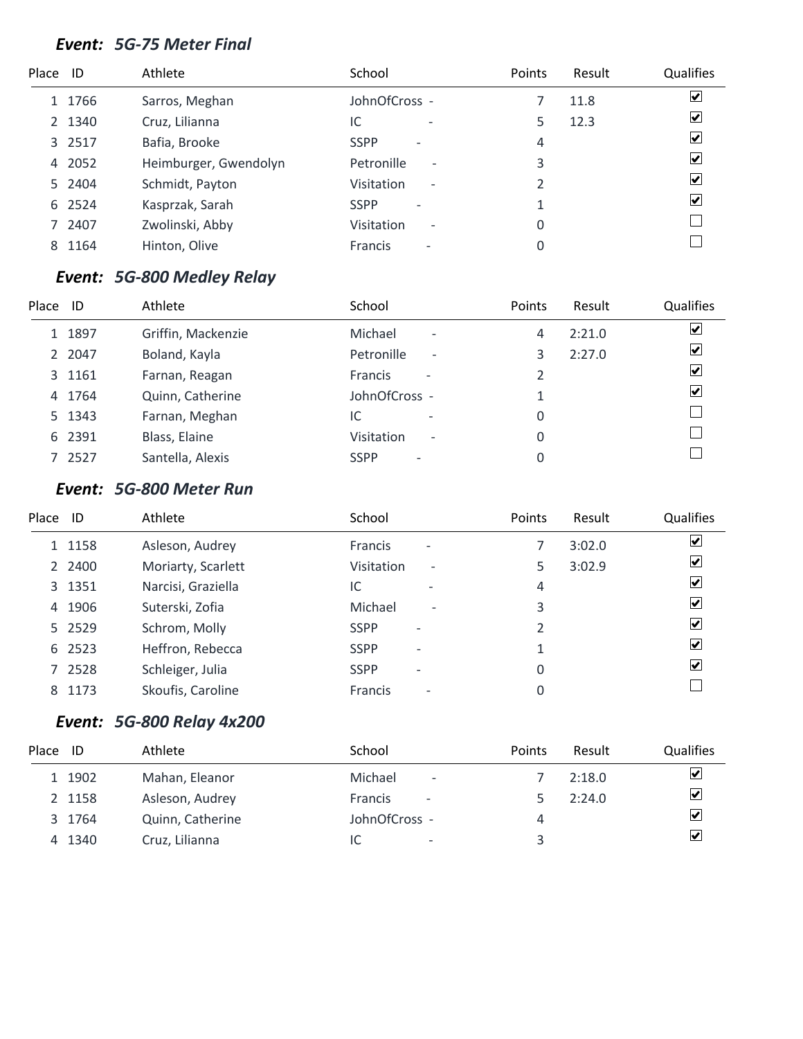### *Event: 5G-75 Meter Final*

| Place | ID | Athlete | School | Points | Result | Qualifies |
|---|---|---|---|---|---|---|
| 1 | 1766 | Sarros, Meghan | JohnOfCross - | 7 | 11.8 | ☑ |
| 2 | 1340 | Cruz, Lilianna | IC - | 5 | 12.3 | ☑ |
| 3 | 2517 | Bafia, Brooke | SSPP - | 4 | | ☑ |
| 4 | 2052 | Heimburger, Gwendolyn | Petronille - | 3 | | ☑ |
| 5 | 2404 | Schmidt, Payton | Visitation - | 2 | | ☑ |
| 6 | 2524 | Kasprzak, Sarah | SSPP - | 1 | | ☑ |
| 7 | 2407 | Zwolinski, Abby | Visitation - | 0 | | ☐ |
| 8 | 1164 | Hinton, Olive | Francis - | 0 | | ☐ |

### *Event: 5G-800 Medley Relay*

| Place | ID | Athlete | School | Points | Result | Qualifies |
|---|---|---|---|---|---|---|
| 1 | 1897 | Griffin, Mackenzie | Michael - | 4 | 2:21.0 | ☑ |
| 2 | 2047 | Boland, Kayla | Petronille - | 3 | 2:27.0 | ☑ |
| 3 | 1161 | Farnan, Reagan | Francis - | 2 | | ☑ |
| 4 | 1764 | Quinn, Catherine | JohnOfCross - | 1 | | ☑ |
| 5 | 1343 | Farnan, Meghan | IC - | 0 | | ☐ |
| 6 | 2391 | Blass, Elaine | Visitation - | 0 | | ☐ |
| 7 | 2527 | Santella, Alexis | SSPP - | 0 | | ☐ |

### *Event: 5G-800 Meter Run*

| Place | ID | Athlete | School | Points | Result | Qualifies |
|---|---|---|---|---|---|---|
| 1 | 1158 | Asleson, Audrey | Francis - | 7 | 3:02.0 | ☑ |
| 2 | 2400 | Moriarty, Scarlett | Visitation - | 5 | 3:02.9 | ☑ |
| 3 | 1351 | Narcisi, Graziella | IC - | 4 | | ☑ |
| 4 | 1906 | Suterski, Zofia | Michael - | 3 | | ☑ |
| 5 | 2529 | Schrom, Molly | SSPP - | 2 | | ☑ |
| 6 | 2523 | Heffron, Rebecca | SSPP - | 1 | | ☑ |
| 7 | 2528 | Schleiger, Julia | SSPP - | 0 | | ☑ |
| 8 | 1173 | Skoufis, Caroline | Francis - | 0 | | ☐ |

### *Event: 5G-800 Relay 4x200*

| Place | ID | Athlete | School | Points | Result | Qualifies |
|---|---|---|---|---|---|---|
| 1 | 1902 | Mahan, Eleanor | Michael - | 7 | 2:18.0 | ☑ |
| 2 | 1158 | Asleson, Audrey | Francis - | 5 | 2:24.0 | ☑ |
| 3 | 1764 | Quinn, Catherine | JohnOfCross - | 4 | | ☑ |
| 4 | 1340 | Cruz, Lilianna | IC - | 3 | | ☑ |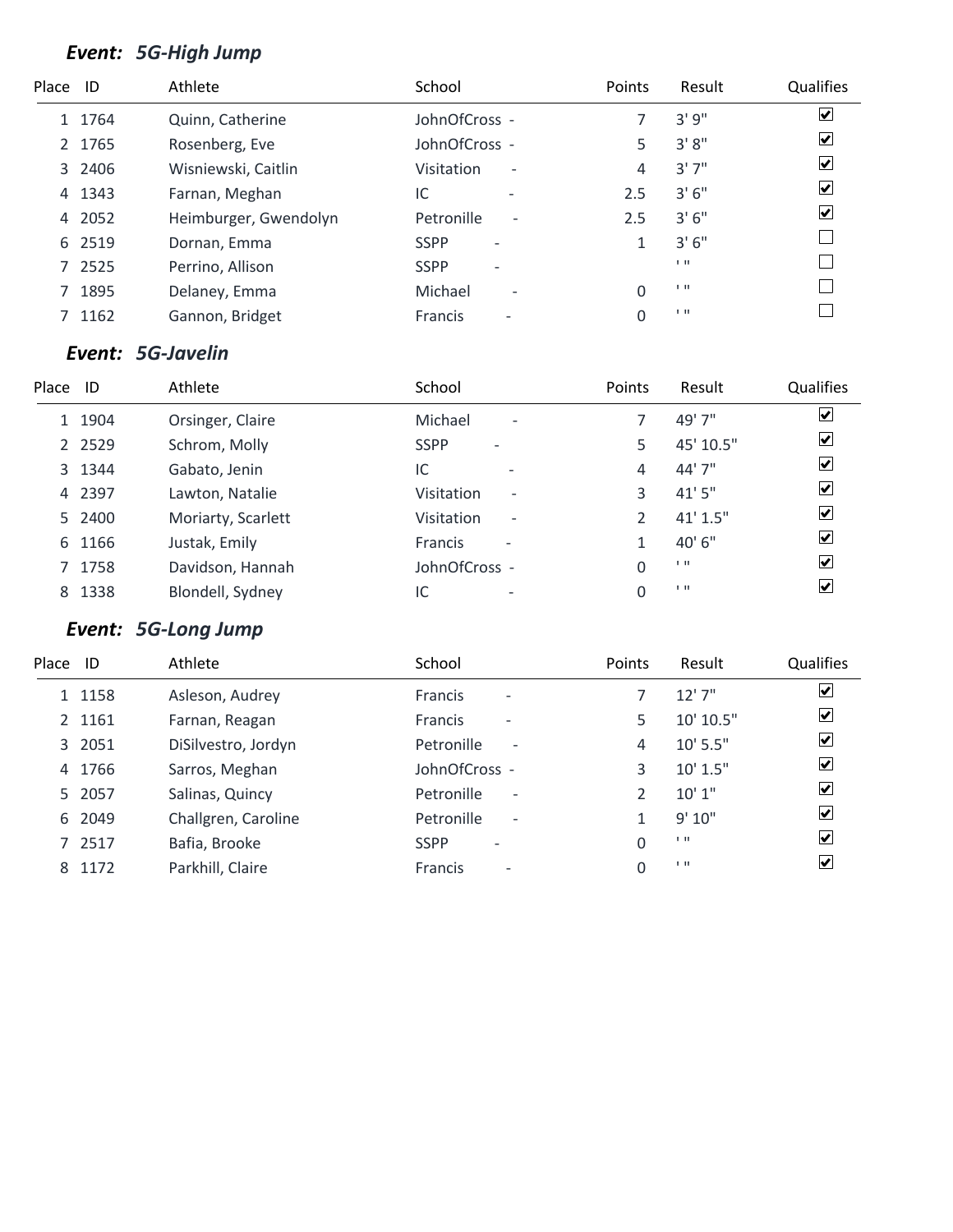### *Event: 5G-High Jump*

| Place | ID | Athlete | School | Points | Result | Qualifies |
|---|---|---|---|---|---|---|
| 1 | 1764 | Quinn, Catherine | JohnOfCross - | 7 | 3' 9" | ☑ |
| 2 | 1765 | Rosenberg, Eve | JohnOfCross - | 5 | 3' 8" | ☑ |
| 3 | 2406 | Wisniewski, Caitlin | Visitation - | 4 | 3' 7" | ☑ |
| 4 | 1343 | Farnan, Meghan | IC - | 2.5 | 3' 6" | ☑ |
| 4 | 2052 | Heimburger, Gwendolyn | Petronille - | 2.5 | 3' 6" | ☑ |
| 6 | 2519 | Dornan, Emma | SSPP - | 1 | 3' 6" | ☐ |
| 7 | 2525 | Perrino, Allison | SSPP - | | ' " | ☐ |
| 7 | 1895 | Delaney, Emma | Michael - | 0 | ' " | ☐ |
| 7 | 1162 | Gannon, Bridget | Francis - | 0 | ' " | ☐ |

### *Event: 5G-Javelin*

| Place | ID | Athlete | School | Points | Result | Qualifies |
|---|---|---|---|---|---|---|
| 1 | 1904 | Orsinger, Claire | Michael - | 7 | 49' 7" | ☑ |
| 2 | 2529 | Schrom, Molly | SSPP - | 5 | 45' 10.5" | ☑ |
| 3 | 1344 | Gabato, Jenin | IC - | 4 | 44' 7" | ☑ |
| 4 | 2397 | Lawton, Natalie | Visitation - | 3 | 41' 5" | ☑ |
| 5 | 2400 | Moriarty, Scarlett | Visitation - | 2 | 41' 1.5" | ☑ |
| 6 | 1166 | Justak, Emily | Francis - | 1 | 40' 6" | ☑ |
| 7 | 1758 | Davidson, Hannah | JohnOfCross - | 0 | ' " | ☑ |
| 8 | 1338 | Blondell, Sydney | IC - | 0 | ' " | ☑ |

### *Event: 5G-Long Jump*

| Place | ID | Athlete | School | Points | Result | Qualifies |
|---|---|---|---|---|---|---|
| 1 | 1158 | Asleson, Audrey | Francis - | 7 | 12' 7" | ☑ |
| 2 | 1161 | Farnan, Reagan | Francis - | 5 | 10' 10.5" | ☑ |
| 3 | 2051 | DiSilvestro, Jordyn | Petronille - | 4 | 10' 5.5" | ☑ |
| 4 | 1766 | Sarros, Meghan | JohnOfCross - | 3 | 10' 1.5" | ☑ |
| 5 | 2057 | Salinas, Quincy | Petronille - | 2 | 10' 1" | ☑ |
| 6 | 2049 | Challgren, Caroline | Petronille - | 1 | 9' 10" | ☑ |
| 7 | 2517 | Bafia, Brooke | SSPP - | 0 | ' " | ☑ |
| 8 | 1172 | Parkhill, Claire | Francis - | 0 | ' " | ☑ |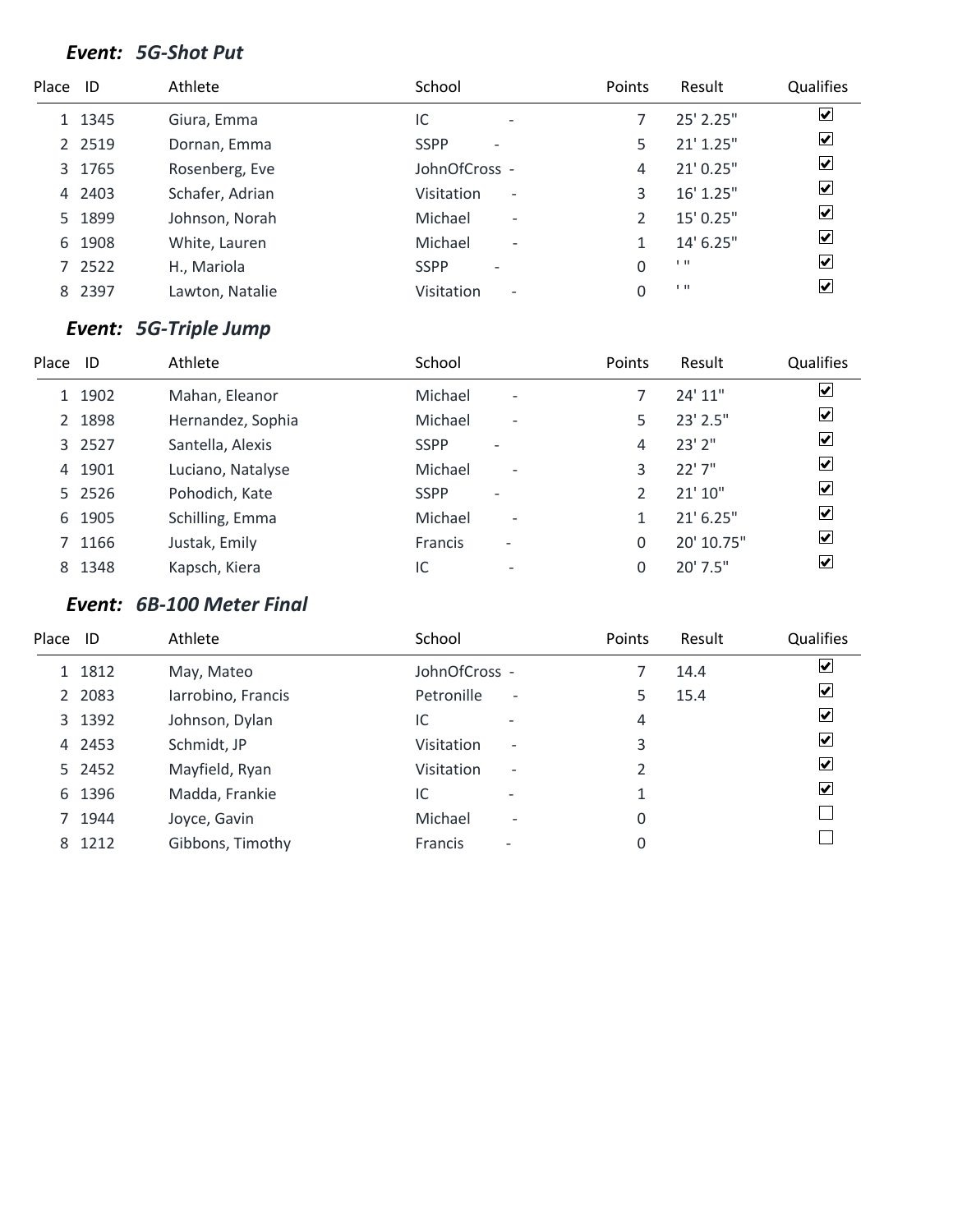### *Event: 5G-Shot Put*

| Place | ID | Athlete | School | Points | Result | Qualifies |
|---|---|---|---|---|---|---|
| 1 | 1345 | Giura, Emma | IC - | 7 | 25' 2.25" | ☑ |
| 2 | 2519 | Dornan, Emma | SSPP - | 5 | 21' 1.25" | ☑ |
| 3 | 1765 | Rosenberg, Eve | JohnOfCross - | 4 | 21' 0.25" | ☑ |
| 4 | 2403 | Schafer, Adrian | Visitation - | 3 | 16' 1.25" | ☑ |
| 5 | 1899 | Johnson, Norah | Michael - | 2 | 15' 0.25" | ☑ |
| 6 | 1908 | White, Lauren | Michael - | 1 | 14' 6.25" | ☑ |
| 7 | 2522 | H., Mariola | SSPP - | 0 | ' " | ☑ |
| 8 | 2397 | Lawton, Natalie | Visitation - | 0 | ' " | ☑ |

### *Event: 5G-Triple Jump*

| Place | ID | Athlete | School | Points | Result | Qualifies |
|---|---|---|---|---|---|---|
| 1 | 1902 | Mahan, Eleanor | Michael - | 7 | 24' 11" | ☑ |
| 2 | 1898 | Hernandez, Sophia | Michael - | 5 | 23' 2.5" | ☑ |
| 3 | 2527 | Santella, Alexis | SSPP - | 4 | 23' 2" | ☑ |
| 4 | 1901 | Luciano, Natalyse | Michael - | 3 | 22' 7" | ☑ |
| 5 | 2526 | Pohodich, Kate | SSPP - | 2 | 21' 10" | ☑ |
| 6 | 1905 | Schilling, Emma | Michael - | 1 | 21' 6.25" | ☑ |
| 7 | 1166 | Justak, Emily | Francis - | 0 | 20' 10.75" | ☑ |
| 8 | 1348 | Kapsch, Kiera | IC - | 0 | 20' 7.5" | ☑ |

### *Event: 6B-100 Meter Final*

| Place | ID | Athlete | School | Points | Result | Qualifies |
|---|---|---|---|---|---|---|
| 1 | 1812 | May, Mateo | JohnOfCross - | 7 | 14.4 | ☑ |
| 2 | 2083 | Iarrobino, Francis | Petronille - | 5 | 15.4 | ☑ |
| 3 | 1392 | Johnson, Dylan | IC - | 4 | | ☑ |
| 4 | 2453 | Schmidt, JP | Visitation - | 3 | | ☑ |
| 5 | 2452 | Mayfield, Ryan | Visitation - | 2 | | ☑ |
| 6 | 1396 | Madda, Frankie | IC - | 1 | | ☑ |
| 7 | 1944 | Joyce, Gavin | Michael - | 0 | | ☐ |
| 8 | 1212 | Gibbons, Timothy | Francis - | 0 | | ☐ |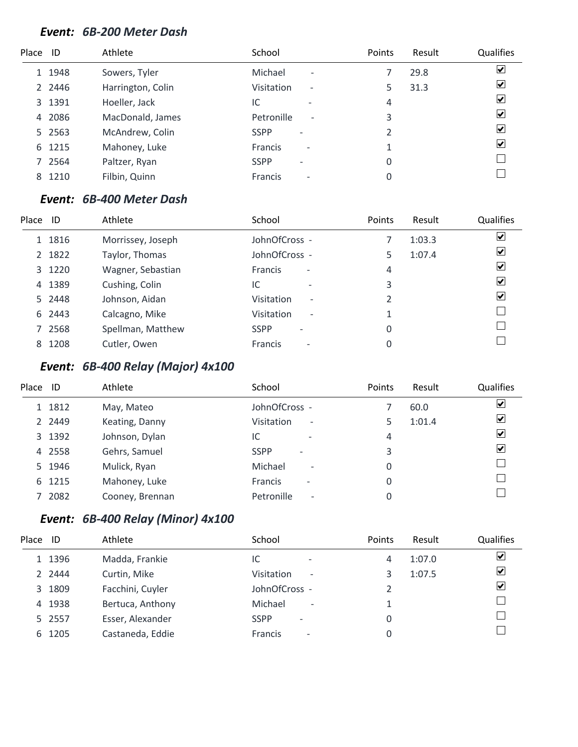### *Event: 6B-200 Meter Dash*

| Place | ID | Athlete | School | Points | Result | Qualifies |
|---|---|---|---|---|---|---|
| 1 | 1948 | Sowers, Tyler | Michael - | 7 | 29.8 | ☑ |
| 2 | 2446 | Harrington, Colin | Visitation - | 5 | 31.3 | ☑ |
| 3 | 1391 | Hoeller, Jack | IC - | 4 | | ☑ |
| 4 | 2086 | MacDonald, James | Petronille - | 3 | | ☑ |
| 5 | 2563 | McAndrew, Colin | SSPP - | 2 | | ☑ |
| 6 | 1215 | Mahoney, Luke | Francis - | 1 | | ☑ |
| 7 | 2564 | Paltzer, Ryan | SSPP - | 0 | | ☐ |
| 8 | 1210 | Filbin, Quinn | Francis - | 0 | | ☐ |

### *Event: 6B-400 Meter Dash*

| Place | ID | Athlete | School | Points | Result | Qualifies |
|---|---|---|---|---|---|---|
| 1 | 1816 | Morrissey, Joseph | JohnOfCross - | 7 | 1:03.3 | ☑ |
| 2 | 1822 | Taylor, Thomas | JohnOfCross - | 5 | 1:07.4 | ☑ |
| 3 | 1220 | Wagner, Sebastian | Francis - | 4 | | ☑ |
| 4 | 1389 | Cushing, Colin | IC - | 3 | | ☑ |
| 5 | 2448 | Johnson, Aidan | Visitation - | 2 | | ☑ |
| 6 | 2443 | Calcagno, Mike | Visitation - | 1 | | ☐ |
| 7 | 2568 | Spellman, Matthew | SSPP - | 0 | | ☐ |
| 8 | 1208 | Cutler, Owen | Francis - | 0 | | ☐ |

### *Event: 6B-400 Relay (Major) 4x100*

| Place | ID | Athlete | School | Points | Result | Qualifies |
|---|---|---|---|---|---|---|
| 1 | 1812 | May, Mateo | JohnOfCross - | 7 | 60.0 | ☑ |
| 2 | 2449 | Keating, Danny | Visitation - | 5 | 1:01.4 | ☑ |
| 3 | 1392 | Johnson, Dylan | IC - | 4 | | ☑ |
| 4 | 2558 | Gehrs, Samuel | SSPP - | 3 | | ☑ |
| 5 | 1946 | Mulick, Ryan | Michael - | 0 | | ☐ |
| 6 | 1215 | Mahoney, Luke | Francis - | 0 | | ☐ |
| 7 | 2082 | Cooney, Brennan | Petronille - | 0 | | ☐ |

### *Event: 6B-400 Relay (Minor) 4x100*

| Place | ID | Athlete | School | Points | Result | Qualifies |
|---|---|---|---|---|---|---|
| 1 | 1396 | Madda, Frankie | IC - | 4 | 1:07.0 | ☑ |
| 2 | 2444 | Curtin, Mike | Visitation - | 3 | 1:07.5 | ☑ |
| 3 | 1809 | Facchini, Cuyler | JohnOfCross - | 2 | | ☑ |
| 4 | 1938 | Bertuca, Anthony | Michael - | 1 | | ☐ |
| 5 | 2557 | Esser, Alexander | SSPP - | 0 | | ☐ |
| 6 | 1205 | Castaneda, Eddie | Francis - | 0 | | ☐ |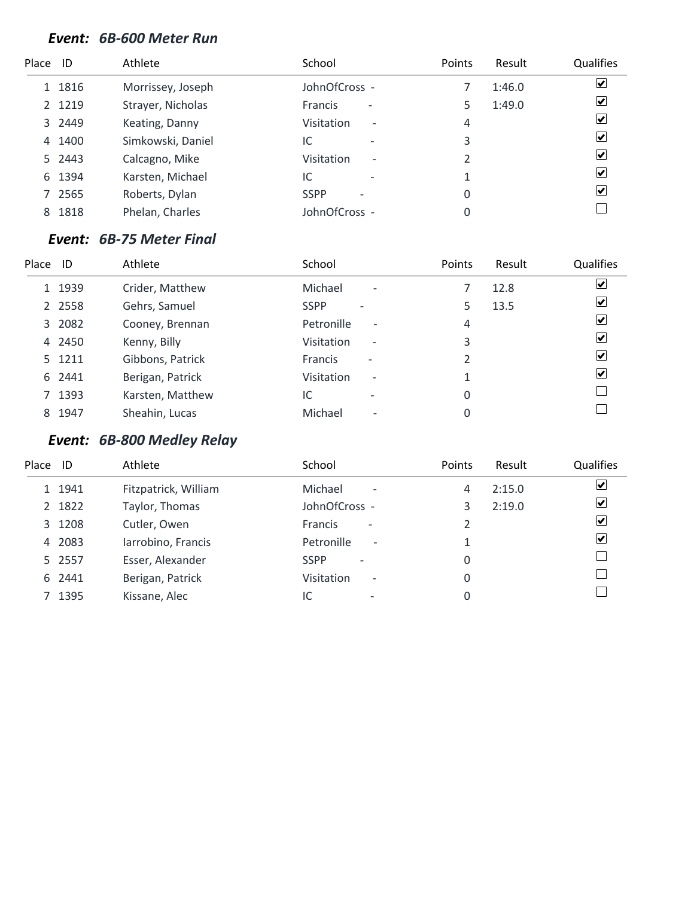### *Event: 6B-600 Meter Run*

| Place | ID | Athlete | School | Points | Result | Qualifies |
|---|---|---|---|---|---|---|
| 1 | 1816 | Morrissey, Joseph | JohnOfCross - | 7 | 1:46.0 | ☑ |
| 2 | 1219 | Strayer, Nicholas | Francis - | 5 | 1:49.0 | ☑ |
| 3 | 2449 | Keating, Danny | Visitation - | 4 | | ☑ |
| 4 | 1400 | Simkowski, Daniel | IC - | 3 | | ☑ |
| 5 | 2443 | Calcagno, Mike | Visitation - | 2 | | ☑ |
| 6 | 1394 | Karsten, Michael | IC - | 1 | | ☑ |
| 7 | 2565 | Roberts, Dylan | SSPP - | 0 | | ☑ |
| 8 | 1818 | Phelan, Charles | JohnOfCross - | 0 | | ☐ |

### *Event: 6B-75 Meter Final*

| Place | ID | Athlete | School | Points | Result | Qualifies |
|---|---|---|---|---|---|---|
| 1 | 1939 | Crider, Matthew | Michael - | 7 | 12.8 | ☑ |
| 2 | 2558 | Gehrs, Samuel | SSPP - | 5 | 13.5 | ☑ |
| 3 | 2082 | Cooney, Brennan | Petronille - | 4 | | ☑ |
| 4 | 2450 | Kenny, Billy | Visitation - | 3 | | ☑ |
| 5 | 1211 | Gibbons, Patrick | Francis - | 2 | | ☑ |
| 6 | 2441 | Berigan, Patrick | Visitation - | 1 | | ☑ |
| 7 | 1393 | Karsten, Matthew | IC - | 0 | | ☐ |
| 8 | 1947 | Sheahin, Lucas | Michael - | 0 | | ☐ |

### *Event: 6B-800 Medley Relay*

| Place | ID | Athlete | School | Points | Result | Qualifies |
|---|---|---|---|---|---|---|
| 1 | 1941 | Fitzpatrick, William | Michael - | 4 | 2:15.0 | ☑ |
| 2 | 1822 | Taylor, Thomas | JohnOfCross - | 3 | 2:19.0 | ☑ |
| 3 | 1208 | Cutler, Owen | Francis - | 2 | | ☑ |
| 4 | 2083 | Iarrobino, Francis | Petronille - | 1 | | ☑ |
| 5 | 2557 | Esser, Alexander | SSPP - | 0 | | ☐ |
| 6 | 2441 | Berigan, Patrick | Visitation - | 0 | | ☐ |
| 7 | 1395 | Kissane, Alec | IC - | 0 | | ☐ |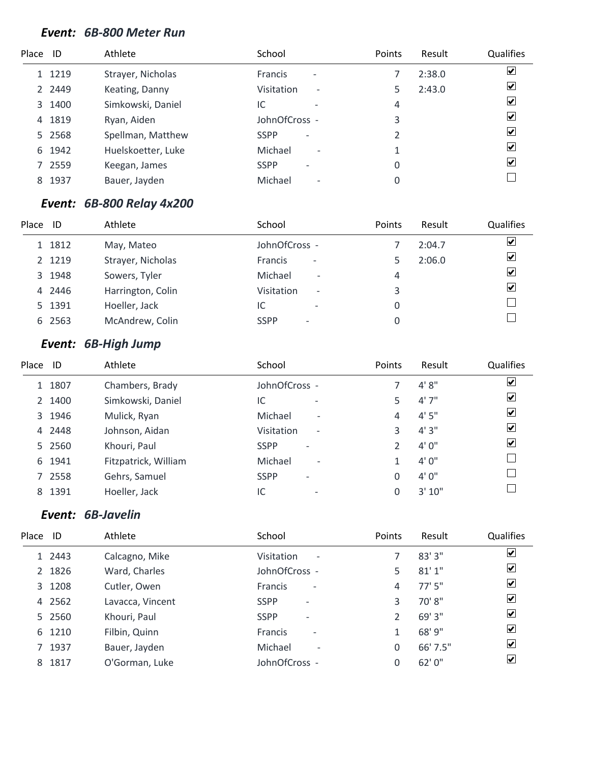### *Event: 6B-800 Meter Run*

| Place | ID | Athlete | School | Points | Result | Qualifies |
|---|---|---|---|---|---|---|
| 1 | 1219 | Strayer, Nicholas | Francis - | 7 | 2:38.0 | ☑ |
| 2 | 2449 | Keating, Danny | Visitation - | 5 | 2:43.0 | ☑ |
| 3 | 1400 | Simkowski, Daniel | IC - | 4 | | ☑ |
| 4 | 1819 | Ryan, Aiden | JohnOfCross - | 3 | | ☑ |
| 5 | 2568 | Spellman, Matthew | SSPP - | 2 | | ☑ |
| 6 | 1942 | Huelskoetter, Luke | Michael - | 1 | | ☑ |
| 7 | 2559 | Keegan, James | SSPP - | 0 | | ☑ |
| 8 | 1937 | Bauer, Jayden | Michael - | 0 | | ☐ |

### *Event: 6B-800 Relay 4x200*

| Place | ID | Athlete | School | Points | Result | Qualifies |
|---|---|---|---|---|---|---|
| 1 | 1812 | May, Mateo | JohnOfCross - | 7 | 2:04.7 | ☑ |
| 2 | 1219 | Strayer, Nicholas | Francis - | 5 | 2:06.0 | ☑ |
| 3 | 1948 | Sowers, Tyler | Michael - | 4 | | ☑ |
| 4 | 2446 | Harrington, Colin | Visitation - | 3 | | ☑ |
| 5 | 1391 | Hoeller, Jack | IC - | 0 | | ☐ |
| 6 | 2563 | McAndrew, Colin | SSPP - | 0 | | ☐ |

### *Event: 6B-High Jump*

| Place | ID | Athlete | School | Points | Result | Qualifies |
|---|---|---|---|---|---|---|
| 1 | 1807 | Chambers, Brady | JohnOfCross - | 7 | 4' 8" | ☑ |
| 2 | 1400 | Simkowski, Daniel | IC - | 5 | 4' 7" | ☑ |
| 3 | 1946 | Mulick, Ryan | Michael - | 4 | 4' 5" | ☑ |
| 4 | 2448 | Johnson, Aidan | Visitation - | 3 | 4' 3" | ☑ |
| 5 | 2560 | Khouri, Paul | SSPP - | 2 | 4' 0" | ☑ |
| 6 | 1941 | Fitzpatrick, William | Michael - | 1 | 4' 0" | ☐ |
| 7 | 2558 | Gehrs, Samuel | SSPP - | 0 | 4' 0" | ☐ |
| 8 | 1391 | Hoeller, Jack | IC - | 0 | 3' 10" | ☐ |

### *Event: 6B-Javelin*

| Place | ID | Athlete | School | Points | Result | Qualifies |
|---|---|---|---|---|---|---|
| 1 | 2443 | Calcagno, Mike | Visitation - | 7 | 83' 3" | ☑ |
| 2 | 1826 | Ward, Charles | JohnOfCross - | 5 | 81' 1" | ☑ |
| 3 | 1208 | Cutler, Owen | Francis - | 4 | 77' 5" | ☑ |
| 4 | 2562 | Lavacca, Vincent | SSPP - | 3 | 70' 8" | ☑ |
| 5 | 2560 | Khouri, Paul | SSPP - | 2 | 69' 3" | ☑ |
| 6 | 1210 | Filbin, Quinn | Francis - | 1 | 68' 9" | ☑ |
| 7 | 1937 | Bauer, Jayden | Michael - | 0 | 66' 7.5" | ☑ |
| 8 | 1817 | O'Gorman, Luke | JohnOfCross - | 0 | 62' 0" | ☑ |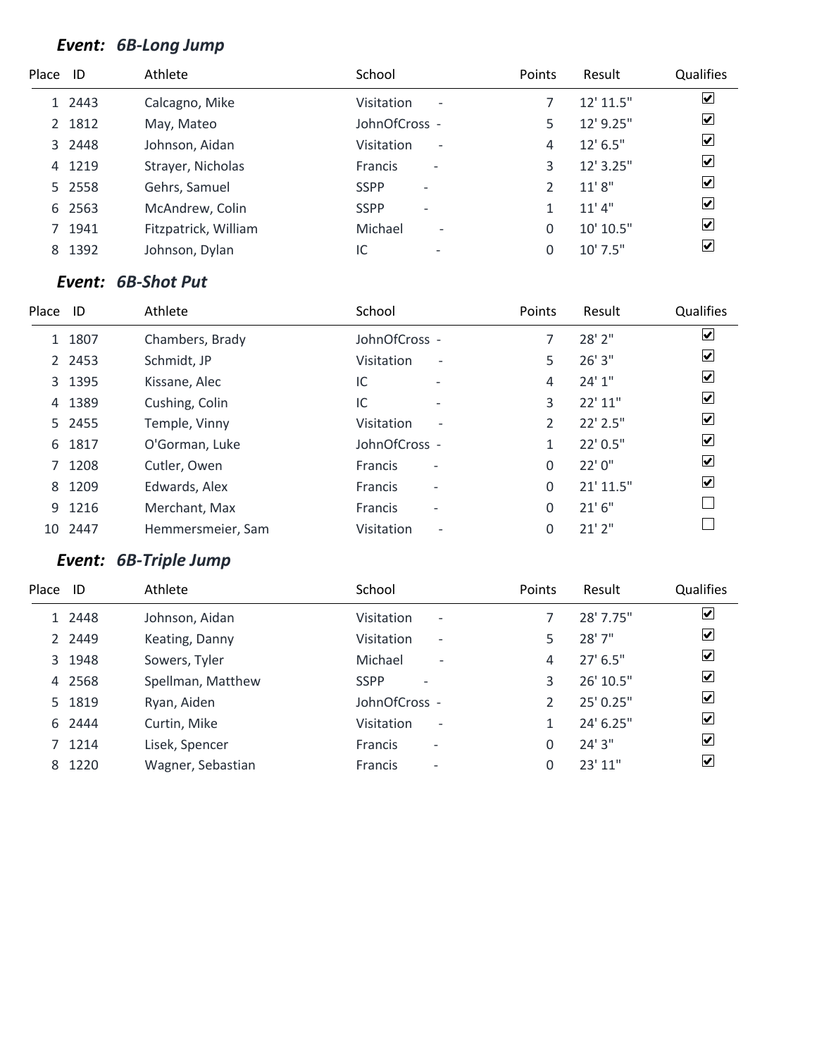### *Event: 6B-Long Jump*

| Place | ID | Athlete | School | Points | Result | Qualifies |
|---|---|---|---|---|---|---|
| 1 | 2443 | Calcagno, Mike | Visitation - | 7 | 12' 11.5" | ☑ |
| 2 | 1812 | May, Mateo | JohnOfCross - | 5 | 12' 9.25" | ☑ |
| 3 | 2448 | Johnson, Aidan | Visitation - | 4 | 12' 6.5" | ☑ |
| 4 | 1219 | Strayer, Nicholas | Francis - | 3 | 12' 3.25" | ☑ |
| 5 | 2558 | Gehrs, Samuel | SSPP - | 2 | 11' 8" | ☑ |
| 6 | 2563 | McAndrew, Colin | SSPP - | 1 | 11' 4" | ☑ |
| 7 | 1941 | Fitzpatrick, William | Michael - | 0 | 10' 10.5" | ☑ |
| 8 | 1392 | Johnson, Dylan | IC - | 0 | 10' 7.5" | ☑ |

### *Event: 6B-Shot Put*

| Place | ID | Athlete | School | Points | Result | Qualifies |
|---|---|---|---|---|---|---|
| 1 | 1807 | Chambers, Brady | JohnOfCross - | 7 | 28' 2" | ☑ |
| 2 | 2453 | Schmidt, JP | Visitation - | 5 | 26' 3" | ☑ |
| 3 | 1395 | Kissane, Alec | IC - | 4 | 24' 1" | ☑ |
| 4 | 1389 | Cushing, Colin | IC - | 3 | 22' 11" | ☑ |
| 5 | 2455 | Temple, Vinny | Visitation - | 2 | 22' 2.5" | ☑ |
| 6 | 1817 | O'Gorman, Luke | JohnOfCross - | 1 | 22' 0.5" | ☑ |
| 7 | 1208 | Cutler, Owen | Francis - | 0 | 22' 0" | ☑ |
| 8 | 1209 | Edwards, Alex | Francis - | 0 | 21' 11.5" | ☑ |
| 9 | 1216 | Merchant, Max | Francis - | 0 | 21' 6" | ☐ |
| 10 | 2447 | Hemmersmeier, Sam | Visitation - | 0 | 21' 2" | ☐ |

### *Event: 6B-Triple Jump*

| Place | ID | Athlete | School | Points | Result | Qualifies |
|---|---|---|---|---|---|---|
| 1 | 2448 | Johnson, Aidan | Visitation - | 7 | 28' 7.75" | ☑ |
| 2 | 2449 | Keating, Danny | Visitation - | 5 | 28' 7" | ☑ |
| 3 | 1948 | Sowers, Tyler | Michael - | 4 | 27' 6.5" | ☑ |
| 4 | 2568 | Spellman, Matthew | SSPP - | 3 | 26' 10.5" | ☑ |
| 5 | 1819 | Ryan, Aiden | JohnOfCross - | 2 | 25' 0.25" | ☑ |
| 6 | 2444 | Curtin, Mike | Visitation - | 1 | 24' 6.25" | ☑ |
| 7 | 1214 | Lisek, Spencer | Francis - | 0 | 24' 3" | ☑ |
| 8 | 1220 | Wagner, Sebastian | Francis - | 0 | 23' 11" | ☑ |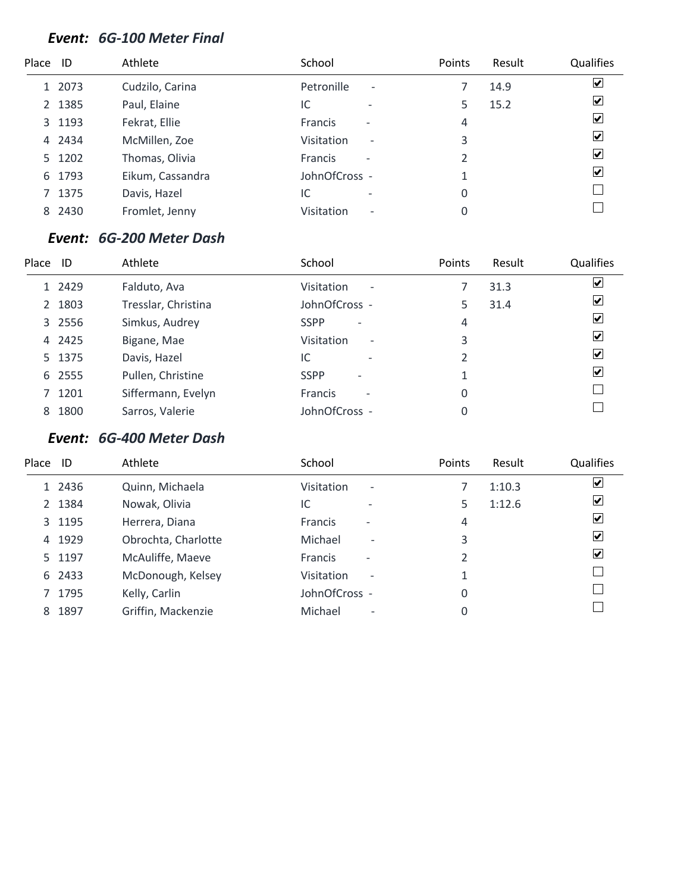### *Event: 6G-100 Meter Final*

| Place | ID | Athlete | School | | Points | Result | Qualifies |
|---|---|---|---|---|---|---|---|
| 1 | 2073 | Cudzilo, Carina | Petronille | - | 7 | 14.9 | ☑ |
| 2 | 1385 | Paul, Elaine | IC | - | 5 | 15.2 | ☑ |
| 3 | 1193 | Fekrat, Ellie | Francis | - | 4 | | ☑ |
| 4 | 2434 | McMillen, Zoe | Visitation | - | 3 | | ☑ |
| 5 | 1202 | Thomas, Olivia | Francis | - | 2 | | ☑ |
| 6 | 1793 | Eikum, Cassandra | JohnOfCross | - | 1 | | ☑ |
| 7 | 1375 | Davis, Hazel | IC | - | 0 | | ☐ |
| 8 | 2430 | Fromlet, Jenny | Visitation | - | 0 | | ☐ |

### *Event: 6G-200 Meter Dash*

| Place | ID | Athlete | School | | Points | Result | Qualifies |
|---|---|---|---|---|---|---|---|
| 1 | 2429 | Falduto, Ava | Visitation | - | 7 | 31.3 | ☑ |
| 2 | 1803 | Tresslar, Christina | JohnOfCross | - | 5 | 31.4 | ☑ |
| 3 | 2556 | Simkus, Audrey | SSPP | - | 4 | | ☑ |
| 4 | 2425 | Bigane, Mae | Visitation | - | 3 | | ☑ |
| 5 | 1375 | Davis, Hazel | IC | - | 2 | | ☑ |
| 6 | 2555 | Pullen, Christine | SSPP | - | 1 | | ☑ |
| 7 | 1201 | Siffermann, Evelyn | Francis | - | 0 | | ☐ |
| 8 | 1800 | Sarros, Valerie | JohnOfCross | - | 0 | | ☐ |

### *Event: 6G-400 Meter Dash*

| Place | ID | Athlete | School | | Points | Result | Qualifies |
|---|---|---|---|---|---|---|---|
| 1 | 2436 | Quinn, Michaela | Visitation | - | 7 | 1:10.3 | ☑ |
| 2 | 1384 | Nowak, Olivia | IC | - | 5 | 1:12.6 | ☑ |
| 3 | 1195 | Herrera, Diana | Francis | - | 4 | | ☑ |
| 4 | 1929 | Obrochta, Charlotte | Michael | - | 3 | | ☑ |
| 5 | 1197 | McAuliffe, Maeve | Francis | - | 2 | | ☑ |
| 6 | 2433 | McDonough, Kelsey | Visitation | - | 1 | | ☐ |
| 7 | 1795 | Kelly, Carlin | JohnOfCross | - | 0 | | ☐ |
| 8 | 1897 | Griffin, Mackenzie | Michael | - | 0 | | ☐ |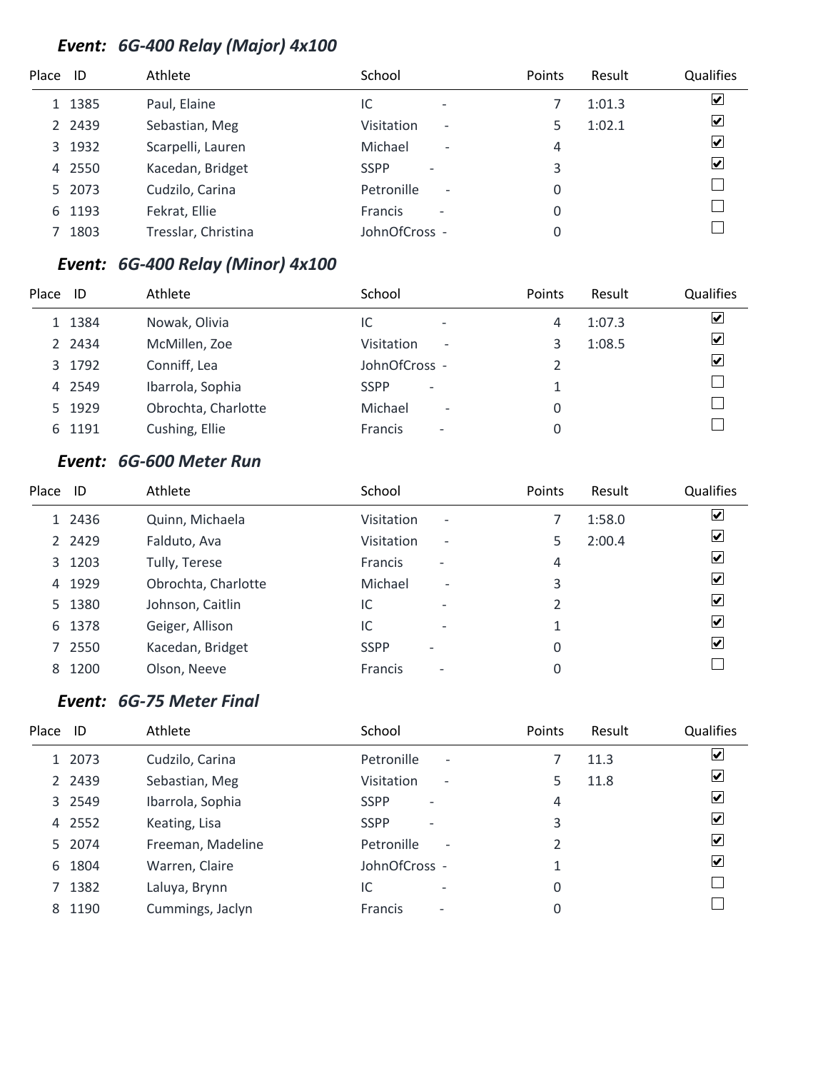### *Event: 6G-400 Relay (Major) 4x100*

| Place | ID | Athlete | School | Points | Result | Qualifies |
|---|---|---|---|---|---|---|
| 1 | 1385 | Paul, Elaine | IC - | 7 | 1:01.3 | ☑ |
| 2 | 2439 | Sebastian, Meg | Visitation - | 5 | 1:02.1 | ☑ |
| 3 | 1932 | Scarpelli, Lauren | Michael - | 4 | | ☑ |
| 4 | 2550 | Kacedan, Bridget | SSPP - | 3 | | ☑ |
| 5 | 2073 | Cudzilo, Carina | Petronille - | 0 | | ☐ |
| 6 | 1193 | Fekrat, Ellie | Francis - | 0 | | ☐ |
| 7 | 1803 | Tresslar, Christina | JohnOfCross - | 0 | | ☐ |

### *Event: 6G-400 Relay (Minor) 4x100*

| Place | ID | Athlete | School | Points | Result | Qualifies |
|---|---|---|---|---|---|---|
| 1 | 1384 | Nowak, Olivia | IC - | 4 | 1:07.3 | ☑ |
| 2 | 2434 | McMillen, Zoe | Visitation - | 3 | 1:08.5 | ☑ |
| 3 | 1792 | Conniff, Lea | JohnOfCross - | 2 | | ☑ |
| 4 | 2549 | Ibarrola, Sophia | SSPP - | 1 | | ☐ |
| 5 | 1929 | Obrochta, Charlotte | Michael - | 0 | | ☐ |
| 6 | 1191 | Cushing, Ellie | Francis - | 0 | | ☐ |

### *Event: 6G-600 Meter Run*

| Place | ID | Athlete | School | Points | Result | Qualifies |
|---|---|---|---|---|---|---|
| 1 | 2436 | Quinn, Michaela | Visitation - | 7 | 1:58.0 | ☑ |
| 2 | 2429 | Falduto, Ava | Visitation - | 5 | 2:00.4 | ☑ |
| 3 | 1203 | Tully, Terese | Francis - | 4 | | ☑ |
| 4 | 1929 | Obrochta, Charlotte | Michael - | 3 | | ☑ |
| 5 | 1380 | Johnson, Caitlin | IC - | 2 | | ☑ |
| 6 | 1378 | Geiger, Allison | IC - | 1 | | ☑ |
| 7 | 2550 | Kacedan, Bridget | SSPP - | 0 | | ☑ |
| 8 | 1200 | Olson, Neeve | Francis - | 0 | | ☐ |

### *Event: 6G-75 Meter Final*

| Place | ID | Athlete | School | Points | Result | Qualifies |
|---|---|---|---|---|---|---|
| 1 | 2073 | Cudzilo, Carina | Petronille - | 7 | 11.3 | ☑ |
| 2 | 2439 | Sebastian, Meg | Visitation - | 5 | 11.8 | ☑ |
| 3 | 2549 | Ibarrola, Sophia | SSPP - | 4 | | ☑ |
| 4 | 2552 | Keating, Lisa | SSPP - | 3 | | ☑ |
| 5 | 2074 | Freeman, Madeline | Petronille - | 2 | | ☑ |
| 6 | 1804 | Warren, Claire | JohnOfCross - | 1 | | ☑ |
| 7 | 1382 | Laluya, Brynn | IC - | 0 | | ☐ |
| 8 | 1190 | Cummings, Jaclyn | Francis - | 0 | | ☐ |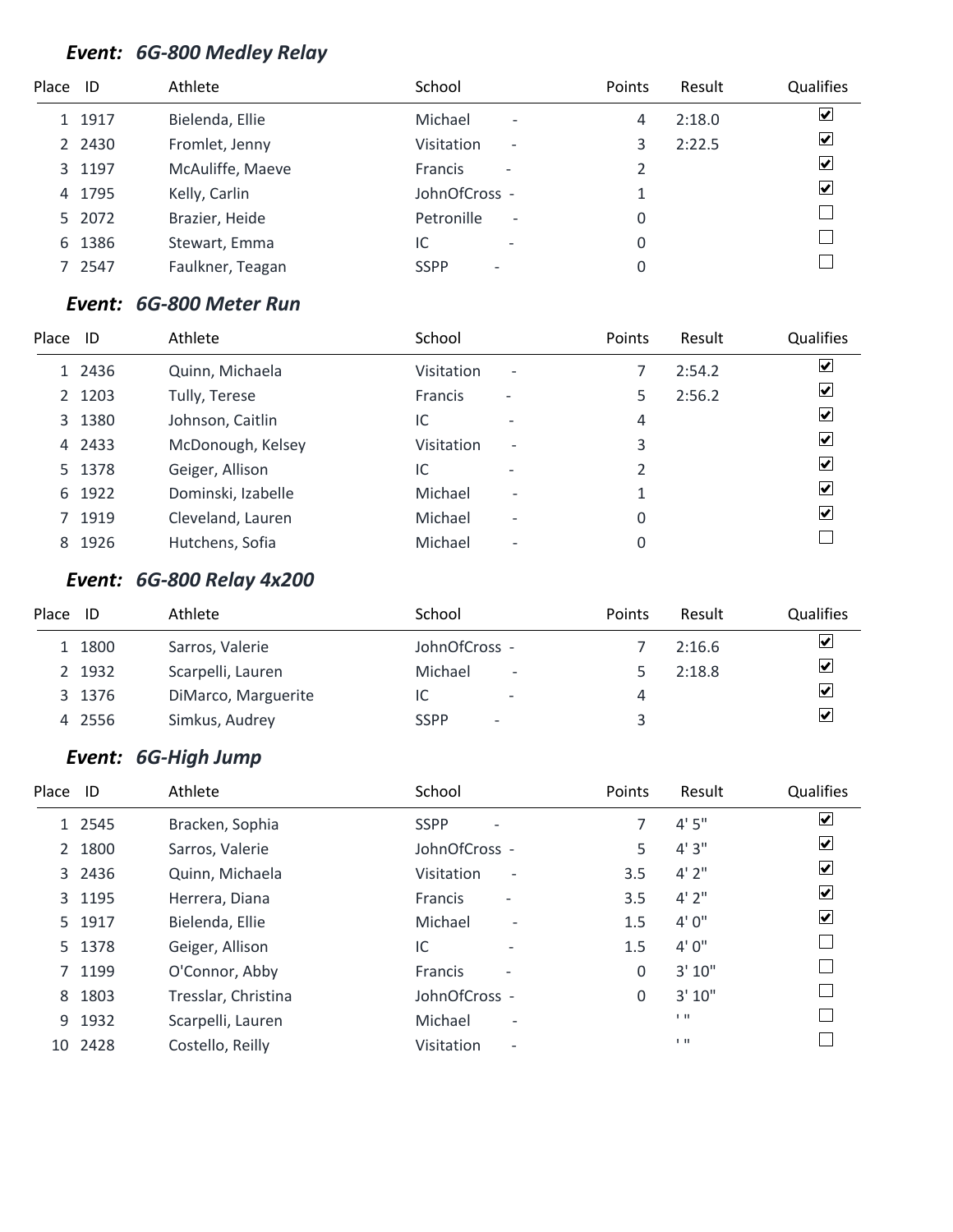### *Event: 6G-800 Medley Relay*

| Place | ID | Athlete | School | Points | Result | Qualifies |
|---|---|---|---|---|---|---|
| 1 | 1917 | Bielenda, Ellie | Michael - | 4 | 2:18.0 | ☑ |
| 2 | 2430 | Fromlet, Jenny | Visitation - | 3 | 2:22.5 | ☑ |
| 3 | 1197 | McAuliffe, Maeve | Francis - | 2 | | ☑ |
| 4 | 1795 | Kelly, Carlin | JohnOfCross - | 1 | | ☑ |
| 5 | 2072 | Brazier, Heide | Petronille - | 0 | | ☐ |
| 6 | 1386 | Stewart, Emma | IC - | 0 | | ☐ |
| 7 | 2547 | Faulkner, Teagan | SSPP - | 0 | | ☐ |

### *Event: 6G-800 Meter Run*

| Place | ID | Athlete | School | Points | Result | Qualifies |
|---|---|---|---|---|---|---|
| 1 | 2436 | Quinn, Michaela | Visitation - | 7 | 2:54.2 | ☑ |
| 2 | 1203 | Tully, Terese | Francis - | 5 | 2:56.2 | ☑ |
| 3 | 1380 | Johnson, Caitlin | IC - | 4 | | ☑ |
| 4 | 2433 | McDonough, Kelsey | Visitation - | 3 | | ☑ |
| 5 | 1378 | Geiger, Allison | IC - | 2 | | ☑ |
| 6 | 1922 | Dominski, Izabelle | Michael - | 1 | | ☑ |
| 7 | 1919 | Cleveland, Lauren | Michael - | 0 | | ☑ |
| 8 | 1926 | Hutchens, Sofia | Michael - | 0 | | ☐ |

### *Event: 6G-800 Relay 4x200*

| Place | ID | Athlete | School | Points | Result | Qualifies |
|---|---|---|---|---|---|---|
| 1 | 1800 | Sarros, Valerie | JohnOfCross - | 7 | 2:16.6 | ☑ |
| 2 | 1932 | Scarpelli, Lauren | Michael - | 5 | 2:18.8 | ☑ |
| 3 | 1376 | DiMarco, Marguerite | IC - | 4 | | ☑ |
| 4 | 2556 | Simkus, Audrey | SSPP - | 3 | | ☑ |

### *Event: 6G-High Jump*

| Place | ID | Athlete | School | Points | Result | Qualifies |
|---|---|---|---|---|---|---|
| 1 | 2545 | Bracken, Sophia | SSPP - | 7 | 4' 5" | ☑ |
| 2 | 1800 | Sarros, Valerie | JohnOfCross - | 5 | 4' 3" | ☑ |
| 3 | 2436 | Quinn, Michaela | Visitation - | 3.5 | 4' 2" | ☑ |
| 3 | 1195 | Herrera, Diana | Francis - | 3.5 | 4' 2" | ☑ |
| 5 | 1917 | Bielenda, Ellie | Michael - | 1.5 | 4' 0" | ☑ |
| 5 | 1378 | Geiger, Allison | IC - | 1.5 | 4' 0" | ☐ |
| 7 | 1199 | O'Connor, Abby | Francis - | 0 | 3' 10" | ☐ |
| 8 | 1803 | Tresslar, Christina | JohnOfCross - | 0 | 3' 10" | ☐ |
| 9 | 1932 | Scarpelli, Lauren | Michael - | | ' " | ☐ |
| 10 | 2428 | Costello, Reilly | Visitation - | | ' " | ☐ |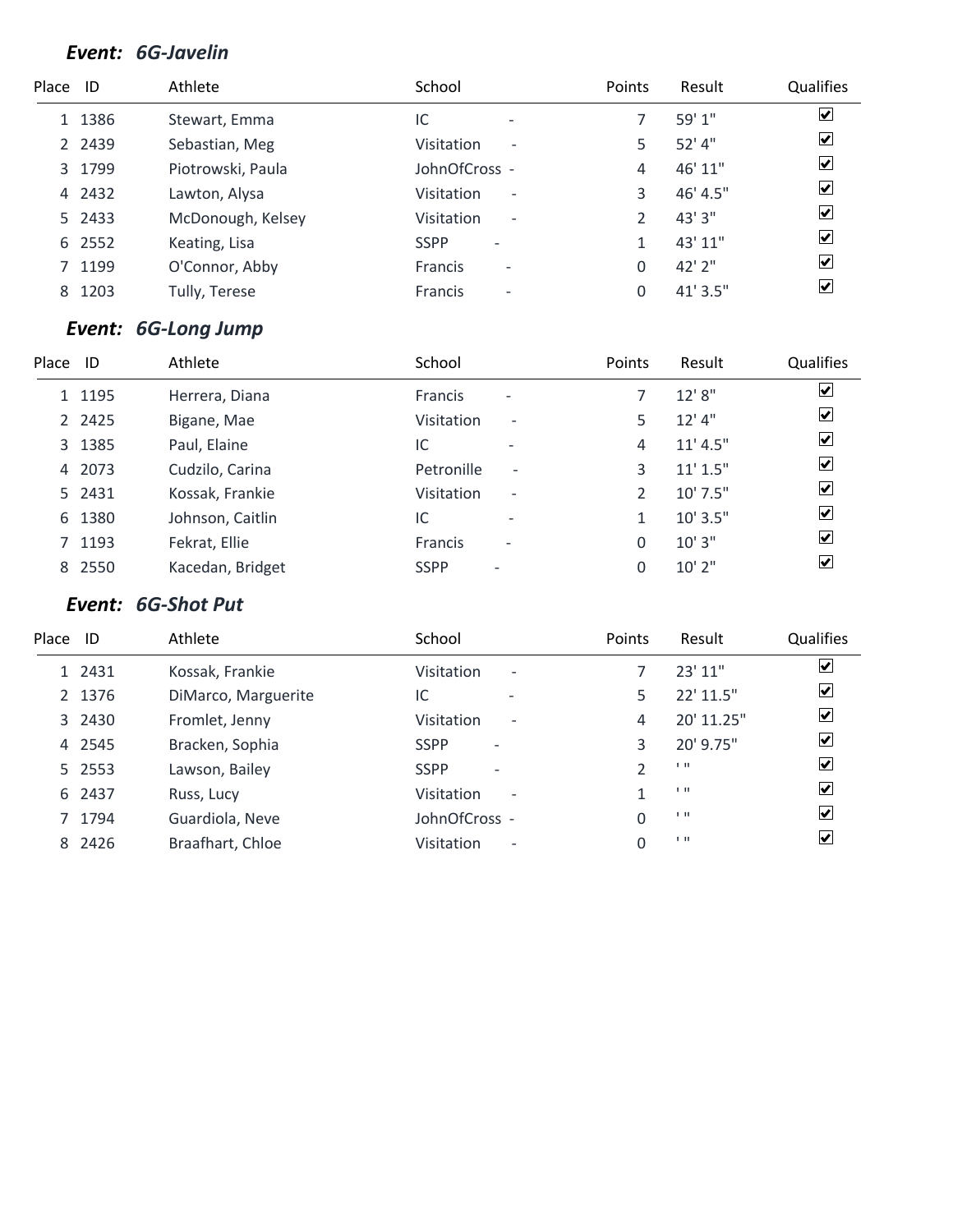### *Event: 6G-Javelin*

| Place | ID | Athlete | School | Points | Result | Qualifies |
|---|---|---|---|---|---|---|
| 1 | 1386 | Stewart, Emma | IC - | 7 | 59' 1" | ☑ |
| 2 | 2439 | Sebastian, Meg | Visitation - | 5 | 52' 4" | ☑ |
| 3 | 1799 | Piotrowski, Paula | JohnOfCross - | 4 | 46' 11" | ☑ |
| 4 | 2432 | Lawton, Alysa | Visitation - | 3 | 46' 4.5" | ☑ |
| 5 | 2433 | McDonough, Kelsey | Visitation - | 2 | 43' 3" | ☑ |
| 6 | 2552 | Keating, Lisa | SSPP - | 1 | 43' 11" | ☑ |
| 7 | 1199 | O'Connor, Abby | Francis - | 0 | 42' 2" | ☑ |
| 8 | 1203 | Tully, Terese | Francis - | 0 | 41' 3.5" | ☑ |

### *Event: 6G-Long Jump*

| Place | ID | Athlete | School | Points | Result | Qualifies |
|---|---|---|---|---|---|---|
| 1 | 1195 | Herrera, Diana | Francis - | 7 | 12' 8" | ☑ |
| 2 | 2425 | Bigane, Mae | Visitation - | 5 | 12' 4" | ☑ |
| 3 | 1385 | Paul, Elaine | IC - | 4 | 11' 4.5" | ☑ |
| 4 | 2073 | Cudzilo, Carina | Petronille - | 3 | 11' 1.5" | ☑ |
| 5 | 2431 | Kossak, Frankie | Visitation - | 2 | 10' 7.5" | ☑ |
| 6 | 1380 | Johnson, Caitlin | IC - | 1 | 10' 3.5" | ☑ |
| 7 | 1193 | Fekrat, Ellie | Francis - | 0 | 10' 3" | ☑ |
| 8 | 2550 | Kacedan, Bridget | SSPP - | 0 | 10' 2" | ☑ |

### *Event: 6G-Shot Put*

| Place | ID | Athlete | School | Points | Result | Qualifies |
|---|---|---|---|---|---|---|
| 1 | 2431 | Kossak, Frankie | Visitation - | 7 | 23' 11" | ☑ |
| 2 | 1376 | DiMarco, Marguerite | IC - | 5 | 22' 11.5" | ☑ |
| 3 | 2430 | Fromlet, Jenny | Visitation - | 4 | 20' 11.25" | ☑ |
| 4 | 2545 | Bracken, Sophia | SSPP - | 3 | 20' 9.75" | ☑ |
| 5 | 2553 | Lawson, Bailey | SSPP - | 2 | ' " | ☑ |
| 6 | 2437 | Russ, Lucy | Visitation - | 1 | ' " | ☑ |
| 7 | 1794 | Guardiola, Neve | JohnOfCross - | 0 | ' " | ☑ |
| 8 | 2426 | Braafhart, Chloe | Visitation - | 0 | ' " | ☑ |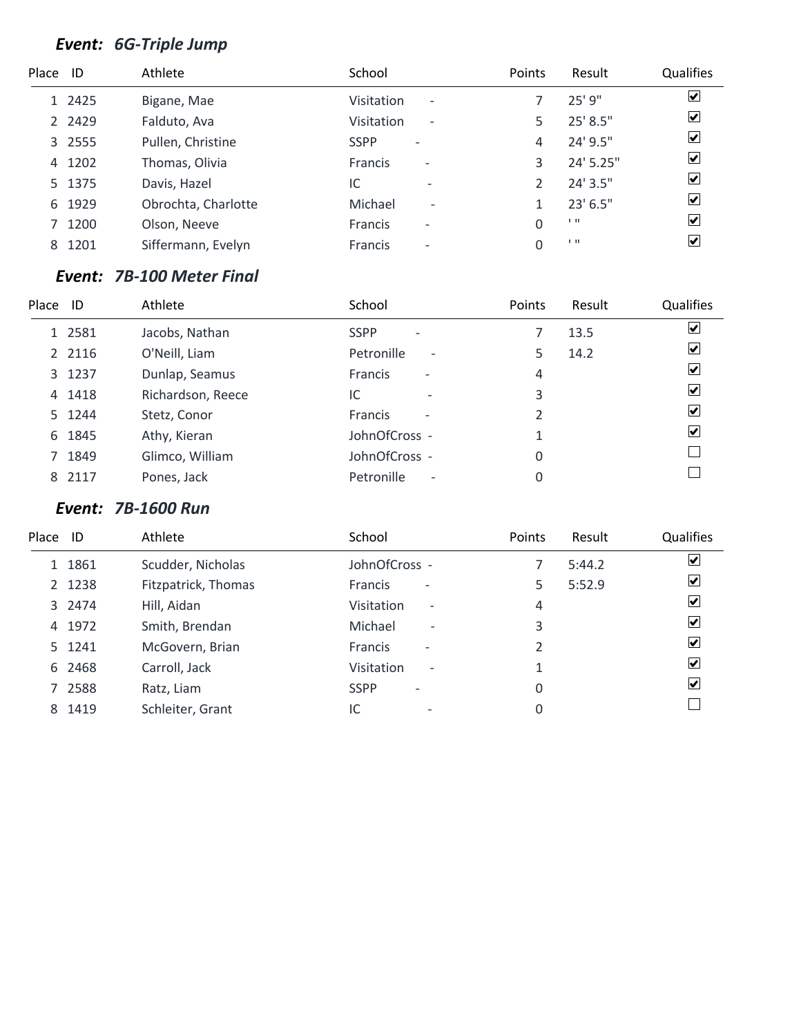### *Event: 6G-Triple Jump*

| Place | ID | Athlete | School | Points | Result | Qualifies |
|---|---|---|---|---|---|---|
| 1 | 2425 | Bigane, Mae | Visitation - | 7 | 25' 9" | ☑ |
| 2 | 2429 | Falduto, Ava | Visitation - | 5 | 25' 8.5" | ☑ |
| 3 | 2555 | Pullen, Christine | SSPP - | 4 | 24' 9.5" | ☑ |
| 4 | 1202 | Thomas, Olivia | Francis - | 3 | 24' 5.25" | ☑ |
| 5 | 1375 | Davis, Hazel | IC - | 2 | 24' 3.5" | ☑ |
| 6 | 1929 | Obrochta, Charlotte | Michael - | 1 | 23' 6.5" | ☑ |
| 7 | 1200 | Olson, Neeve | Francis - | 0 | ' " | ☑ |
| 8 | 1201 | Siffermann, Evelyn | Francis - | 0 | ' " | ☑ |

### *Event: 7B-100 Meter Final*

| Place | ID | Athlete | School | Points | Result | Qualifies |
|---|---|---|---|---|---|---|
| 1 | 2581 | Jacobs, Nathan | SSPP - | 7 | 13.5 | ☑ |
| 2 | 2116 | O'Neill, Liam | Petronille - | 5 | 14.2 | ☑ |
| 3 | 1237 | Dunlap, Seamus | Francis - | 4 | | ☑ |
| 4 | 1418 | Richardson, Reece | IC - | 3 | | ☑ |
| 5 | 1244 | Stetz, Conor | Francis - | 2 | | ☑ |
| 6 | 1845 | Athy, Kieran | JohnOfCross - | 1 | | ☑ |
| 7 | 1849 | Glimco, William | JohnOfCross - | 0 | | ☐ |
| 8 | 2117 | Pones, Jack | Petronille - | 0 | | ☐ |

### *Event: 7B-1600 Run*

| Place | ID | Athlete | School | Points | Result | Qualifies |
|---|---|---|---|---|---|---|
| 1 | 1861 | Scudder, Nicholas | JohnOfCross - | 7 | 5:44.2 | ☑ |
| 2 | 1238 | Fitzpatrick, Thomas | Francis - | 5 | 5:52.9 | ☑ |
| 3 | 2474 | Hill, Aidan | Visitation - | 4 | | ☑ |
| 4 | 1972 | Smith, Brendan | Michael - | 3 | | ☑ |
| 5 | 1241 | McGovern, Brian | Francis - | 2 | | ☑ |
| 6 | 2468 | Carroll, Jack | Visitation - | 1 | | ☑ |
| 7 | 2588 | Ratz, Liam | SSPP - | 0 | | ☑ |
| 8 | 1419 | Schleiter, Grant | IC - | 0 | | ☐ |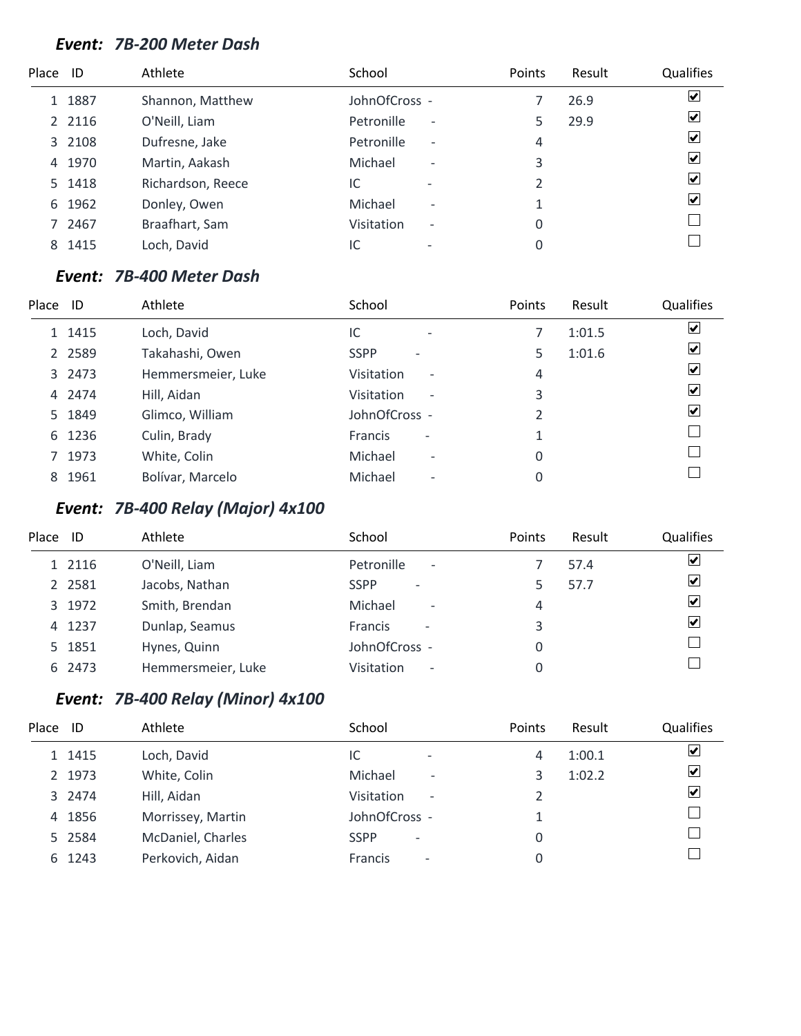### *Event: 7B-200 Meter Dash*

| Place | ID | Athlete | School | Points | Result | Qualifies |
|---|---|---|---|---|---|---|
| 1 | 1887 | Shannon, Matthew | JohnOfCross - | 7 | 26.9 | ☑ |
| 2 | 2116 | O'Neill, Liam | Petronille - | 5 | 29.9 | ☑ |
| 3 | 2108 | Dufresne, Jake | Petronille - | 4 | | ☑ |
| 4 | 1970 | Martin, Aakash | Michael - | 3 | | ☑ |
| 5 | 1418 | Richardson, Reece | IC - | 2 | | ☑ |
| 6 | 1962 | Donley, Owen | Michael - | 1 | | ☑ |
| 7 | 2467 | Braafhart, Sam | Visitation - | 0 | | ☐ |
| 8 | 1415 | Loch, David | IC - | 0 | | ☐ |

### *Event: 7B-400 Meter Dash*

| Place | ID | Athlete | School | Points | Result | Qualifies |
|---|---|---|---|---|---|---|
| 1 | 1415 | Loch, David | IC - | 7 | 1:01.5 | ☑ |
| 2 | 2589 | Takahashi, Owen | SSPP - | 5 | 1:01.6 | ☑ |
| 3 | 2473 | Hemmersmeier, Luke | Visitation - | 4 | | ☑ |
| 4 | 2474 | Hill, Aidan | Visitation - | 3 | | ☑ |
| 5 | 1849 | Glimco, William | JohnOfCross - | 2 | | ☑ |
| 6 | 1236 | Culin, Brady | Francis - | 1 | | ☐ |
| 7 | 1973 | White, Colin | Michael - | 0 | | ☐ |
| 8 | 1961 | Bolívar, Marcelo | Michael - | 0 | | ☐ |

### *Event: 7B-400 Relay (Major) 4x100*

| Place | ID | Athlete | School | Points | Result | Qualifies |
|---|---|---|---|---|---|---|
| 1 | 2116 | O'Neill, Liam | Petronille - | 7 | 57.4 | ☑ |
| 2 | 2581 | Jacobs, Nathan | SSPP - | 5 | 57.7 | ☑ |
| 3 | 1972 | Smith, Brendan | Michael - | 4 | | ☑ |
| 4 | 1237 | Dunlap, Seamus | Francis - | 3 | | ☑ |
| 5 | 1851 | Hynes, Quinn | JohnOfCross - | 0 | | ☐ |
| 6 | 2473 | Hemmersmeier, Luke | Visitation - | 0 | | ☐ |

### *Event: 7B-400 Relay (Minor) 4x100*

| Place | ID | Athlete | School | Points | Result | Qualifies |
|---|---|---|---|---|---|---|
| 1 | 1415 | Loch, David | IC - | 4 | 1:00.1 | ☑ |
| 2 | 1973 | White, Colin | Michael - | 3 | 1:02.2 | ☑ |
| 3 | 2474 | Hill, Aidan | Visitation - | 2 | | ☑ |
| 4 | 1856 | Morrissey, Martin | JohnOfCross - | 1 | | ☐ |
| 5 | 2584 | McDaniel, Charles | SSPP - | 0 | | ☐ |
| 6 | 1243 | Perkovich, Aidan | Francis - | 0 | | ☐ |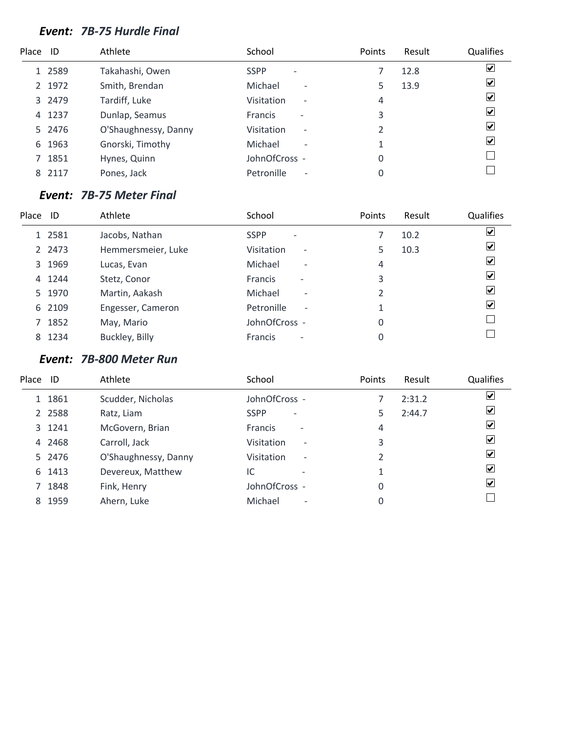### *Event: 7B-75 Hurdle Final*

| Place | ID | Athlete | School | Points | Result | Qualifies |
|---|---|---|---|---|---|---|
| 1 | 2589 | Takahashi, Owen | SSPP - | 7 | 12.8 | ☑ |
| 2 | 1972 | Smith, Brendan | Michael - | 5 | 13.9 | ☑ |
| 3 | 2479 | Tardiff, Luke | Visitation - | 4 | | ☑ |
| 4 | 1237 | Dunlap, Seamus | Francis - | 3 | | ☑ |
| 5 | 2476 | O'Shaughnessy, Danny | Visitation - | 2 | | ☑ |
| 6 | 1963 | Gnorski, Timothy | Michael - | 1 | | ☑ |
| 7 | 1851 | Hynes, Quinn | JohnOfCross - | 0 | | ☐ |
| 8 | 2117 | Pones, Jack | Petronille - | 0 | | ☐ |

### *Event: 7B-75 Meter Final*

| Place | ID | Athlete | School | Points | Result | Qualifies |
|---|---|---|---|---|---|---|
| 1 | 2581 | Jacobs, Nathan | SSPP - | 7 | 10.2 | ☑ |
| 2 | 2473 | Hemmersmeier, Luke | Visitation - | 5 | 10.3 | ☑ |
| 3 | 1969 | Lucas, Evan | Michael - | 4 | | ☑ |
| 4 | 1244 | Stetz, Conor | Francis - | 3 | | ☑ |
| 5 | 1970 | Martin, Aakash | Michael - | 2 | | ☑ |
| 6 | 2109 | Engesser, Cameron | Petronille - | 1 | | ☑ |
| 7 | 1852 | May, Mario | JohnOfCross - | 0 | | ☐ |
| 8 | 1234 | Buckley, Billy | Francis - | 0 | | ☐ |

### *Event: 7B-800 Meter Run*

| Place | ID | Athlete | School | Points | Result | Qualifies |
|---|---|---|---|---|---|---|
| 1 | 1861 | Scudder, Nicholas | JohnOfCross - | 7 | 2:31.2 | ☑ |
| 2 | 2588 | Ratz, Liam | SSPP - | 5 | 2:44.7 | ☑ |
| 3 | 1241 | McGovern, Brian | Francis - | 4 | | ☑ |
| 4 | 2468 | Carroll, Jack | Visitation - | 3 | | ☑ |
| 5 | 2476 | O'Shaughnessy, Danny | Visitation - | 2 | | ☑ |
| 6 | 1413 | Devereux, Matthew | IC - | 1 | | ☑ |
| 7 | 1848 | Fink, Henry | JohnOfCross - | 0 | | ☑ |
| 8 | 1959 | Ahern, Luke | Michael - | 0 | | ☐ |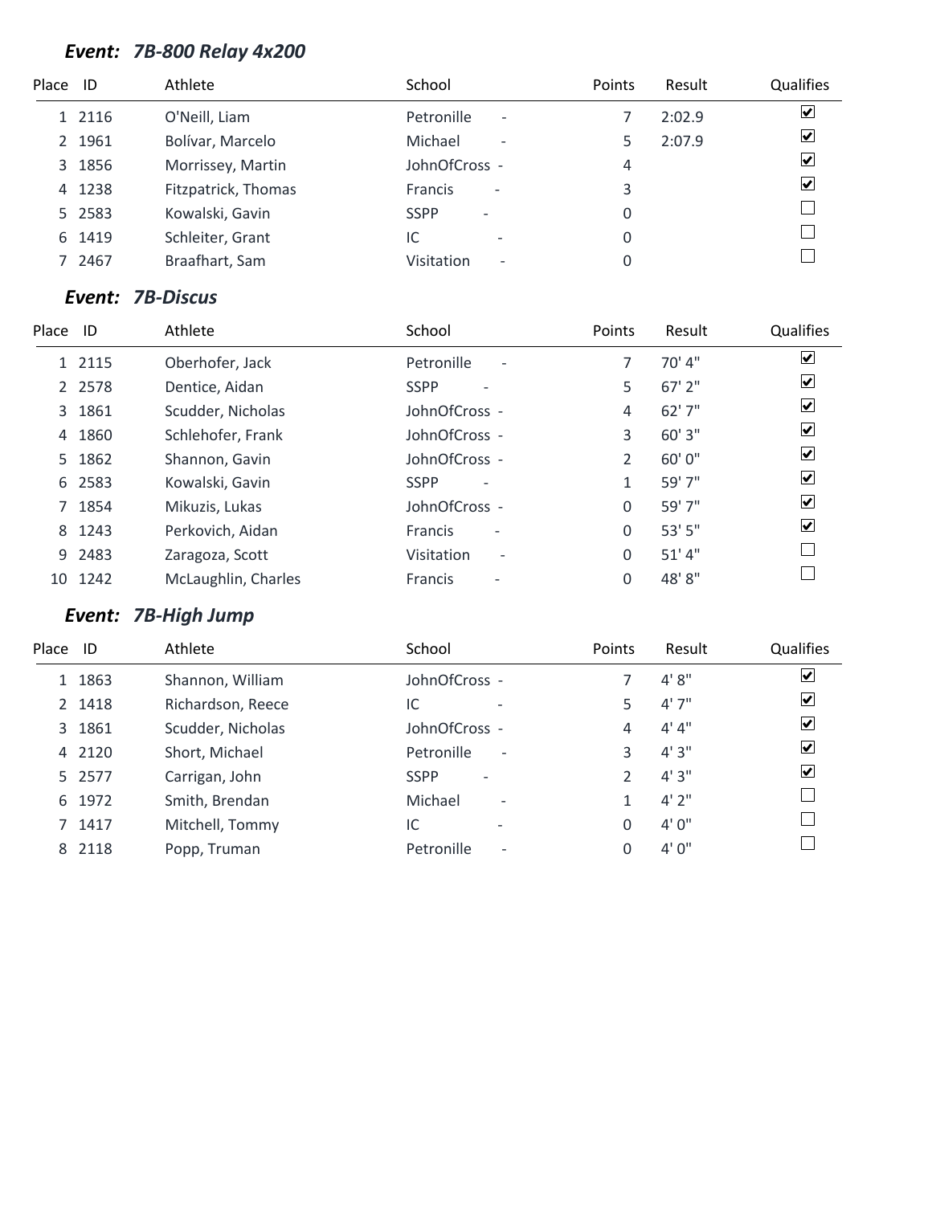### *Event: 7B-800 Relay 4x200*

| Place | ID | Athlete | School | Points | Result | Qualifies |
|---|---|---|---|---|---|---|
| 1 | 2116 | O'Neill, Liam | Petronille - | 7 | 2:02.9 | ☑ |
| 2 | 1961 | Bolívar, Marcelo | Michael - | 5 | 2:07.9 | ☑ |
| 3 | 1856 | Morrissey, Martin | JohnOfCross - | 4 | | ☑ |
| 4 | 1238 | Fitzpatrick, Thomas | Francis - | 3 | | ☑ |
| 5 | 2583 | Kowalski, Gavin | SSPP - | 0 | | ☐ |
| 6 | 1419 | Schleiter, Grant | IC - | 0 | | ☐ |
| 7 | 2467 | Braafhart, Sam | Visitation - | 0 | | ☐ |

### *Event: 7B-Discus*

| Place | ID | Athlete | School | Points | Result | Qualifies |
|---|---|---|---|---|---|---|
| 1 | 2115 | Oberhofer, Jack | Petronille - | 7 | 70' 4" | ☑ |
| 2 | 2578 | Dentice, Aidan | SSPP - | 5 | 67' 2" | ☑ |
| 3 | 1861 | Scudder, Nicholas | JohnOfCross - | 4 | 62' 7" | ☑ |
| 4 | 1860 | Schlehofer, Frank | JohnOfCross - | 3 | 60' 3" | ☑ |
| 5 | 1862 | Shannon, Gavin | JohnOfCross - | 2 | 60' 0" | ☑ |
| 6 | 2583 | Kowalski, Gavin | SSPP - | 1 | 59' 7" | ☑ |
| 7 | 1854 | Mikuzis, Lukas | JohnOfCross - | 0 | 59' 7" | ☑ |
| 8 | 1243 | Perkovich, Aidan | Francis - | 0 | 53' 5" | ☑ |
| 9 | 2483 | Zaragoza, Scott | Visitation - | 0 | 51' 4" | ☐ |
| 10 | 1242 | McLaughlin, Charles | Francis - | 0 | 48' 8" | ☐ |

### *Event: 7B-High Jump*

| Place | ID | Athlete | School | Points | Result | Qualifies |
|---|---|---|---|---|---|---|
| 1 | 1863 | Shannon, William | JohnOfCross - | 7 | 4' 8" | ☑ |
| 2 | 1418 | Richardson, Reece | IC - | 5 | 4' 7" | ☑ |
| 3 | 1861 | Scudder, Nicholas | JohnOfCross - | 4 | 4' 4" | ☑ |
| 4 | 2120 | Short, Michael | Petronille - | 3 | 4' 3" | ☑ |
| 5 | 2577 | Carrigan, John | SSPP - | 2 | 4' 3" | ☑ |
| 6 | 1972 | Smith, Brendan | Michael - | 1 | 4' 2" | ☐ |
| 7 | 1417 | Mitchell, Tommy | IC - | 0 | 4' 0" | ☐ |
| 8 | 2118 | Popp, Truman | Petronille - | 0 | 4' 0" | ☐ |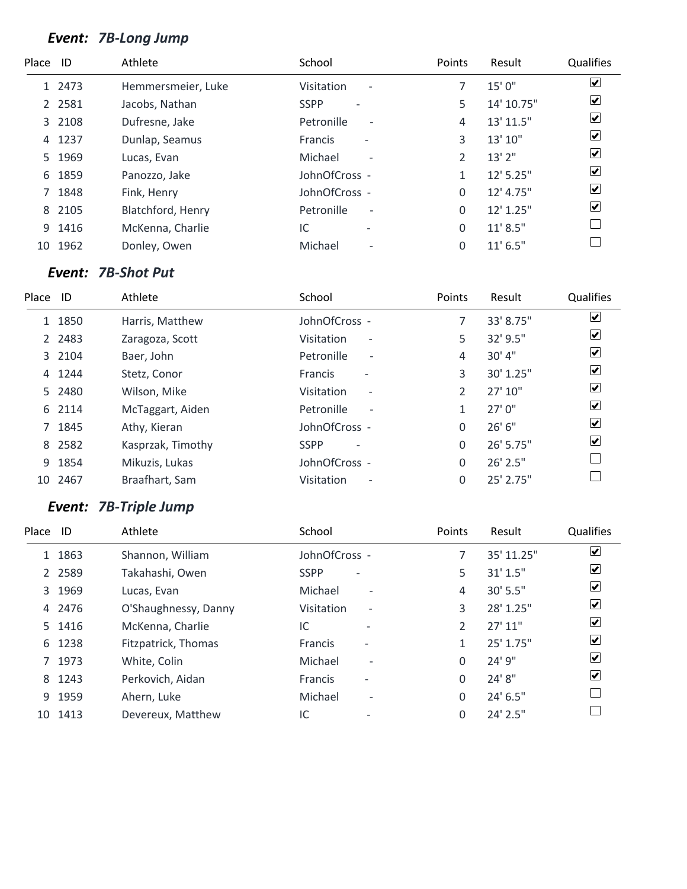### *Event: 7B-Long Jump*

| Place | ID | Athlete | School | Points | Result | Qualifies |
|---|---|---|---|---|---|---|
| 1 | 2473 | Hemmersmeier, Luke | Visitation - | 7 | 15' 0" | ☑ |
| 2 | 2581 | Jacobs, Nathan | SSPP - | 5 | 14' 10.75" | ☑ |
| 3 | 2108 | Dufresne, Jake | Petronille - | 4 | 13' 11.5" | ☑ |
| 4 | 1237 | Dunlap, Seamus | Francis - | 3 | 13' 10" | ☑ |
| 5 | 1969 | Lucas, Evan | Michael - | 2 | 13' 2" | ☑ |
| 6 | 1859 | Panozzo, Jake | JohnOfCross - | 1 | 12' 5.25" | ☑ |
| 7 | 1848 | Fink, Henry | JohnOfCross - | 0 | 12' 4.75" | ☑ |
| 8 | 2105 | Blatchford, Henry | Petronille - | 0 | 12' 1.25" | ☑ |
| 9 | 1416 | McKenna, Charlie | IC - | 0 | 11' 8.5" | ☐ |
| 10 | 1962 | Donley, Owen | Michael - | 0 | 11' 6.5" | ☐ |

### *Event: 7B-Shot Put*

| Place | ID | Athlete | School | Points | Result | Qualifies |
|---|---|---|---|---|---|---|
| 1 | 1850 | Harris, Matthew | JohnOfCross - | 7 | 33' 8.75" | ☑ |
| 2 | 2483 | Zaragoza, Scott | Visitation - | 5 | 32' 9.5" | ☑ |
| 3 | 2104 | Baer, John | Petronille - | 4 | 30' 4" | ☑ |
| 4 | 1244 | Stetz, Conor | Francis - | 3 | 30' 1.25" | ☑ |
| 5 | 2480 | Wilson, Mike | Visitation - | 2 | 27' 10" | ☑ |
| 6 | 2114 | McTaggart, Aiden | Petronille - | 1 | 27' 0" | ☑ |
| 7 | 1845 | Athy, Kieran | JohnOfCross - | 0 | 26' 6" | ☑ |
| 8 | 2582 | Kasprzak, Timothy | SSPP - | 0 | 26' 5.75" | ☑ |
| 9 | 1854 | Mikuzis, Lukas | JohnOfCross - | 0 | 26' 2.5" | ☐ |
| 10 | 2467 | Braafhart, Sam | Visitation - | 0 | 25' 2.75" | ☐ |

### *Event: 7B-Triple Jump*

| Place | ID | Athlete | School | Points | Result | Qualifies |
|---|---|---|---|---|---|---|
| 1 | 1863 | Shannon, William | JohnOfCross - | 7 | 35' 11.25" | ☑ |
| 2 | 2589 | Takahashi, Owen | SSPP - | 5 | 31' 1.5" | ☑ |
| 3 | 1969 | Lucas, Evan | Michael - | 4 | 30' 5.5" | ☑ |
| 4 | 2476 | O'Shaughnessy, Danny | Visitation - | 3 | 28' 1.25" | ☑ |
| 5 | 1416 | McKenna, Charlie | IC - | 2 | 27' 11" | ☑ |
| 6 | 1238 | Fitzpatrick, Thomas | Francis - | 1 | 25' 1.75" | ☑ |
| 7 | 1973 | White, Colin | Michael - | 0 | 24' 9" | ☑ |
| 8 | 1243 | Perkovich, Aidan | Francis - | 0 | 24' 8" | ☑ |
| 9 | 1959 | Ahern, Luke | Michael - | 0 | 24' 6.5" | ☐ |
| 10 | 1413 | Devereux, Matthew | IC - | 0 | 24' 2.5" | ☐ |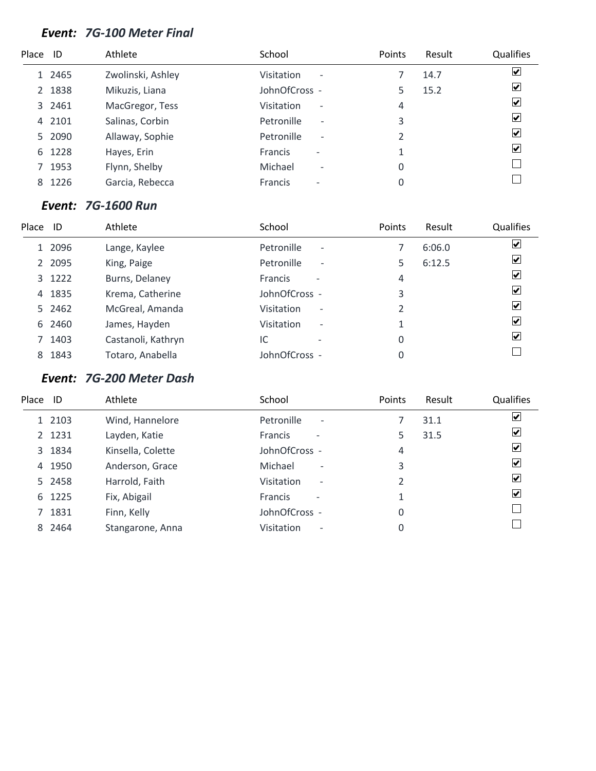### *Event: 7G-100 Meter Final*

| Place | ID | Athlete | School | Points | Result | Qualifies |
|---|---|---|---|---|---|---|
| 1 | 2465 | Zwolinski, Ashley | Visitation - | 7 | 14.7 | ☑ |
| 2 | 1838 | Mikuzis, Liana | JohnOfCross - | 5 | 15.2 | ☑ |
| 3 | 2461 | MacGregor, Tess | Visitation - | 4 | | ☑ |
| 4 | 2101 | Salinas, Corbin | Petronille - | 3 | | ☑ |
| 5 | 2090 | Allaway, Sophie | Petronille - | 2 | | ☑ |
| 6 | 1228 | Hayes, Erin | Francis - | 1 | | ☑ |
| 7 | 1953 | Flynn, Shelby | Michael - | 0 | | ☐ |
| 8 | 1226 | Garcia, Rebecca | Francis - | 0 | | ☐ |

### *Event: 7G-1600 Run*

| Place | ID | Athlete | School | Points | Result | Qualifies |
|---|---|---|---|---|---|---|
| 1 | 2096 | Lange, Kaylee | Petronille - | 7 | 6:06.0 | ☑ |
| 2 | 2095 | King, Paige | Petronille - | 5 | 6:12.5 | ☑ |
| 3 | 1222 | Burns, Delaney | Francis - | 4 | | ☑ |
| 4 | 1835 | Krema, Catherine | JohnOfCross - | 3 | | ☑ |
| 5 | 2462 | McGreal, Amanda | Visitation - | 2 | | ☑ |
| 6 | 2460 | James, Hayden | Visitation - | 1 | | ☑ |
| 7 | 1403 | Castanoli, Kathryn | IC - | 0 | | ☑ |
| 8 | 1843 | Totaro, Anabella | JohnOfCross - | 0 | | ☐ |

### *Event: 7G-200 Meter Dash*

| Place | ID | Athlete | School | Points | Result | Qualifies |
|---|---|---|---|---|---|---|
| 1 | 2103 | Wind, Hannelore | Petronille - | 7 | 31.1 | ☑ |
| 2 | 1231 | Layden, Katie | Francis - | 5 | 31.5 | ☑ |
| 3 | 1834 | Kinsella, Colette | JohnOfCross - | 4 | | ☑ |
| 4 | 1950 | Anderson, Grace | Michael - | 3 | | ☑ |
| 5 | 2458 | Harrold, Faith | Visitation - | 2 | | ☑ |
| 6 | 1225 | Fix, Abigail | Francis - | 1 | | ☑ |
| 7 | 1831 | Finn, Kelly | JohnOfCross - | 0 | | ☐ |
| 8 | 2464 | Stangarone, Anna | Visitation - | 0 | | ☐ |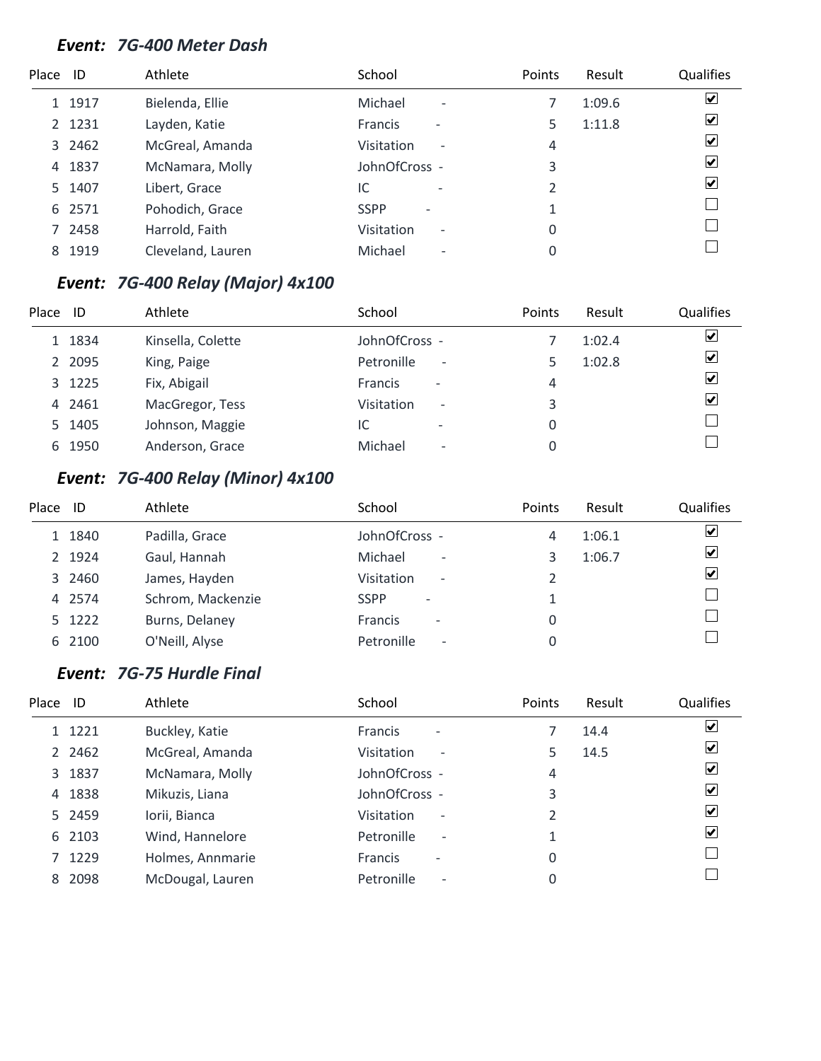### *Event: 7G-400 Meter Dash*

| Place | ID | Athlete | School | Points | Result | Qualifies |
|---|---|---|---|---|---|---|
| 1 | 1917 | Bielenda, Ellie | Michael - | 7 | 1:09.6 | ☑ |
| 2 | 1231 | Layden, Katie | Francis - | 5 | 1:11.8 | ☑ |
| 3 | 2462 | McGreal, Amanda | Visitation - | 4 | | ☑ |
| 4 | 1837 | McNamara, Molly | JohnOfCross - | 3 | | ☑ |
| 5 | 1407 | Libert, Grace | IC - | 2 | | ☑ |
| 6 | 2571 | Pohodich, Grace | SSPP - | 1 | | ☐ |
| 7 | 2458 | Harrold, Faith | Visitation - | 0 | | ☐ |
| 8 | 1919 | Cleveland, Lauren | Michael - | 0 | | ☐ |

### *Event: 7G-400 Relay (Major) 4x100*

| Place | ID | Athlete | School | Points | Result | Qualifies |
|---|---|---|---|---|---|---|
| 1 | 1834 | Kinsella, Colette | JohnOfCross - | 7 | 1:02.4 | ☑ |
| 2 | 2095 | King, Paige | Petronille - | 5 | 1:02.8 | ☑ |
| 3 | 1225 | Fix, Abigail | Francis - | 4 | | ☑ |
| 4 | 2461 | MacGregor, Tess | Visitation - | 3 | | ☑ |
| 5 | 1405 | Johnson, Maggie | IC - | 0 | | ☐ |
| 6 | 1950 | Anderson, Grace | Michael - | 0 | | ☐ |

### *Event: 7G-400 Relay (Minor) 4x100*

| Place | ID | Athlete | School | Points | Result | Qualifies |
|---|---|---|---|---|---|---|
| 1 | 1840 | Padilla, Grace | JohnOfCross - | 4 | 1:06.1 | ☑ |
| 2 | 1924 | Gaul, Hannah | Michael - | 3 | 1:06.7 | ☑ |
| 3 | 2460 | James, Hayden | Visitation - | 2 | | ☑ |
| 4 | 2574 | Schrom, Mackenzie | SSPP - | 1 | | ☐ |
| 5 | 1222 | Burns, Delaney | Francis - | 0 | | ☐ |
| 6 | 2100 | O'Neill, Alyse | Petronille - | 0 | | ☐ |

### *Event: 7G-75 Hurdle Final*

| Place | ID | Athlete | School | Points | Result | Qualifies |
|---|---|---|---|---|---|---|
| 1 | 1221 | Buckley, Katie | Francis - | 7 | 14.4 | ☑ |
| 2 | 2462 | McGreal, Amanda | Visitation - | 5 | 14.5 | ☑ |
| 3 | 1837 | McNamara, Molly | JohnOfCross - | 4 | | ☑ |
| 4 | 1838 | Mikuzis, Liana | JohnOfCross - | 3 | | ☑ |
| 5 | 2459 | Iorii, Bianca | Visitation - | 2 | | ☑ |
| 6 | 2103 | Wind, Hannelore | Petronille - | 1 | | ☑ |
| 7 | 1229 | Holmes, Annmarie | Francis - | 0 | | ☐ |
| 8 | 2098 | McDougal, Lauren | Petronille - | 0 | | ☐ |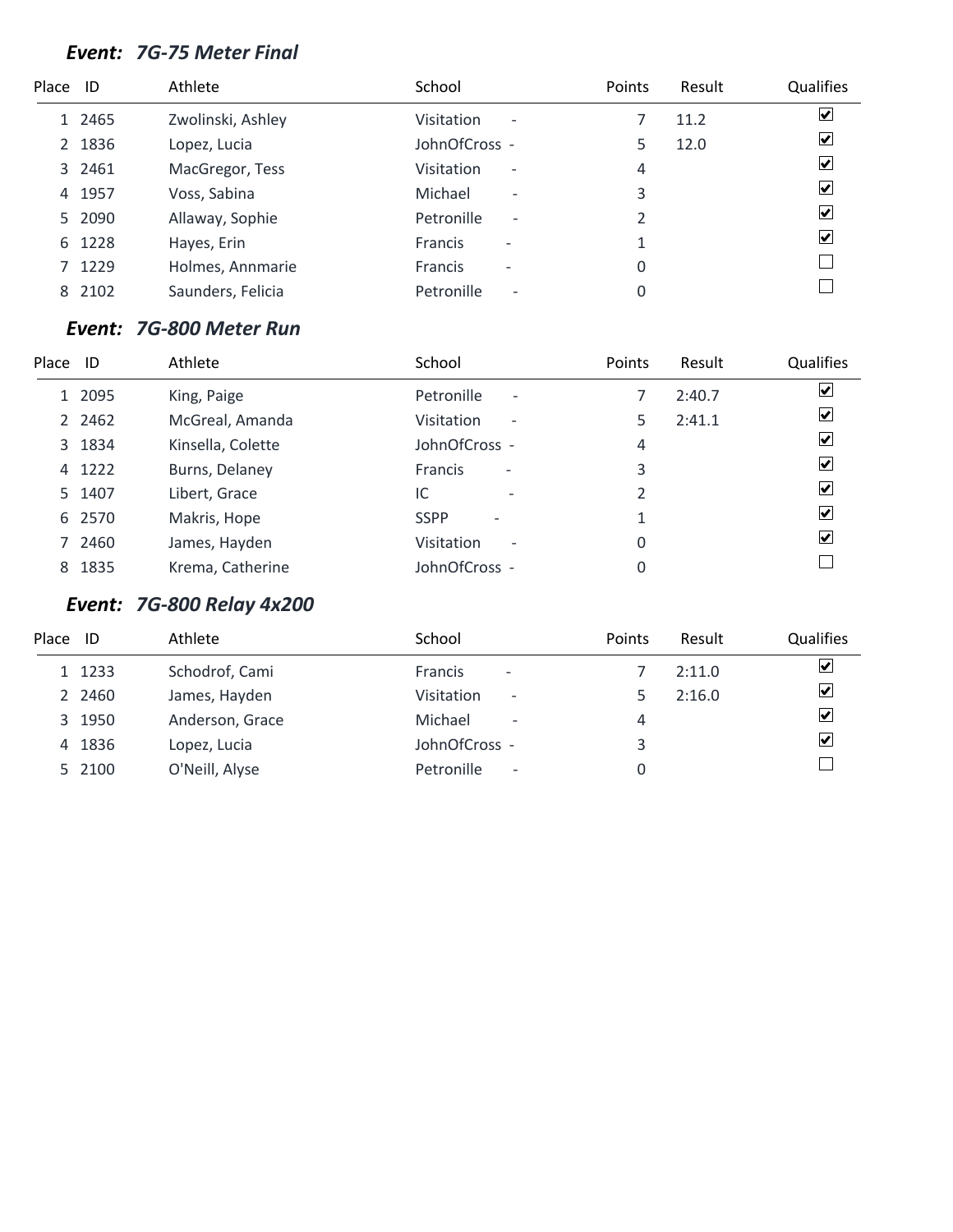### *Event: 7G-75 Meter Final*

| Place | ID | Athlete | School | Points | Result | Qualifies |
|---|---|---|---|---|---|---|
| 1 | 2465 | Zwolinski, Ashley | Visitation - | 7 | 11.2 | ☑ |
| 2 | 1836 | Lopez, Lucia | JohnOfCross - | 5 | 12.0 | ☑ |
| 3 | 2461 | MacGregor, Tess | Visitation - | 4 | | ☑ |
| 4 | 1957 | Voss, Sabina | Michael - | 3 | | ☑ |
| 5 | 2090 | Allaway, Sophie | Petronille - | 2 | | ☑ |
| 6 | 1228 | Hayes, Erin | Francis - | 1 | | ☑ |
| 7 | 1229 | Holmes, Annmarie | Francis - | 0 | | ☐ |
| 8 | 2102 | Saunders, Felicia | Petronille - | 0 | | ☐ |

### *Event: 7G-800 Meter Run*

| Place | ID | Athlete | School | Points | Result | Qualifies |
|---|---|---|---|---|---|---|
| 1 | 2095 | King, Paige | Petronille - | 7 | 2:40.7 | ☑ |
| 2 | 2462 | McGreal, Amanda | Visitation - | 5 | 2:41.1 | ☑ |
| 3 | 1834 | Kinsella, Colette | JohnOfCross - | 4 | | ☑ |
| 4 | 1222 | Burns, Delaney | Francis - | 3 | | ☑ |
| 5 | 1407 | Libert, Grace | IC - | 2 | | ☑ |
| 6 | 2570 | Makris, Hope | SSPP - | 1 | | ☑ |
| 7 | 2460 | James, Hayden | Visitation - | 0 | | ☑ |
| 8 | 1835 | Krema, Catherine | JohnOfCross - | 0 | | ☐ |

### *Event: 7G-800 Relay 4x200*

| Place | ID | Athlete | School | Points | Result | Qualifies |
|---|---|---|---|---|---|---|
| 1 | 1233 | Schodrof, Cami | Francis - | 7 | 2:11.0 | ☑ |
| 2 | 2460 | James, Hayden | Visitation - | 5 | 2:16.0 | ☑ |
| 3 | 1950 | Anderson, Grace | Michael - | 4 | | ☑ |
| 4 | 1836 | Lopez, Lucia | JohnOfCross - | 3 | | ☑ |
| 5 | 2100 | O'Neill, Alyse | Petronille - | 0 | | ☐ |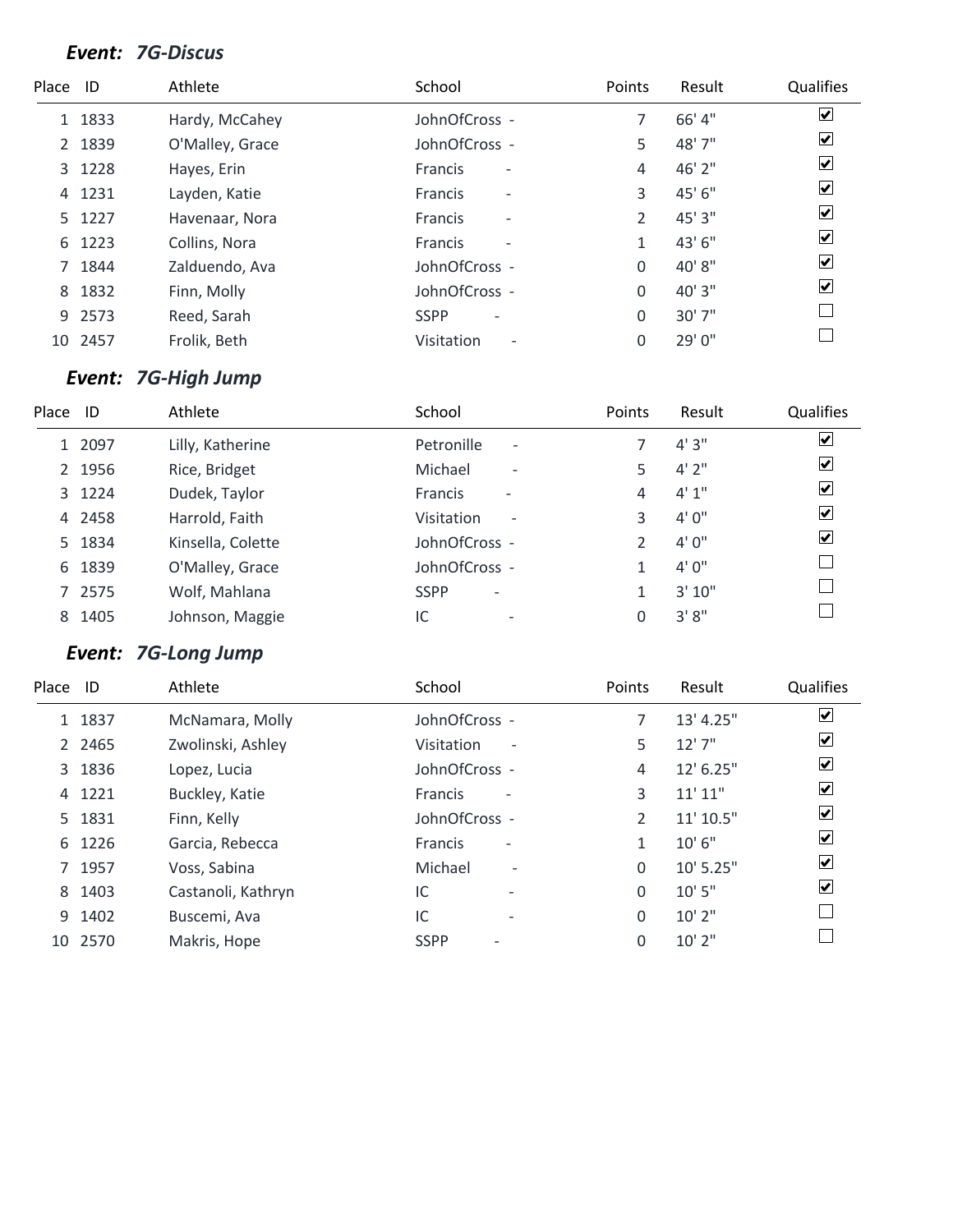## *Event: 7G-Discus*

| Place | ID | Athlete | School | Points | Result | Qualifies |
|---|---|---|---|---|---|---|
| 1 | 1833 | Hardy, McCahey | JohnOfCross - | 7 | 66' 4" | ☑ |
| 2 | 1839 | O'Malley, Grace | JohnOfCross - | 5 | 48' 7" | ☑ |
| 3 | 1228 | Hayes, Erin | Francis - | 4 | 46' 2" | ☑ |
| 4 | 1231 | Layden, Katie | Francis - | 3 | 45' 6" | ☑ |
| 5 | 1227 | Havenaar, Nora | Francis - | 2 | 45' 3" | ☑ |
| 6 | 1223 | Collins, Nora | Francis - | 1 | 43' 6" | ☑ |
| 7 | 1844 | Zalduendo, Ava | JohnOfCross - | 0 | 40' 8" | ☑ |
| 8 | 1832 | Finn, Molly | JohnOfCross - | 0 | 40' 3" | ☑ |
| 9 | 2573 | Reed, Sarah | SSPP - | 0 | 30' 7" | ☐ |
| 10 | 2457 | Frolik, Beth | Visitation - | 0 | 29' 0" | ☐ |

## *Event: 7G-High Jump*

| Place | ID | Athlete | School | Points | Result | Qualifies |
|---|---|---|---|---|---|---|
| 1 | 2097 | Lilly, Katherine | Petronille - | 7 | 4' 3" | ☑ |
| 2 | 1956 | Rice, Bridget | Michael - | 5 | 4' 2" | ☑ |
| 3 | 1224 | Dudek, Taylor | Francis - | 4 | 4' 1" | ☑ |
| 4 | 2458 | Harrold, Faith | Visitation - | 3 | 4' 0" | ☑ |
| 5 | 1834 | Kinsella, Colette | JohnOfCross - | 2 | 4' 0" | ☑ |
| 6 | 1839 | O'Malley, Grace | JohnOfCross - | 1 | 4' 0" | ☐ |
| 7 | 2575 | Wolf, Mahlana | SSPP - | 1 | 3' 10" | ☐ |
| 8 | 1405 | Johnson, Maggie | IC - | 0 | 3' 8" | ☐ |

## *Event: 7G-Long Jump*

| Place | ID | Athlete | School | Points | Result | Qualifies |
|---|---|---|---|---|---|---|
| 1 | 1837 | McNamara, Molly | JohnOfCross - | 7 | 13' 4.25" | ☑ |
| 2 | 2465 | Zwolinski, Ashley | Visitation - | 5 | 12' 7" | ☑ |
| 3 | 1836 | Lopez, Lucia | JohnOfCross - | 4 | 12' 6.25" | ☑ |
| 4 | 1221 | Buckley, Katie | Francis - | 3 | 11' 11" | ☑ |
| 5 | 1831 | Finn, Kelly | JohnOfCross - | 2 | 11' 10.5" | ☑ |
| 6 | 1226 | Garcia, Rebecca | Francis - | 1 | 10' 6" | ☑ |
| 7 | 1957 | Voss, Sabina | Michael - | 0 | 10' 5.25" | ☑ |
| 8 | 1403 | Castanoli, Kathryn | IC - | 0 | 10' 5" | ☑ |
| 9 | 1402 | Buscemi, Ava | IC - | 0 | 10' 2" | ☐ |
| 10 | 2570 | Makris, Hope | SSPP - | 0 | 10' 2" | ☐ |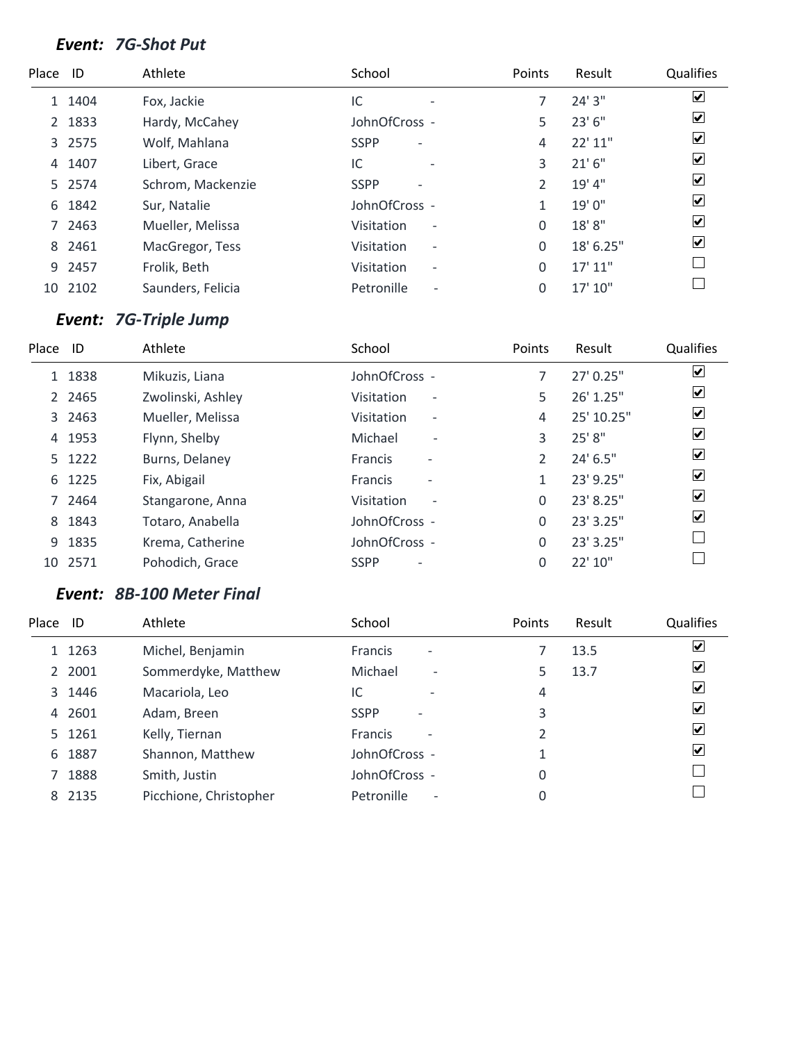### *Event: 7G-Shot Put*

| Place | ID | Athlete | School | Points | Result | Qualifies |
|---|---|---|---|---|---|---|
| 1 | 1404 | Fox, Jackie | IC - | 7 | 24' 3" | ☑ |
| 2 | 1833 | Hardy, McCahey | JohnOfCross - | 5 | 23' 6" | ☑ |
| 3 | 2575 | Wolf, Mahlana | SSPP - | 4 | 22' 11" | ☑ |
| 4 | 1407 | Libert, Grace | IC - | 3 | 21' 6" | ☑ |
| 5 | 2574 | Schrom, Mackenzie | SSPP - | 2 | 19' 4" | ☑ |
| 6 | 1842 | Sur, Natalie | JohnOfCross - | 1 | 19' 0" | ☑ |
| 7 | 2463 | Mueller, Melissa | Visitation - | 0 | 18' 8" | ☑ |
| 8 | 2461 | MacGregor, Tess | Visitation - | 0 | 18' 6.25" | ☑ |
| 9 | 2457 | Frolik, Beth | Visitation - | 0 | 17' 11" | ☐ |
| 10 | 2102 | Saunders, Felicia | Petronille - | 0 | 17' 10" | ☐ |

### *Event: 7G-Triple Jump*

| Place | ID | Athlete | School | Points | Result | Qualifies |
|---|---|---|---|---|---|---|
| 1 | 1838 | Mikuzis, Liana | JohnOfCross - | 7 | 27' 0.25" | ☑ |
| 2 | 2465 | Zwolinski, Ashley | Visitation - | 5 | 26' 1.25" | ☑ |
| 3 | 2463 | Mueller, Melissa | Visitation - | 4 | 25' 10.25" | ☑ |
| 4 | 1953 | Flynn, Shelby | Michael - | 3 | 25' 8" | ☑ |
| 5 | 1222 | Burns, Delaney | Francis - | 2 | 24' 6.5" | ☑ |
| 6 | 1225 | Fix, Abigail | Francis - | 1 | 23' 9.25" | ☑ |
| 7 | 2464 | Stangarone, Anna | Visitation - | 0 | 23' 8.25" | ☑ |
| 8 | 1843 | Totaro, Anabella | JohnOfCross - | 0 | 23' 3.25" | ☑ |
| 9 | 1835 | Krema, Catherine | JohnOfCross - | 0 | 23' 3.25" | ☐ |
| 10 | 2571 | Pohodich, Grace | SSPP - | 0 | 22' 10" | ☐ |

### *Event: 8B-100 Meter Final*

| Place | ID | Athlete | School | Points | Result | Qualifies |
|---|---|---|---|---|---|---|
| 1 | 1263 | Michel, Benjamin | Francis - | 7 | 13.5 | ☑ |
| 2 | 2001 | Sommerdyke, Matthew | Michael - | 5 | 13.7 | ☑ |
| 3 | 1446 | Macariola, Leo | IC - | 4 | | ☑ |
| 4 | 2601 | Adam, Breen | SSPP - | 3 | | ☑ |
| 5 | 1261 | Kelly, Tiernan | Francis - | 2 | | ☑ |
| 6 | 1887 | Shannon, Matthew | JohnOfCross - | 1 | | ☑ |
| 7 | 1888 | Smith, Justin | JohnOfCross - | 0 | | ☐ |
| 8 | 2135 | Picchione, Christopher | Petronille - | 0 | | ☐ |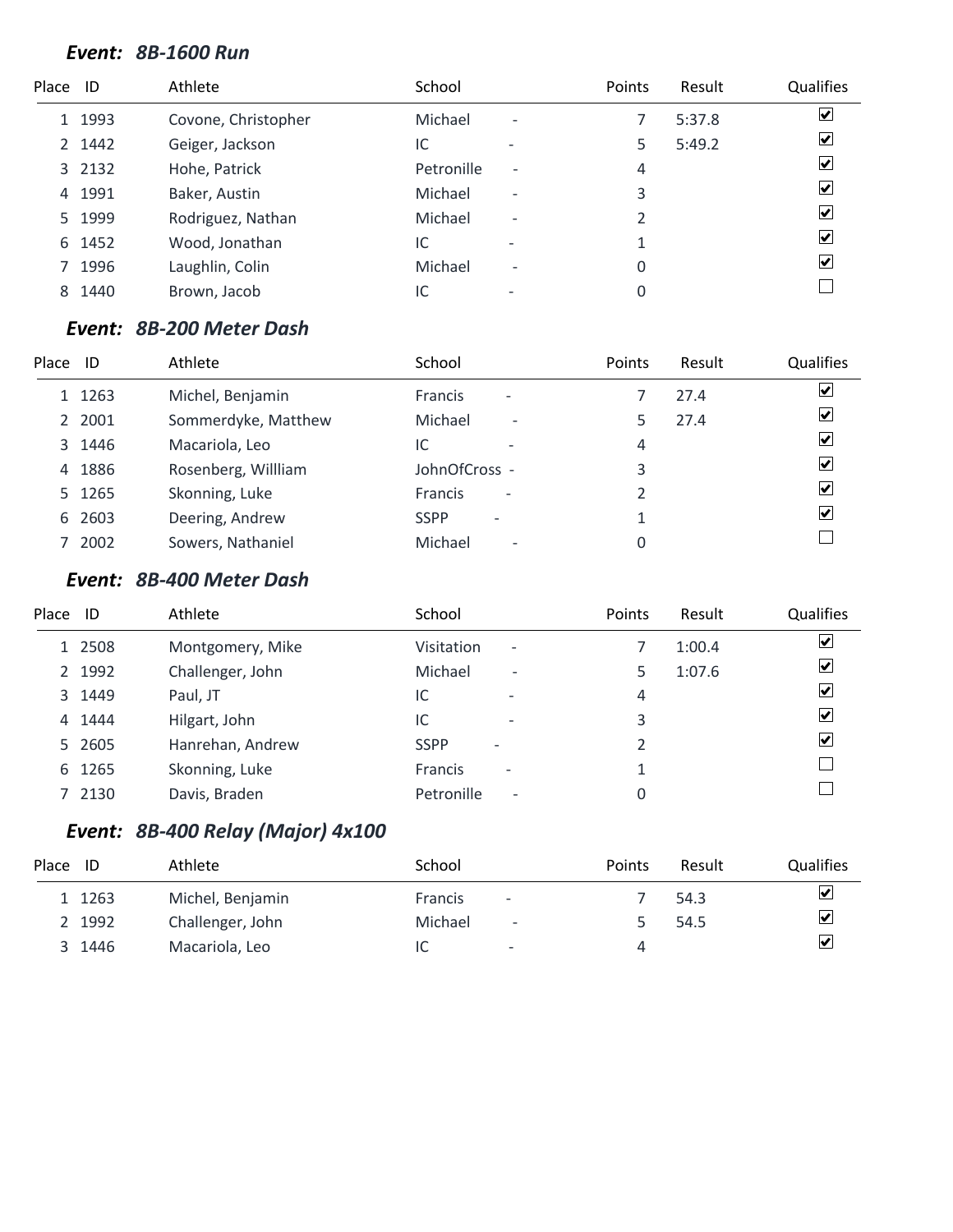### *Event: 8B-1600 Run*

| Place | ID | Athlete | School | | Points | Result | Qualifies |
|---|---|---|---|---|---|---|---|
| 1 | 1993 | Covone, Christopher | Michael | - | 7 | 5:37.8 | ☑ |
| 2 | 1442 | Geiger, Jackson | IC | - | 5 | 5:49.2 | ☑ |
| 3 | 2132 | Hohe, Patrick | Petronille | - | 4 | | ☑ |
| 4 | 1991 | Baker, Austin | Michael | - | 3 | | ☑ |
| 5 | 1999 | Rodriguez, Nathan | Michael | - | 2 | | ☑ |
| 6 | 1452 | Wood, Jonathan | IC | - | 1 | | ☑ |
| 7 | 1996 | Laughlin, Colin | Michael | - | 0 | | ☑ |
| 8 | 1440 | Brown, Jacob | IC | - | 0 | | ☐ |

### *Event: 8B-200 Meter Dash*

| Place | ID | Athlete | School | | Points | Result | Qualifies |
|---|---|---|---|---|---|---|---|
| 1 | 1263 | Michel, Benjamin | Francis | - | 7 | 27.4 | ☑ |
| 2 | 2001 | Sommerdyke, Matthew | Michael | - | 5 | 27.4 | ☑ |
| 3 | 1446 | Macariola, Leo | IC | - | 4 | | ☑ |
| 4 | 1886 | Rosenberg, Willliam | JohnOfCross | - | 3 | | ☑ |
| 5 | 1265 | Skonning, Luke | Francis | - | 2 | | ☑ |
| 6 | 2603 | Deering, Andrew | SSPP | - | 1 | | ☑ |
| 7 | 2002 | Sowers, Nathaniel | Michael | - | 0 | | ☐ |

### *Event: 8B-400 Meter Dash*

| Place | ID | Athlete | School | | Points | Result | Qualifies |
|---|---|---|---|---|---|---|---|
| 1 | 2508 | Montgomery, Mike | Visitation | - | 7 | 1:00.4 | ☑ |
| 2 | 1992 | Challenger, John | Michael | - | 5 | 1:07.6 | ☑ |
| 3 | 1449 | Paul, JT | IC | - | 4 | | ☑ |
| 4 | 1444 | Hilgart, John | IC | - | 3 | | ☑ |
| 5 | 2605 | Hanrehan, Andrew | SSPP | - | 2 | | ☑ |
| 6 | 1265 | Skonning, Luke | Francis | - | 1 | | ☐ |
| 7 | 2130 | Davis, Braden | Petronille | - | 0 | | ☐ |

### *Event: 8B-400 Relay (Major) 4x100*

| Place | ID | Athlete | School | | Points | Result | Qualifies |
|---|---|---|---|---|---|---|---|
| 1 | 1263 | Michel, Benjamin | Francis | - | 7 | 54.3 | ☑ |
| 2 | 1992 | Challenger, John | Michael | - | 5 | 54.5 | ☑ |
| 3 | 1446 | Macariola, Leo | IC | - | 4 | | ☑ |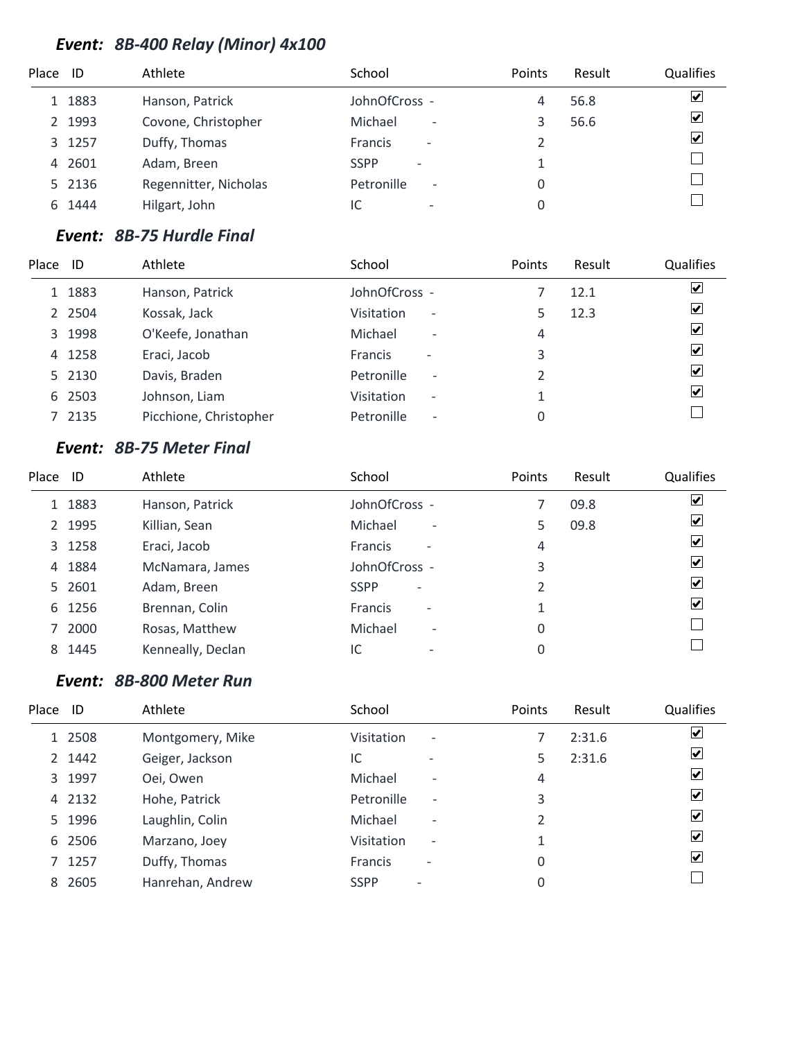### *Event: 8B-400 Relay (Minor) 4x100*

| Place | ID | Athlete | School | Points | Result | Qualifies |
|---|---|---|---|---|---|---|
| 1 | 1883 | Hanson, Patrick | JohnOfCross - | 4 | 56.8 | ☑ |
| 2 | 1993 | Covone, Christopher | Michael - | 3 | 56.6 | ☑ |
| 3 | 1257 | Duffy, Thomas | Francis - | 2 | | ☑ |
| 4 | 2601 | Adam, Breen | SSPP - | 1 | | ☐ |
| 5 | 2136 | Regennitter, Nicholas | Petronille - | 0 | | ☐ |
| 6 | 1444 | Hilgart, John | IC - | 0 | | ☐ |

### *Event: 8B-75 Hurdle Final*

| Place | ID | Athlete | School | Points | Result | Qualifies |
|---|---|---|---|---|---|---|
| 1 | 1883 | Hanson, Patrick | JohnOfCross - | 7 | 12.1 | ☑ |
| 2 | 2504 | Kossak, Jack | Visitation - | 5 | 12.3 | ☑ |
| 3 | 1998 | O'Keefe, Jonathan | Michael - | 4 | | ☑ |
| 4 | 1258 | Eraci, Jacob | Francis - | 3 | | ☑ |
| 5 | 2130 | Davis, Braden | Petronille - | 2 | | ☑ |
| 6 | 2503 | Johnson, Liam | Visitation - | 1 | | ☑ |
| 7 | 2135 | Picchione, Christopher | Petronille - | 0 | | ☐ |

### *Event: 8B-75 Meter Final*

| Place | ID | Athlete | School | Points | Result | Qualifies |
|---|---|---|---|---|---|---|
| 1 | 1883 | Hanson, Patrick | JohnOfCross - | 7 | 09.8 | ☑ |
| 2 | 1995 | Killian, Sean | Michael - | 5 | 09.8 | ☑ |
| 3 | 1258 | Eraci, Jacob | Francis - | 4 | | ☑ |
| 4 | 1884 | McNamara, James | JohnOfCross - | 3 | | ☑ |
| 5 | 2601 | Adam, Breen | SSPP - | 2 | | ☑ |
| 6 | 1256 | Brennan, Colin | Francis - | 1 | | ☑ |
| 7 | 2000 | Rosas, Matthew | Michael - | 0 | | ☐ |
| 8 | 1445 | Kenneally, Declan | IC - | 0 | | ☐ |

### *Event: 8B-800 Meter Run*

| Place | ID | Athlete | School | Points | Result | Qualifies |
|---|---|---|---|---|---|---|
| 1 | 2508 | Montgomery, Mike | Visitation - | 7 | 2:31.6 | ☑ |
| 2 | 1442 | Geiger, Jackson | IC - | 5 | 2:31.6 | ☑ |
| 3 | 1997 | Oei, Owen | Michael - | 4 | | ☑ |
| 4 | 2132 | Hohe, Patrick | Petronille - | 3 | | ☑ |
| 5 | 1996 | Laughlin, Colin | Michael - | 2 | | ☑ |
| 6 | 2506 | Marzano, Joey | Visitation - | 1 | | ☑ |
| 7 | 1257 | Duffy, Thomas | Francis - | 0 | | ☑ |
| 8 | 2605 | Hanrehan, Andrew | SSPP - | 0 | | ☐ |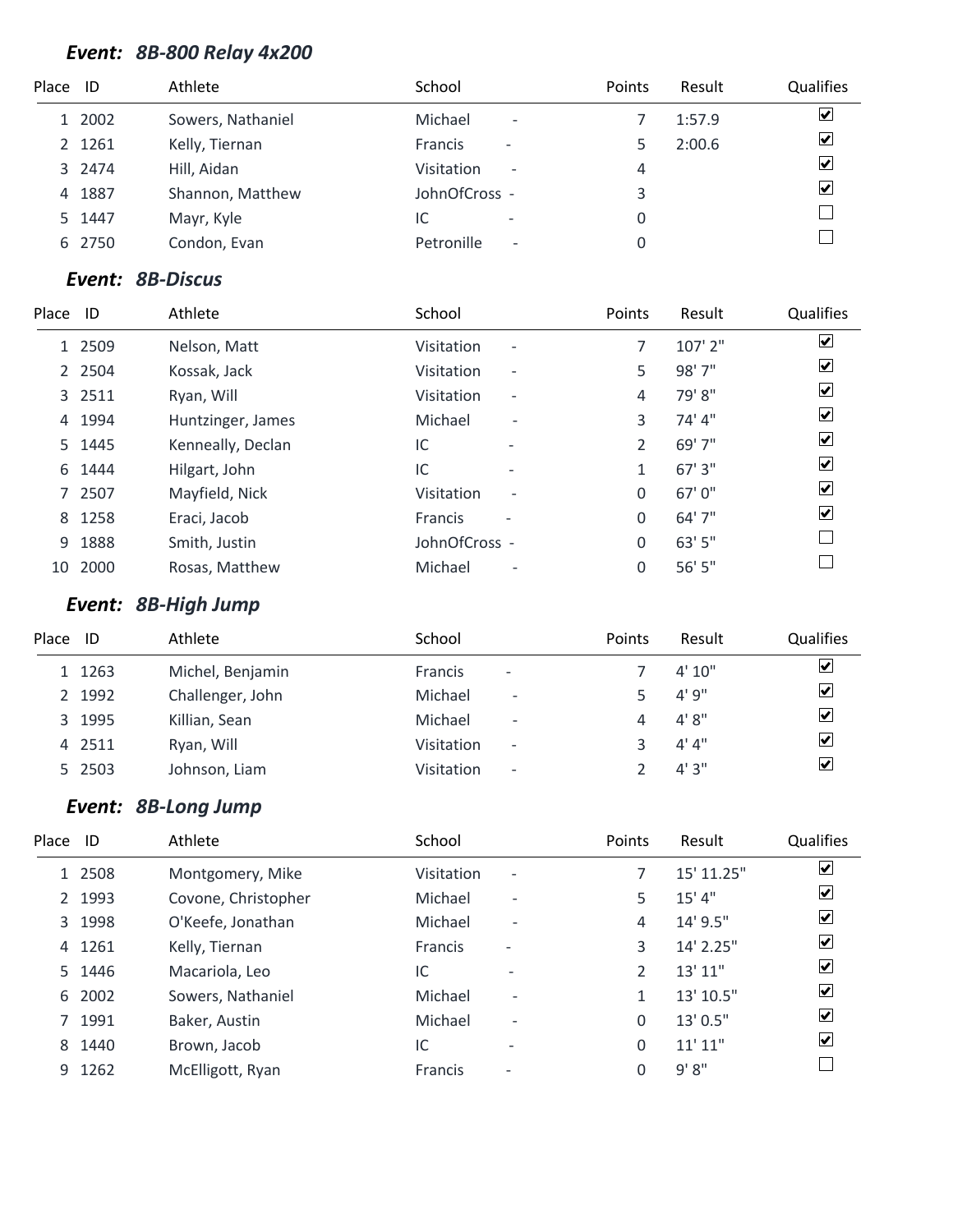### *Event: 8B-800 Relay 4x200*

| Place | ID | Athlete | School | | Points | Result | Qualifies |
|---|---|---|---|---|---|---|---|
| 1 | 2002 | Sowers, Nathaniel | Michael | - | 7 | 1:57.9 | ☑ |
| 2 | 1261 | Kelly, Tiernan | Francis | - | 5 | 2:00.6 | ☑ |
| 3 | 2474 | Hill, Aidan | Visitation | - | 4 | | ☑ |
| 4 | 1887 | Shannon, Matthew | JohnOfCross | - | 3 | | ☑ |
| 5 | 1447 | Mayr, Kyle | IC | - | 0 | | ☐ |
| 6 | 2750 | Condon, Evan | Petronille | - | 0 | | ☐ |

### *Event: 8B-Discus*

| Place | ID | Athlete | School | | Points | Result | Qualifies |
|---|---|---|---|---|---|---|---|
| 1 | 2509 | Nelson, Matt | Visitation | - | 7 | 107' 2" | ☑ |
| 2 | 2504 | Kossak, Jack | Visitation | - | 5 | 98' 7" | ☑ |
| 3 | 2511 | Ryan, Will | Visitation | - | 4 | 79' 8" | ☑ |
| 4 | 1994 | Huntzinger, James | Michael | - | 3 | 74' 4" | ☑ |
| 5 | 1445 | Kenneally, Declan | IC | - | 2 | 69' 7" | ☑ |
| 6 | 1444 | Hilgart, John | IC | - | 1 | 67' 3" | ☑ |
| 7 | 2507 | Mayfield, Nick | Visitation | - | 0 | 67' 0" | ☑ |
| 8 | 1258 | Eraci, Jacob | Francis | - | 0 | 64' 7" | ☑ |
| 9 | 1888 | Smith, Justin | JohnOfCross | - | 0 | 63' 5" | ☐ |
| 10 | 2000 | Rosas, Matthew | Michael | - | 0 | 56' 5" | ☐ |

### *Event: 8B-High Jump*

| Place | ID | Athlete | School | | Points | Result | Qualifies |
|---|---|---|---|---|---|---|---|
| 1 | 1263 | Michel, Benjamin | Francis | - | 7 | 4' 10" | ☑ |
| 2 | 1992 | Challenger, John | Michael | - | 5 | 4' 9" | ☑ |
| 3 | 1995 | Killian, Sean | Michael | - | 4 | 4' 8" | ☑ |
| 4 | 2511 | Ryan, Will | Visitation | - | 3 | 4' 4" | ☑ |
| 5 | 2503 | Johnson, Liam | Visitation | - | 2 | 4' 3" | ☑ |

### *Event: 8B-Long Jump*

| Place | ID | Athlete | School | | Points | Result | Qualifies |
|---|---|---|---|---|---|---|---|
| 1 | 2508 | Montgomery, Mike | Visitation | - | 7 | 15' 11.25" | ☑ |
| 2 | 1993 | Covone, Christopher | Michael | - | 5 | 15' 4" | ☑ |
| 3 | 1998 | O'Keefe, Jonathan | Michael | - | 4 | 14' 9.5" | ☑ |
| 4 | 1261 | Kelly, Tiernan | Francis | - | 3 | 14' 2.25" | ☑ |
| 5 | 1446 | Macariola, Leo | IC | - | 2 | 13' 11" | ☑ |
| 6 | 2002 | Sowers, Nathaniel | Michael | - | 1 | 13' 10.5" | ☑ |
| 7 | 1991 | Baker, Austin | Michael | - | 0 | 13' 0.5" | ☑ |
| 8 | 1440 | Brown, Jacob | IC | - | 0 | 11' 11" | ☑ |
| 9 | 1262 | McElligott, Ryan | Francis | - | 0 | 9' 8" | ☐ |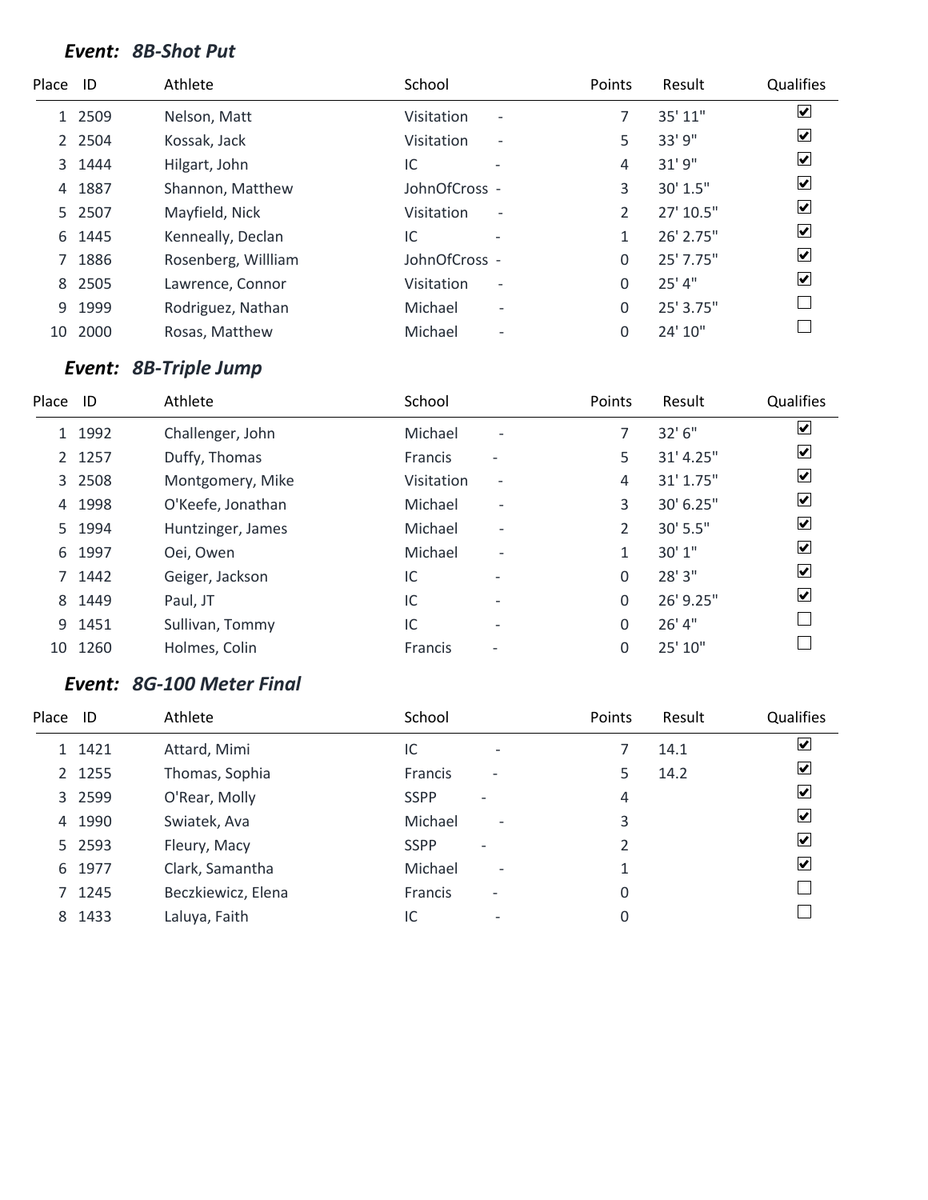### *Event: 8B-Shot Put*

| Place | ID | Athlete | School | Points | Result | Qualifies |
|---|---|---|---|---|---|---|
| 1 | 2509 | Nelson, Matt | Visitation - | 7 | 35' 11" | ☑ |
| 2 | 2504 | Kossak, Jack | Visitation - | 5 | 33' 9" | ☑ |
| 3 | 1444 | Hilgart, John | IC - | 4 | 31' 9" | ☑ |
| 4 | 1887 | Shannon, Matthew | JohnOfCross - | 3 | 30' 1.5" | ☑ |
| 5 | 2507 | Mayfield, Nick | Visitation - | 2 | 27' 10.5" | ☑ |
| 6 | 1445 | Kenneally, Declan | IC - | 1 | 26' 2.75" | ☑ |
| 7 | 1886 | Rosenberg, Willliam | JohnOfCross - | 0 | 25' 7.75" | ☑ |
| 8 | 2505 | Lawrence, Connor | Visitation - | 0 | 25' 4" | ☑ |
| 9 | 1999 | Rodriguez, Nathan | Michael - | 0 | 25' 3.75" | ☐ |
| 10 | 2000 | Rosas, Matthew | Michael - | 0 | 24' 10" | ☐ |

### *Event: 8B-Triple Jump*

| Place | ID | Athlete | School | Points | Result | Qualifies |
|---|---|---|---|---|---|---|
| 1 | 1992 | Challenger, John | Michael - | 7 | 32' 6" | ☑ |
| 2 | 1257 | Duffy, Thomas | Francis - | 5 | 31' 4.25" | ☑ |
| 3 | 2508 | Montgomery, Mike | Visitation - | 4 | 31' 1.75" | ☑ |
| 4 | 1998 | O'Keefe, Jonathan | Michael - | 3 | 30' 6.25" | ☑ |
| 5 | 1994 | Huntzinger, James | Michael - | 2 | 30' 5.5" | ☑ |
| 6 | 1997 | Oei, Owen | Michael - | 1 | 30' 1" | ☑ |
| 7 | 1442 | Geiger, Jackson | IC - | 0 | 28' 3" | ☑ |
| 8 | 1449 | Paul, JT | IC - | 0 | 26' 9.25" | ☑ |
| 9 | 1451 | Sullivan, Tommy | IC - | 0 | 26' 4" | ☐ |
| 10 | 1260 | Holmes, Colin | Francis - | 0 | 25' 10" | ☐ |

### *Event: 8G-100 Meter Final*

| Place | ID | Athlete | School | Points | Result | Qualifies |
|---|---|---|---|---|---|---|
| 1 | 1421 | Attard, Mimi | IC - | 7 | 14.1 | ☑ |
| 2 | 1255 | Thomas, Sophia | Francis - | 5 | 14.2 | ☑ |
| 3 | 2599 | O'Rear, Molly | SSPP - | 4 | | ☑ |
| 4 | 1990 | Swiatek, Ava | Michael - | 3 | | ☑ |
| 5 | 2593 | Fleury, Macy | SSPP - | 2 | | ☑ |
| 6 | 1977 | Clark, Samantha | Michael - | 1 | | ☑ |
| 7 | 1245 | Beczkiewicz, Elena | Francis - | 0 | | ☐ |
| 8 | 1433 | Laluya, Faith | IC - | 0 | | ☐ |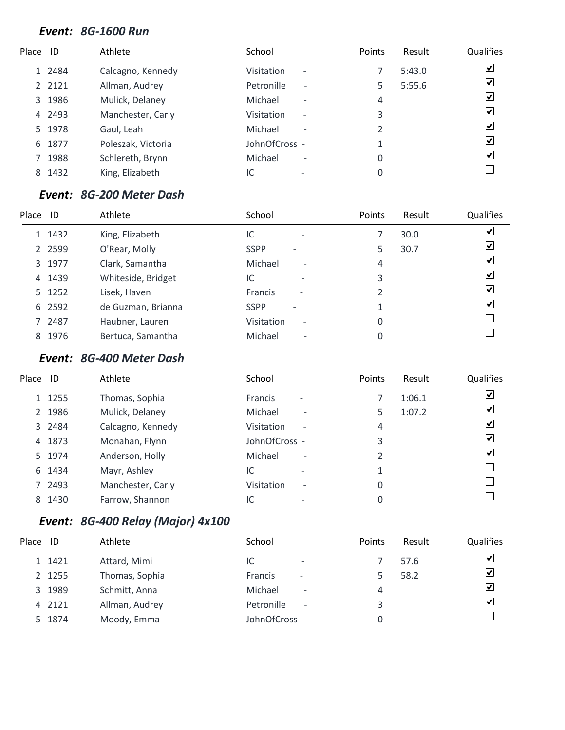### *Event: 8G-1600 Run*

| Place | ID | Athlete | School | | Points | Result | Qualifies |
|---|---|---|---|---|---|---|---|
| 1 | 2484 | Calcagno, Kennedy | Visitation | - | 7 | 5:43.0 | ☑ |
| 2 | 2121 | Allman, Audrey | Petronille | - | 5 | 5:55.6 | ☑ |
| 3 | 1986 | Mulick, Delaney | Michael | - | 4 | | ☑ |
| 4 | 2493 | Manchester, Carly | Visitation | - | 3 | | ☑ |
| 5 | 1978 | Gaul, Leah | Michael | - | 2 | | ☑ |
| 6 | 1877 | Poleszak, Victoria | JohnOfCross | - | 1 | | ☑ |
| 7 | 1988 | Schlereth, Brynn | Michael | - | 0 | | ☑ |
| 8 | 1432 | King, Elizabeth | IC | - | 0 | | ☐ |

### *Event: 8G-200 Meter Dash*

| Place | ID | Athlete | School | | Points | Result | Qualifies |
|---|---|---|---|---|---|---|---|
| 1 | 1432 | King, Elizabeth | IC | - | 7 | 30.0 | ☑ |
| 2 | 2599 | O'Rear, Molly | SSPP | - | 5 | 30.7 | ☑ |
| 3 | 1977 | Clark, Samantha | Michael | - | 4 | | ☑ |
| 4 | 1439 | Whiteside, Bridget | IC | - | 3 | | ☑ |
| 5 | 1252 | Lisek, Haven | Francis | - | 2 | | ☑ |
| 6 | 2592 | de Guzman, Brianna | SSPP | - | 1 | | ☑ |
| 7 | 2487 | Haubner, Lauren | Visitation | - | 0 | | ☐ |
| 8 | 1976 | Bertuca, Samantha | Michael | - | 0 | | ☐ |

### *Event: 8G-400 Meter Dash*

| Place | ID | Athlete | School | | Points | Result | Qualifies |
|---|---|---|---|---|---|---|---|
| 1 | 1255 | Thomas, Sophia | Francis | - | 7 | 1:06.1 | ☑ |
| 2 | 1986 | Mulick, Delaney | Michael | - | 5 | 1:07.2 | ☑ |
| 3 | 2484 | Calcagno, Kennedy | Visitation | - | 4 | | ☑ |
| 4 | 1873 | Monahan, Flynn | JohnOfCross | - | 3 | | ☑ |
| 5 | 1974 | Anderson, Holly | Michael | - | 2 | | ☑ |
| 6 | 1434 | Mayr, Ashley | IC | - | 1 | | ☐ |
| 7 | 2493 | Manchester, Carly | Visitation | - | 0 | | ☐ |
| 8 | 1430 | Farrow, Shannon | IC | - | 0 | | ☐ |

### *Event: 8G-400 Relay (Major) 4x100*

| Place | ID | Athlete | School | | Points | Result | Qualifies |
|---|---|---|---|---|---|---|---|
| 1 | 1421 | Attard, Mimi | IC | - | 7 | 57.6 | ☑ |
| 2 | 1255 | Thomas, Sophia | Francis | - | 5 | 58.2 | ☑ |
| 3 | 1989 | Schmitt, Anna | Michael | - | 4 | | ☑ |
| 4 | 2121 | Allman, Audrey | Petronille | - | 3 | | ☑ |
| 5 | 1874 | Moody, Emma | JohnOfCross | - | 0 | | ☐ |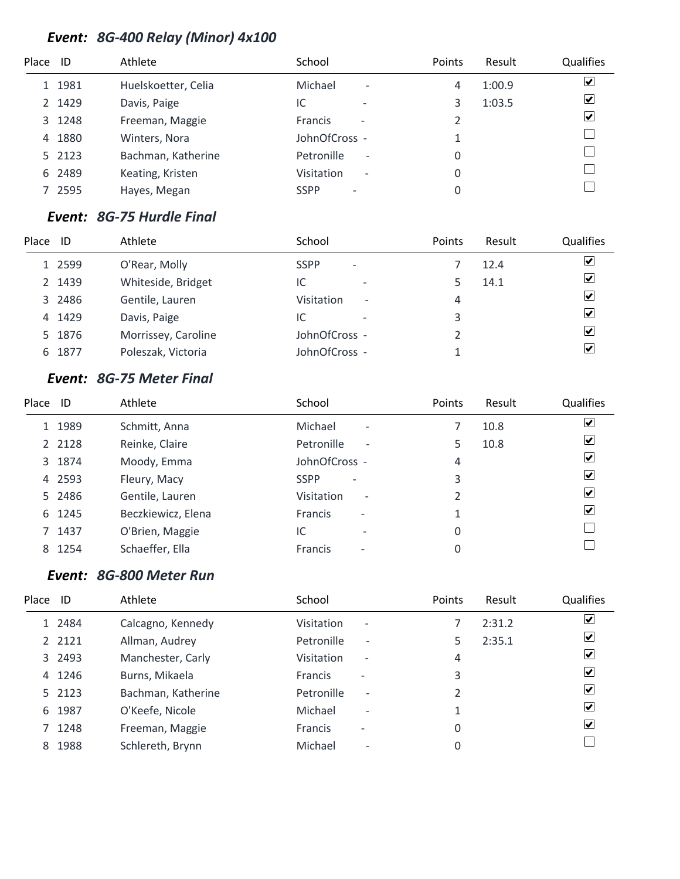### *Event: 8G-400 Relay (Minor) 4x100*

| Place | ID | Athlete | School | Points | Result | Qualifies |
|---|---|---|---|---|---|---|
| 1 | 1981 | Huelskoetter, Celia | Michael - | 4 | 1:00.9 | ☑ |
| 2 | 1429 | Davis, Paige | IC - | 3 | 1:03.5 | ☑ |
| 3 | 1248 | Freeman, Maggie | Francis - | 2 | | ☑ |
| 4 | 1880 | Winters, Nora | JohnOfCross - | 1 | | ☐ |
| 5 | 2123 | Bachman, Katherine | Petronille - | 0 | | ☐ |
| 6 | 2489 | Keating, Kristen | Visitation - | 0 | | ☐ |
| 7 | 2595 | Hayes, Megan | SSPP - | 0 | | ☐ |

### *Event: 8G-75 Hurdle Final*

| Place | ID | Athlete | School | Points | Result | Qualifies |
|---|---|---|---|---|---|---|
| 1 | 2599 | O'Rear, Molly | SSPP - | 7 | 12.4 | ☑ |
| 2 | 1439 | Whiteside, Bridget | IC - | 5 | 14.1 | ☑ |
| 3 | 2486 | Gentile, Lauren | Visitation - | 4 | | ☑ |
| 4 | 1429 | Davis, Paige | IC - | 3 | | ☑ |
| 5 | 1876 | Morrissey, Caroline | JohnOfCross - | 2 | | ☑ |
| 6 | 1877 | Poleszak, Victoria | JohnOfCross - | 1 | | ☑ |

### *Event: 8G-75 Meter Final*

| Place | ID | Athlete | School | Points | Result | Qualifies |
|---|---|---|---|---|---|---|
| 1 | 1989 | Schmitt, Anna | Michael - | 7 | 10.8 | ☑ |
| 2 | 2128 | Reinke, Claire | Petronille - | 5 | 10.8 | ☑ |
| 3 | 1874 | Moody, Emma | JohnOfCross - | 4 | | ☑ |
| 4 | 2593 | Fleury, Macy | SSPP - | 3 | | ☑ |
| 5 | 2486 | Gentile, Lauren | Visitation - | 2 | | ☑ |
| 6 | 1245 | Beczkiewicz, Elena | Francis - | 1 | | ☑ |
| 7 | 1437 | O'Brien, Maggie | IC - | 0 | | ☐ |
| 8 | 1254 | Schaeffer, Ella | Francis - | 0 | | ☐ |

### *Event: 8G-800 Meter Run*

| Place | ID | Athlete | School | Points | Result | Qualifies |
|---|---|---|---|---|---|---|
| 1 | 2484 | Calcagno, Kennedy | Visitation - | 7 | 2:31.2 | ☑ |
| 2 | 2121 | Allman, Audrey | Petronille - | 5 | 2:35.1 | ☑ |
| 3 | 2493 | Manchester, Carly | Visitation - | 4 | | ☑ |
| 4 | 1246 | Burns, Mikaela | Francis - | 3 | | ☑ |
| 5 | 2123 | Bachman, Katherine | Petronille - | 2 | | ☑ |
| 6 | 1987 | O'Keefe, Nicole | Michael - | 1 | | ☑ |
| 7 | 1248 | Freeman, Maggie | Francis - | 0 | | ☑ |
| 8 | 1988 | Schlereth, Brynn | Michael - | 0 | | ☐ |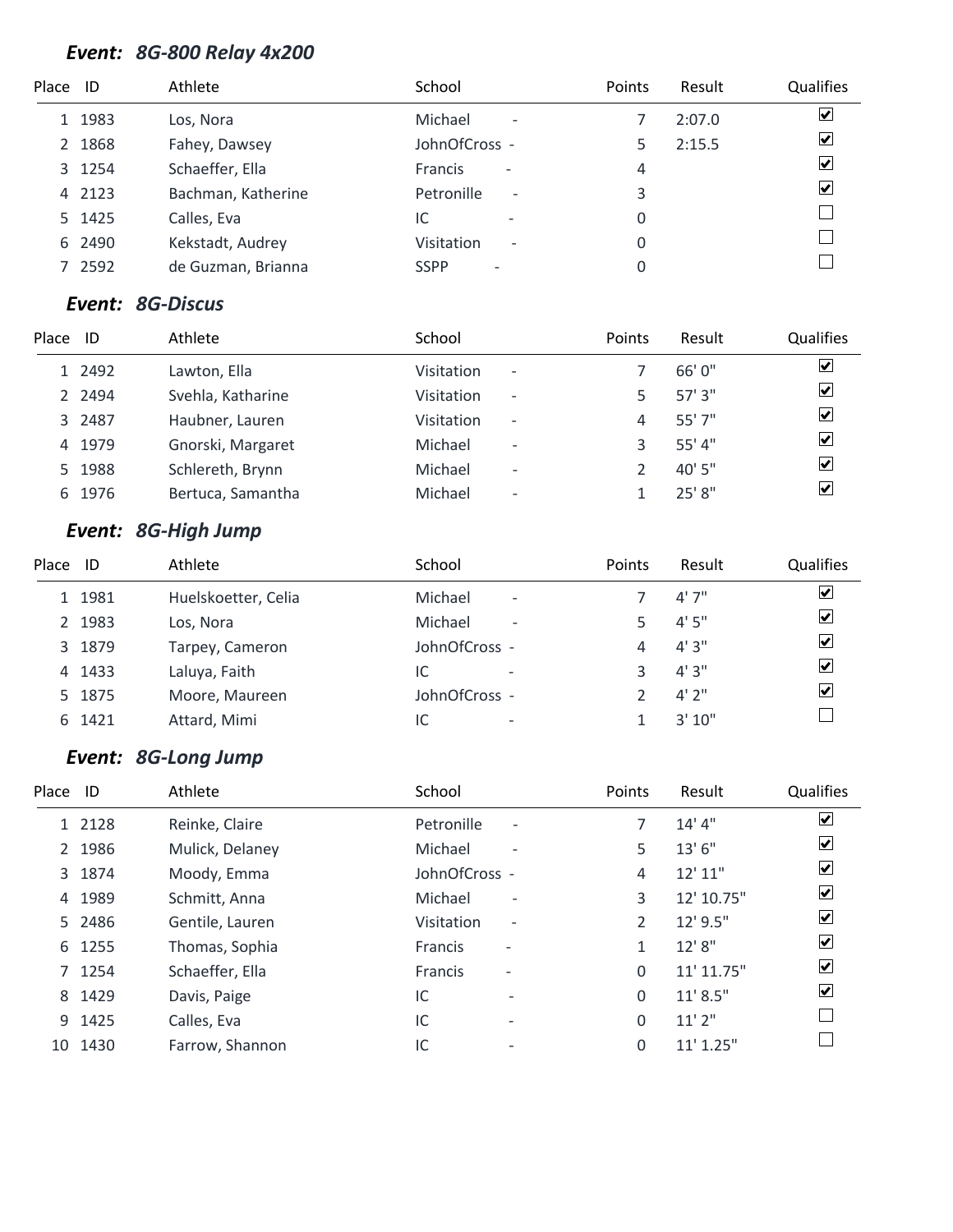### *Event: 8G-800 Relay 4x200*

| Place | ID | Athlete | School | Points | Result | Qualifies |
|---|---|---|---|---|---|---|
| 1 | 1983 | Los, Nora | Michael - | 7 | 2:07.0 | ☑ |
| 2 | 1868 | Fahey, Dawsey | JohnOfCross - | 5 | 2:15.5 | ☑ |
| 3 | 1254 | Schaeffer, Ella | Francis - | 4 | | ☑ |
| 4 | 2123 | Bachman, Katherine | Petronille - | 3 | | ☑ |
| 5 | 1425 | Calles, Eva | IC - | 0 | | ☐ |
| 6 | 2490 | Kekstadt, Audrey | Visitation - | 0 | | ☐ |
| 7 | 2592 | de Guzman, Brianna | SSPP - | 0 | | ☐ |

### *Event: 8G-Discus*

| Place | ID | Athlete | School | Points | Result | Qualifies |
|---|---|---|---|---|---|---|
| 1 | 2492 | Lawton, Ella | Visitation - | 7 | 66' 0" | ☑ |
| 2 | 2494 | Svehla, Katharine | Visitation - | 5 | 57' 3" | ☑ |
| 3 | 2487 | Haubner, Lauren | Visitation - | 4 | 55' 7" | ☑ |
| 4 | 1979 | Gnorski, Margaret | Michael - | 3 | 55' 4" | ☑ |
| 5 | 1988 | Schlereth, Brynn | Michael - | 2 | 40' 5" | ☑ |
| 6 | 1976 | Bertuca, Samantha | Michael - | 1 | 25' 8" | ☑ |

### *Event: 8G-High Jump*

| Place | ID | Athlete | School | Points | Result | Qualifies |
|---|---|---|---|---|---|---|
| 1 | 1981 | Huelskoetter, Celia | Michael - | 7 | 4' 7" | ☑ |
| 2 | 1983 | Los, Nora | Michael - | 5 | 4' 5" | ☑ |
| 3 | 1879 | Tarpey, Cameron | JohnOfCross - | 4 | 4' 3" | ☑ |
| 4 | 1433 | Laluya, Faith | IC - | 3 | 4' 3" | ☑ |
| 5 | 1875 | Moore, Maureen | JohnOfCross - | 2 | 4' 2" | ☑ |
| 6 | 1421 | Attard, Mimi | IC - | 1 | 3' 10" | ☐ |

### *Event: 8G-Long Jump*

| Place | ID | Athlete | School | Points | Result | Qualifies |
|---|---|---|---|---|---|---|
| 1 | 2128 | Reinke, Claire | Petronille - | 7 | 14' 4" | ☑ |
| 2 | 1986 | Mulick, Delaney | Michael - | 5 | 13' 6" | ☑ |
| 3 | 1874 | Moody, Emma | JohnOfCross - | 4 | 12' 11" | ☑ |
| 4 | 1989 | Schmitt, Anna | Michael - | 3 | 12' 10.75" | ☑ |
| 5 | 2486 | Gentile, Lauren | Visitation - | 2 | 12' 9.5" | ☑ |
| 6 | 1255 | Thomas, Sophia | Francis - | 1 | 12' 8" | ☑ |
| 7 | 1254 | Schaeffer, Ella | Francis - | 0 | 11' 11.75" | ☑ |
| 8 | 1429 | Davis, Paige | IC - | 0 | 11' 8.5" | ☑ |
| 9 | 1425 | Calles, Eva | IC - | 0 | 11' 2" | ☐ |
| 10 | 1430 | Farrow, Shannon | IC - | 0 | 11' 1.25" | ☐ |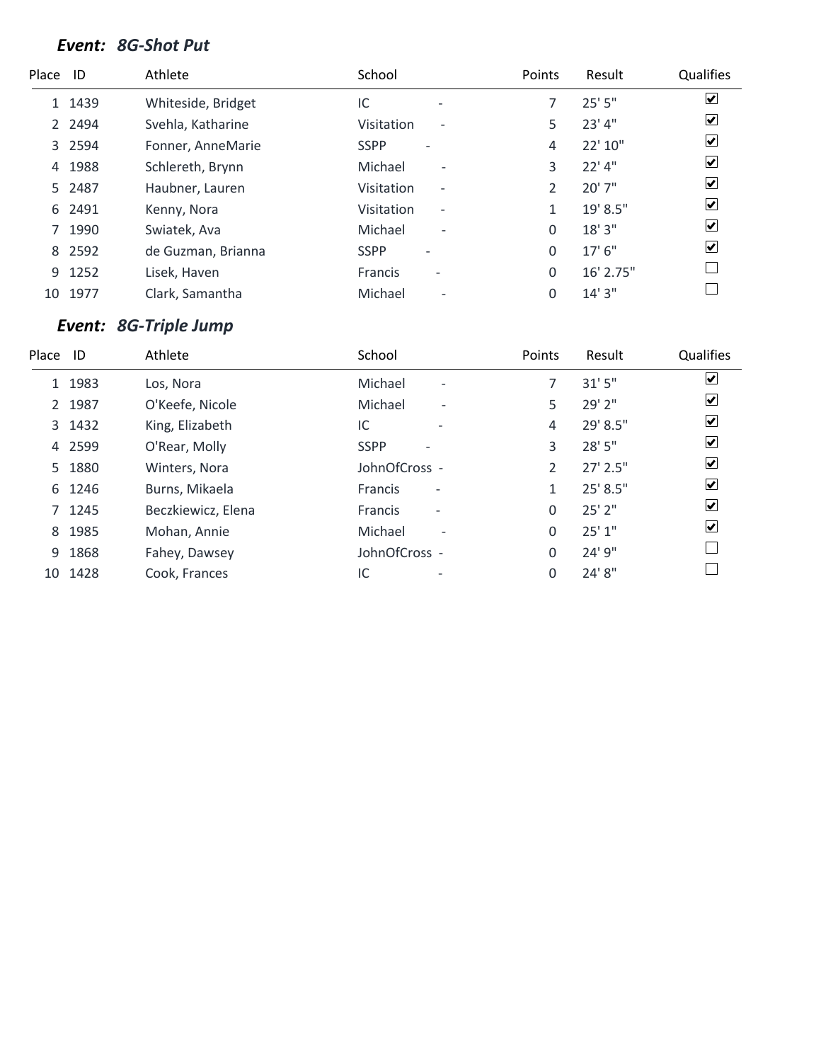## *Event: 8G-Shot Put*

| Place | ID | Athlete | School | | Points | Result | Qualifies |
|---|---|---|---|---|---|---|---|
| 1 | 1439 | Whiteside, Bridget | IC | - | 7 | 25' 5" | ☑ |
| 2 | 2494 | Svehla, Katharine | Visitation | - | 5 | 23' 4" | ☑ |
| 3 | 2594 | Fonner, AnneMarie | SSPP | - | 4 | 22' 10" | ☑ |
| 4 | 1988 | Schlereth, Brynn | Michael | - | 3 | 22' 4" | ☑ |
| 5 | 2487 | Haubner, Lauren | Visitation | - | 2 | 20' 7" | ☑ |
| 6 | 2491 | Kenny, Nora | Visitation | - | 1 | 19' 8.5" | ☑ |
| 7 | 1990 | Swiatek, Ava | Michael | - | 0 | 18' 3" | ☑ |
| 8 | 2592 | de Guzman, Brianna | SSPP | - | 0 | 17' 6" | ☑ |
| 9 | 1252 | Lisek, Haven | Francis | - | 0 | 16' 2.75" | ☐ |
| 10 | 1977 | Clark, Samantha | Michael | - | 0 | 14' 3" | ☐ |

## *Event: 8G-Triple Jump*

| Place | ID | Athlete | School | | Points | Result | Qualifies |
|---|---|---|---|---|---|---|---|
| 1 | 1983 | Los, Nora | Michael | - | 7 | 31' 5" | ☑ |
| 2 | 1987 | O'Keefe, Nicole | Michael | - | 5 | 29' 2" | ☑ |
| 3 | 1432 | King, Elizabeth | IC | - | 4 | 29' 8.5" | ☑ |
| 4 | 2599 | O'Rear, Molly | SSPP | - | 3 | 28' 5" | ☑ |
| 5 | 1880 | Winters, Nora | JohnOfCross | - | 2 | 27' 2.5" | ☑ |
| 6 | 1246 | Burns, Mikaela | Francis | - | 1 | 25' 8.5" | ☑ |
| 7 | 1245 | Beczkiewicz, Elena | Francis | - | 0 | 25' 2" | ☑ |
| 8 | 1985 | Mohan, Annie | Michael | - | 0 | 25' 1" | ☑ |
| 9 | 1868 | Fahey, Dawsey | JohnOfCross | - | 0 | 24' 9" | ☐ |
| 10 | 1428 | Cook, Frances | IC | - | 0 | 24' 8" | ☐ |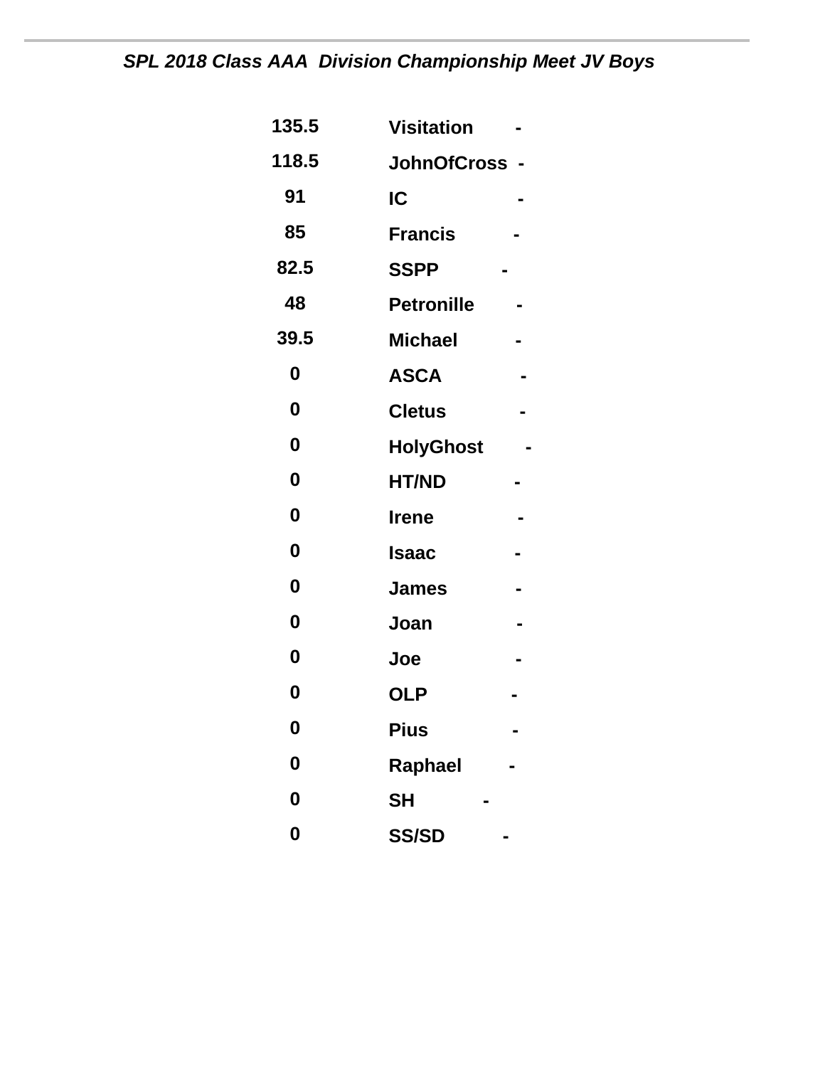*SPL 2018 Class AAA Division Championship Meet JV Boys*

| Score | Team |
|---|---|
| 135.5 | Visitation - |
| 118.5 | JohnOfCross - |
| 91 | IC - |
| 85 | Francis - |
| 82.5 | SSPP - |
| 48 | Petronille - |
| 39.5 | Michael - |
| 0 | ASCA - |
| 0 | Cletus - |
| 0 | HolyGhost - |
| 0 | HT/ND - |
| 0 | Irene - |
| 0 | Isaac - |
| 0 | James - |
| 0 | Joan - |
| 0 | Joe - |
| 0 | OLP - |
| 0 | Pius - |
| 0 | Raphael - |
| 0 | SH - |
| 0 | SS/SD - |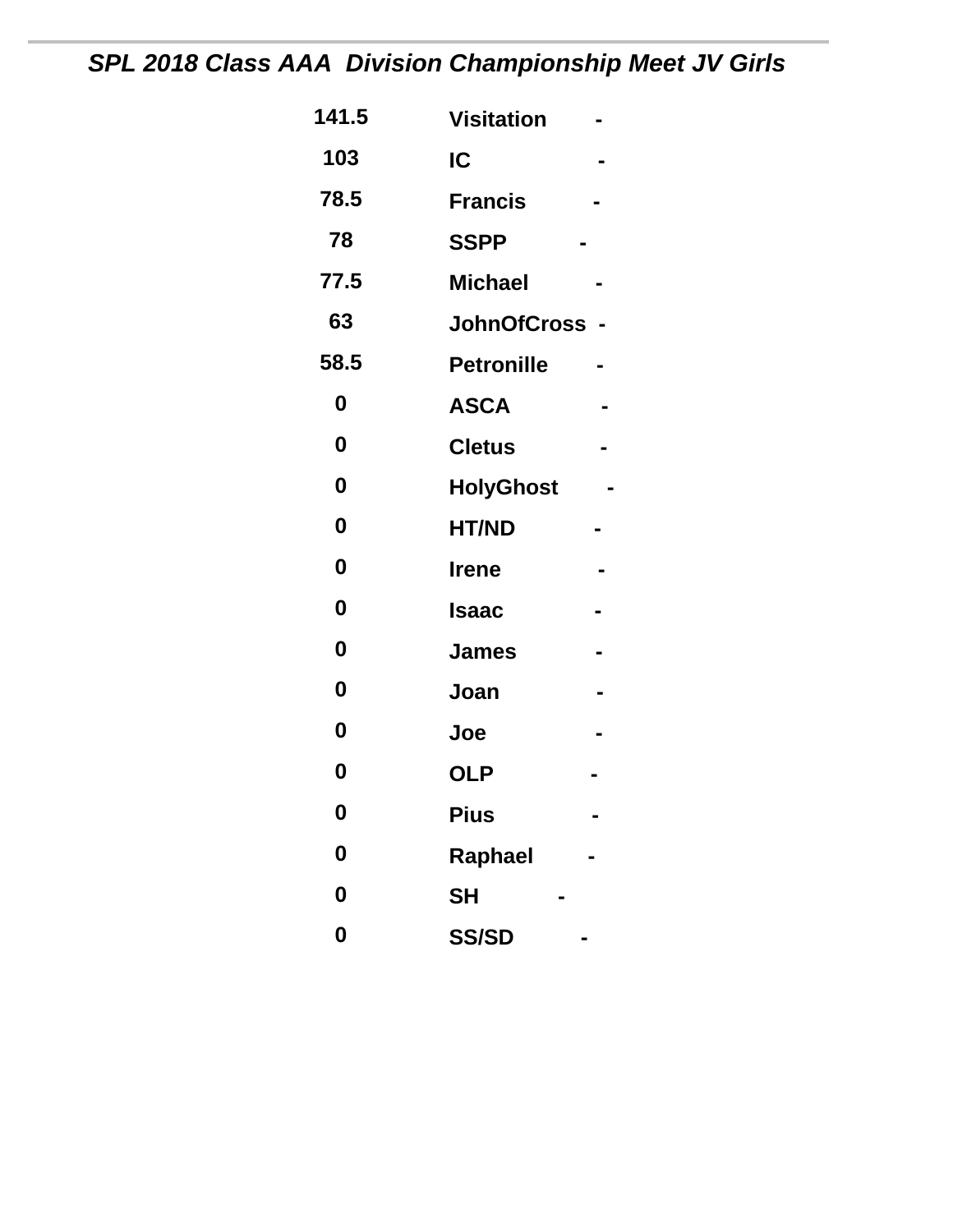# *SPL 2018 Class AAA Division Championship Meet JV Girls*

| Score | Team |
|---|---|
| 141.5 | Visitation - |
| 103 | IC - |
| 78.5 | Francis - |
| 78 | SSPP - |
| 77.5 | Michael - |
| 63 | JohnOfCross - |
| 58.5 | Petronille - |
| 0 | ASCA - |
| 0 | Cletus - |
| 0 | HolyGhost - |
| 0 | HT/ND - |
| 0 | Irene - |
| 0 | Isaac - |
| 0 | James - |
| 0 | Joan - |
| 0 | Joe - |
| 0 | OLP - |
| 0 | Pius - |
| 0 | Raphael - |
| 0 | SH - |
| 0 | SS/SD - |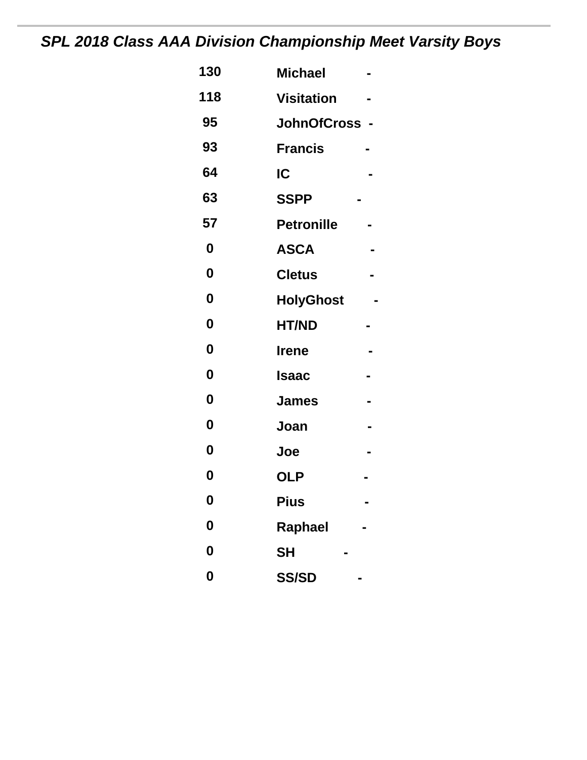## *SPL 2018 Class AAA Division Championship Meet Varsity Boys*

| | | |
|---|---|---|
| 130 | Michael | - |
| 118 | Visitation | - |
| 95 | JohnOfCross | - |
| 93 | Francis | - |
| 64 | IC | - |
| 63 | SSPP | - |
| 57 | Petronille | - |
| 0 | ASCA | - |
| 0 | Cletus | - |
| 0 | HolyGhost | - |
| 0 | HT/ND | - |
| 0 | Irene | - |
| 0 | Isaac | - |
| 0 | James | - |
| 0 | Joan | - |
| 0 | Joe | - |
| 0 | OLP | - |
| 0 | Pius | - |
| 0 | Raphael | - |
| 0 | SH | - |
| 0 | SS/SD | - |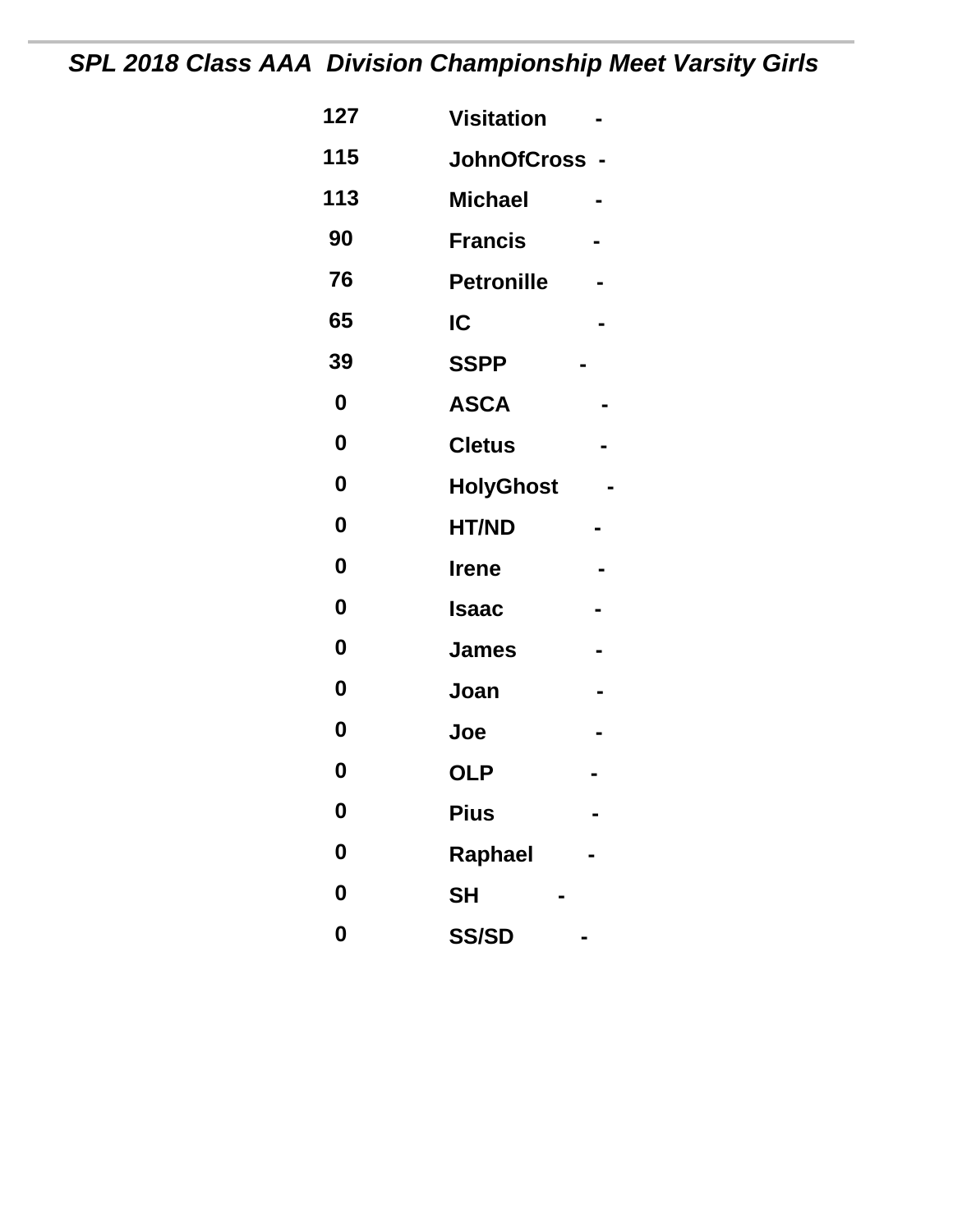*SPL 2018 Class AAA Division Championship Meet Varsity Girls*

| | | |
|---|---|---|
| 127 | Visitation | - |
| 115 | JohnOfCross | - |
| 113 | Michael | - |
| 90 | Francis | - |
| 76 | Petronille | - |
| 65 | IC | - |
| 39 | SSPP | - |
| 0 | ASCA | - |
| 0 | Cletus | - |
| 0 | HolyGhost | - |
| 0 | HT/ND | - |
| 0 | Irene | - |
| 0 | Isaac | - |
| 0 | James | - |
| 0 | Joan | - |
| 0 | Joe | - |
| 0 | OLP | - |
| 0 | Pius | - |
| 0 | Raphael | - |
| 0 | SH | - |
| 0 | SS/SD | - |